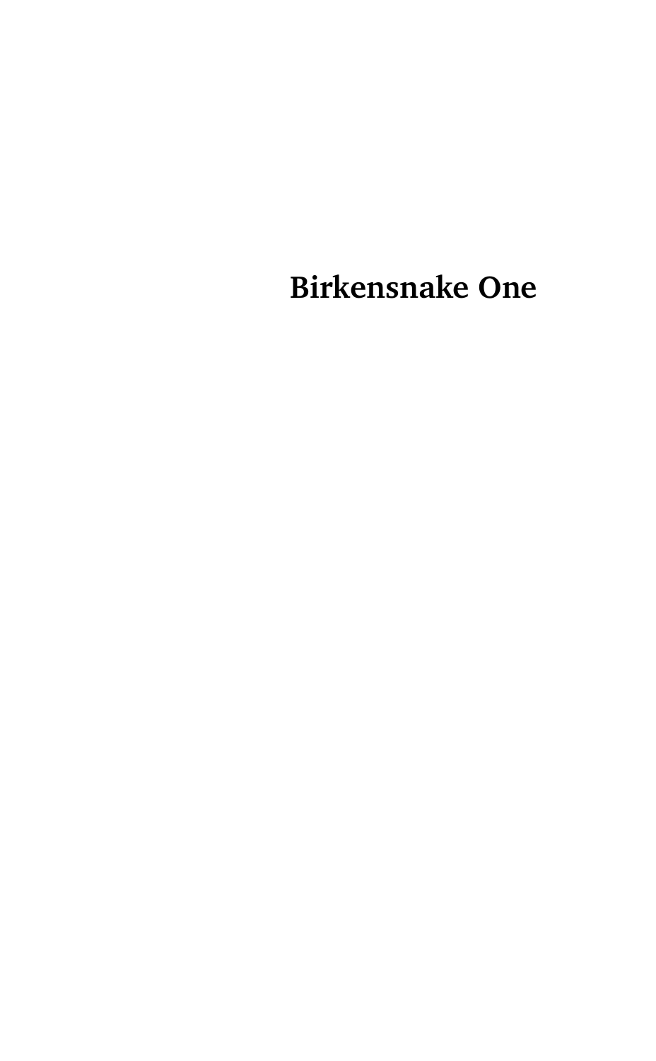# Birkensnake One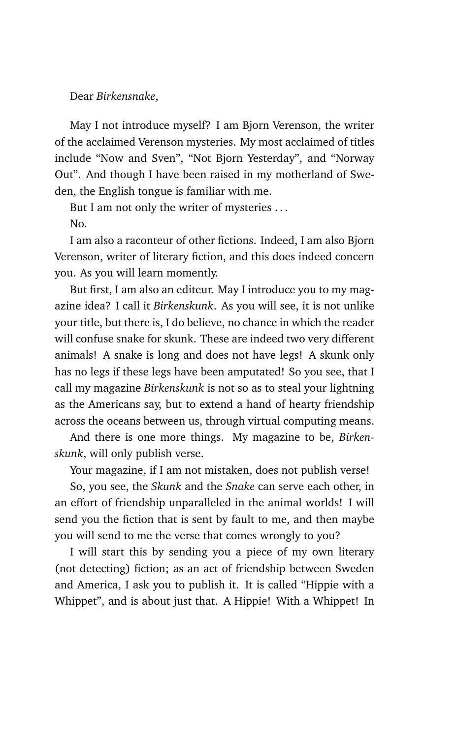Dear *Birkensnake*,

May I not introduce myself? I am Bjorn Verenson, the writer of the acclaimed Verenson mysteries. My most acclaimed of titles include "Now and Sven", "Not Bjorn Yesterday", and "Norway Out". And though I have been raised in my motherland of Sweden, the English tongue is familiar with me.

But I am not only the writer of mysteries . . .

No.

I am also a raconteur of other fictions. Indeed, I am also Bjorn Verenson, writer of literary fiction, and this does indeed concern you. As you will learn momently.

But first, I am also an editeur. May I introduce you to my magazine idea? I call it *Birkenskunk*. As you will see, it is not unlike your title, but there is, I do believe, no chance in which the reader will confuse snake for skunk. These are indeed two very different animals! A snake is long and does not have legs! A skunk only has no legs if these legs have been amputated! So you see, that I call my magazine *Birkenskunk* is not so as to steal your lightning as the Americans say, but to extend a hand of hearty friendship across the oceans between us, through virtual computing means.

And there is one more things. My magazine to be, *Birkenskunk*, will only publish verse.

Your magazine, if I am not mistaken, does not publish verse!

So, you see, the *Skunk* and the *Snake* can serve each other, in an effort of friendship unparalleled in the animal worlds! I will send you the fiction that is sent by fault to me, and then maybe you will send to me the verse that comes wrongly to you?

I will start this by sending you a piece of my own literary (not detecting) fiction; as an act of friendship between Sweden and America, I ask you to publish it. It is called "Hippie with a Whippet", and is about just that. A Hippie! With a Whippet! In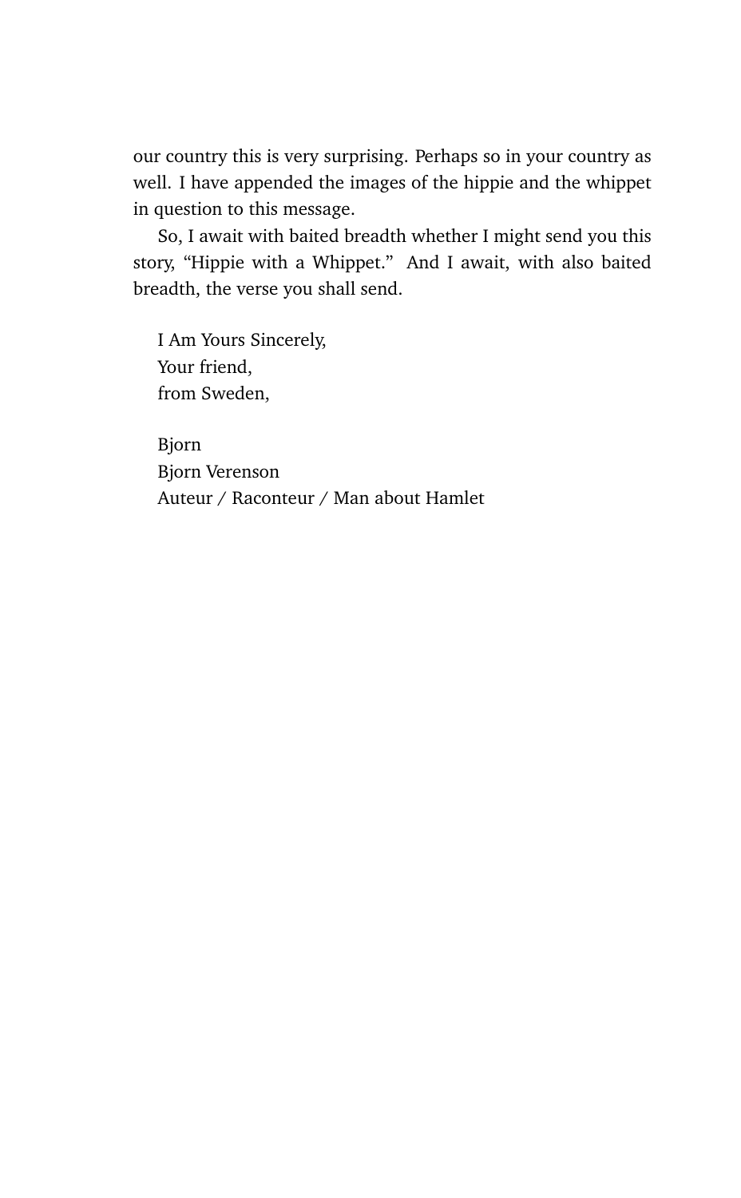our country this is very surprising. Perhaps so in your country as well. I have appended the images of the hippie and the whippet in question to this message.

So, I await with baited breadth whether I might send you this story, “Hippie with a Whippet.” And I await, with also baited breadth, the verse you shall send.

I Am Yours Sincerely,  
Your friend,  
from Sweden,

Bjorn  
Bjorn Verenson  
Auteur / Raconteur / Man about Hamlet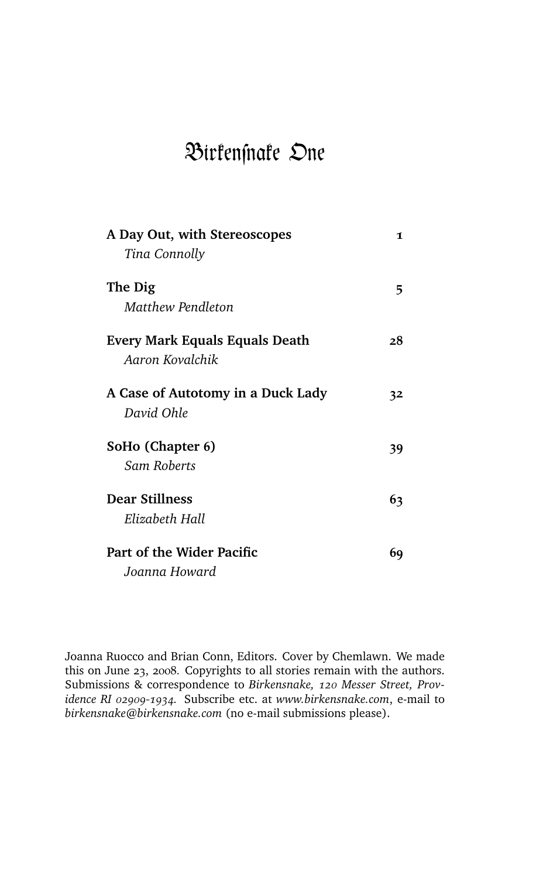# Birkensnake One

| | |
|---|---|
| **A Day Out, with Stereoscopes**<br>*Tina Connolly* | **1** |
| **The Dig**<br>*Matthew Pendleton* | **5** |
| **Every Mark Equals Equals Death**<br>*Aaron Kovalchik* | **28** |
| **A Case of Autotomy in a Duck Lady**<br>*David Ohle* | **32** |
| **SoHo (Chapter 6)**<br>*Sam Roberts* | **39** |
| **Dear Stillness**<br>*Elizabeth Hall* | **63** |
| **Part of the Wider Pacific**<br>*Joanna Howard* | **69** |

Joanna Ruocco and Brian Conn, Editors. Cover by Chemlawn. We made this on June 23, 2008. Copyrights to all stories remain with the authors. Submissions & correspondence to *Birkensnake, 120 Messer Street, Providence RI 02909-1934.* Subscribe etc. at *www.birkensnake.com*, e-mail to *birkensnake@birkensnake.com* (no e-mail submissions please).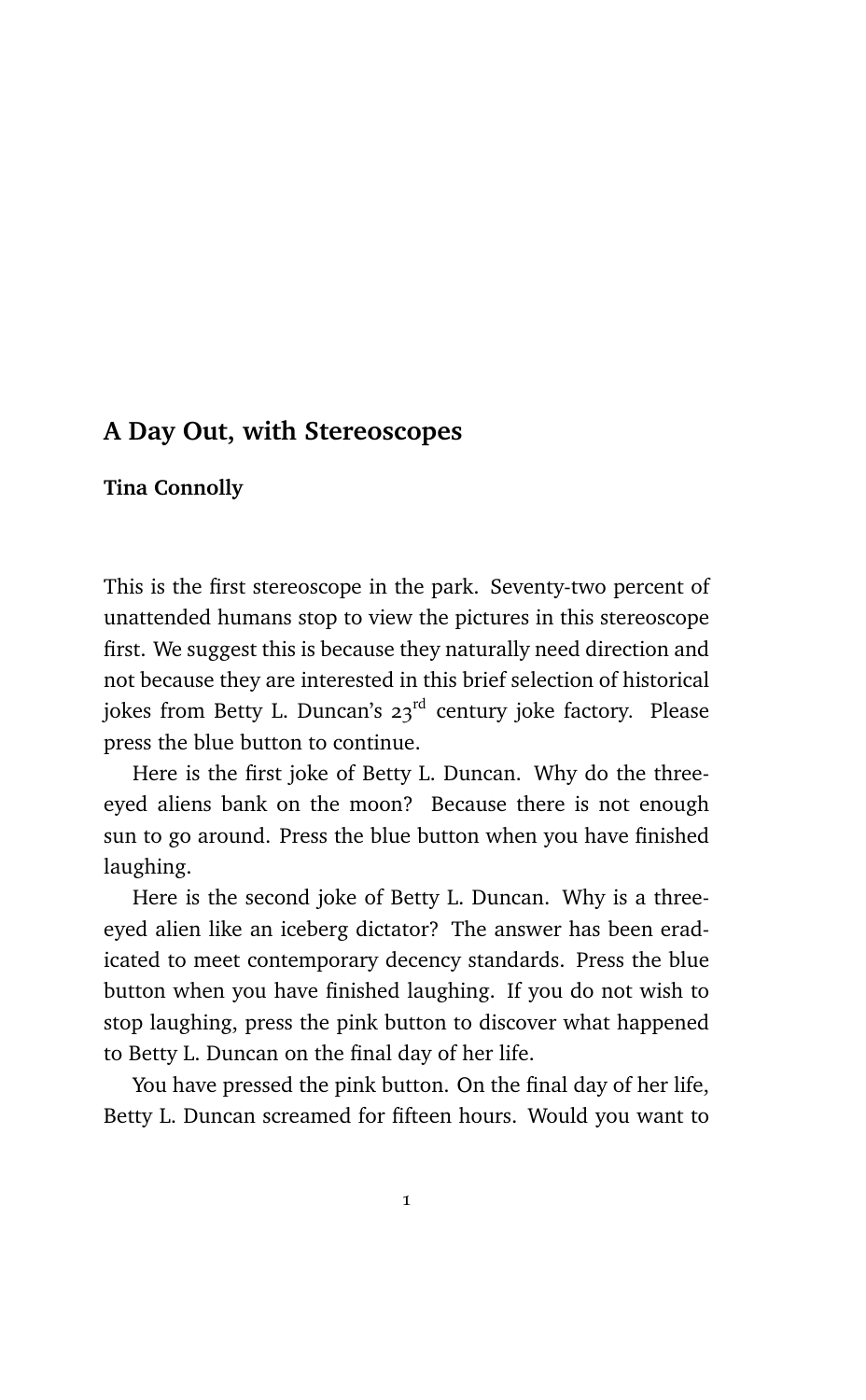## A Day Out, with Stereoscopes

**Tina Connolly**

This is the first stereoscope in the park. Seventy-two percent of unattended humans stop to view the pictures in this stereoscope first. We suggest this is because they naturally need direction and not because they are interested in this brief selection of historical jokes from Betty L. Duncan's 23rd century joke factory. Please press the blue button to continue.

Here is the first joke of Betty L. Duncan. Why do the three-eyed aliens bank on the moon? Because there is not enough sun to go around. Press the blue button when you have finished laughing.

Here is the second joke of Betty L. Duncan. Why is a three-eyed alien like an iceberg dictator? The answer has been eradicated to meet contemporary decency standards. Press the blue button when you have finished laughing. If you do not wish to stop laughing, press the pink button to discover what happened to Betty L. Duncan on the final day of her life.

You have pressed the pink button. On the final day of her life, Betty L. Duncan screamed for fifteen hours. Would you want to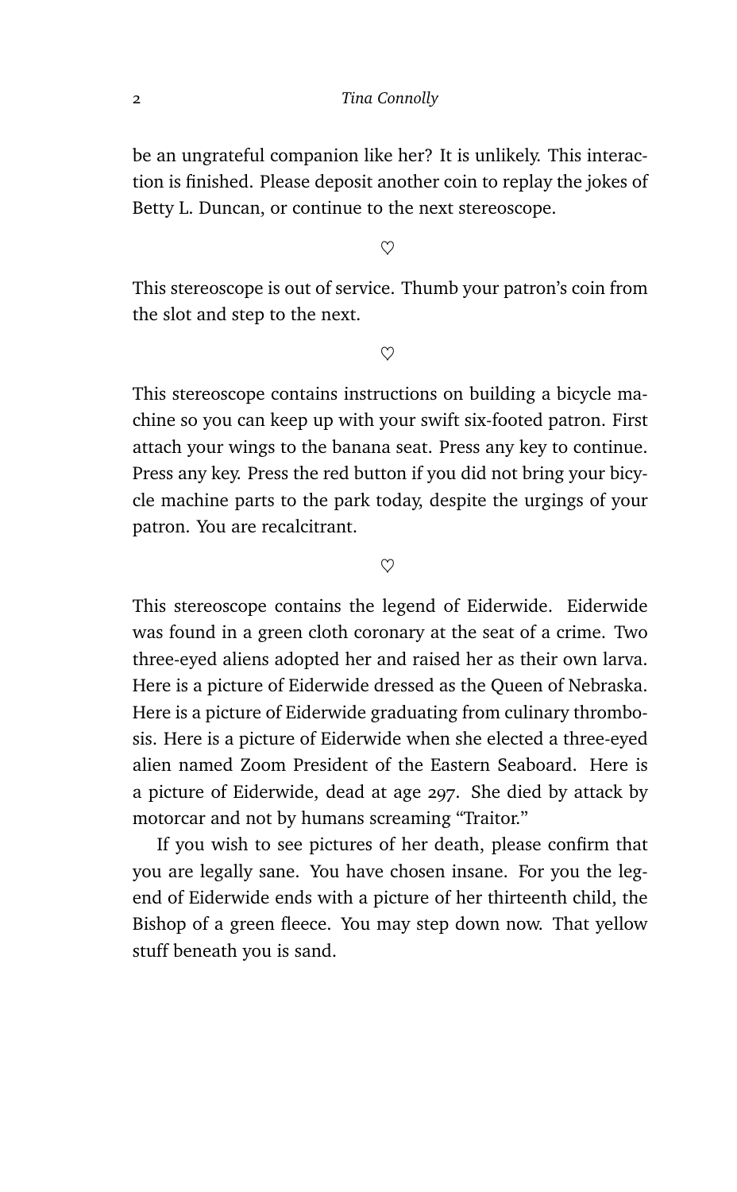be an ungrateful companion like her? It is unlikely. This interaction is finished. Please deposit another coin to replay the jokes of Betty L. Duncan, or continue to the next stereoscope.

♡

This stereoscope is out of service. Thumb your patron's coin from the slot and step to the next.

♡

This stereoscope contains instructions on building a bicycle machine so you can keep up with your swift six-footed patron. First attach your wings to the banana seat. Press any key to continue. Press any key. Press the red button if you did not bring your bicycle machine parts to the park today, despite the urgings of your patron. You are recalcitrant.

♡

This stereoscope contains the legend of Eiderwide. Eiderwide was found in a green cloth coronary at the seat of a crime. Two three-eyed aliens adopted her and raised her as their own larva. Here is a picture of Eiderwide dressed as the Queen of Nebraska. Here is a picture of Eiderwide graduating from culinary thrombosis. Here is a picture of Eiderwide when she elected a three-eyed alien named Zoom President of the Eastern Seaboard. Here is a picture of Eiderwide, dead at age 297. She died by attack by motorcar and not by humans screaming "Traitor."

If you wish to see pictures of her death, please confirm that you are legally sane. You have chosen insane. For you the legend of Eiderwide ends with a picture of her thirteenth child, the Bishop of a green fleece. You may step down now. That yellow stuff beneath you is sand.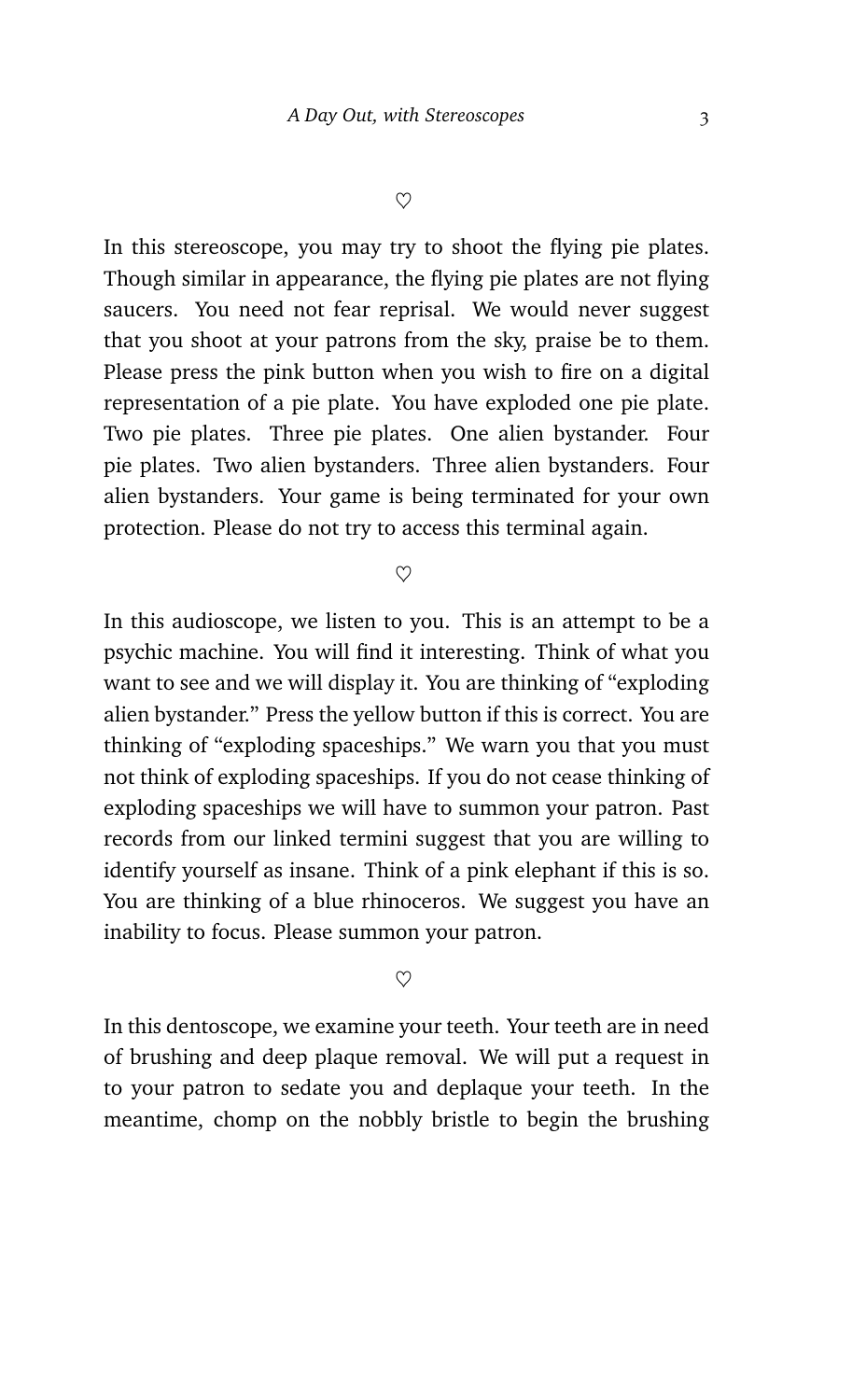♡

In this stereoscope, you may try to shoot the flying pie plates. Though similar in appearance, the flying pie plates are not flying saucers. You need not fear reprisal. We would never suggest that you shoot at your patrons from the sky, praise be to them. Please press the pink button when you wish to fire on a digital representation of a pie plate. You have exploded one pie plate. Two pie plates. Three pie plates. One alien bystander. Four pie plates. Two alien bystanders. Three alien bystanders. Four alien bystanders. Your game is being terminated for your own protection. Please do not try to access this terminal again.

♡

In this audioscope, we listen to you. This is an attempt to be a psychic machine. You will find it interesting. Think of what you want to see and we will display it. You are thinking of "exploding alien bystander." Press the yellow button if this is correct. You are thinking of "exploding spaceships." We warn you that you must not think of exploding spaceships. If you do not cease thinking of exploding spaceships we will have to summon your patron. Past records from our linked termini suggest that you are willing to identify yourself as insane. Think of a pink elephant if this is so. You are thinking of a blue rhinoceros. We suggest you have an inability to focus. Please summon your patron.

♡

In this dentoscope, we examine your teeth. Your teeth are in need of brushing and deep plaque removal. We will put a request in to your patron to sedate you and deplaque your teeth. In the meantime, chomp on the nobbly bristle to begin the brushing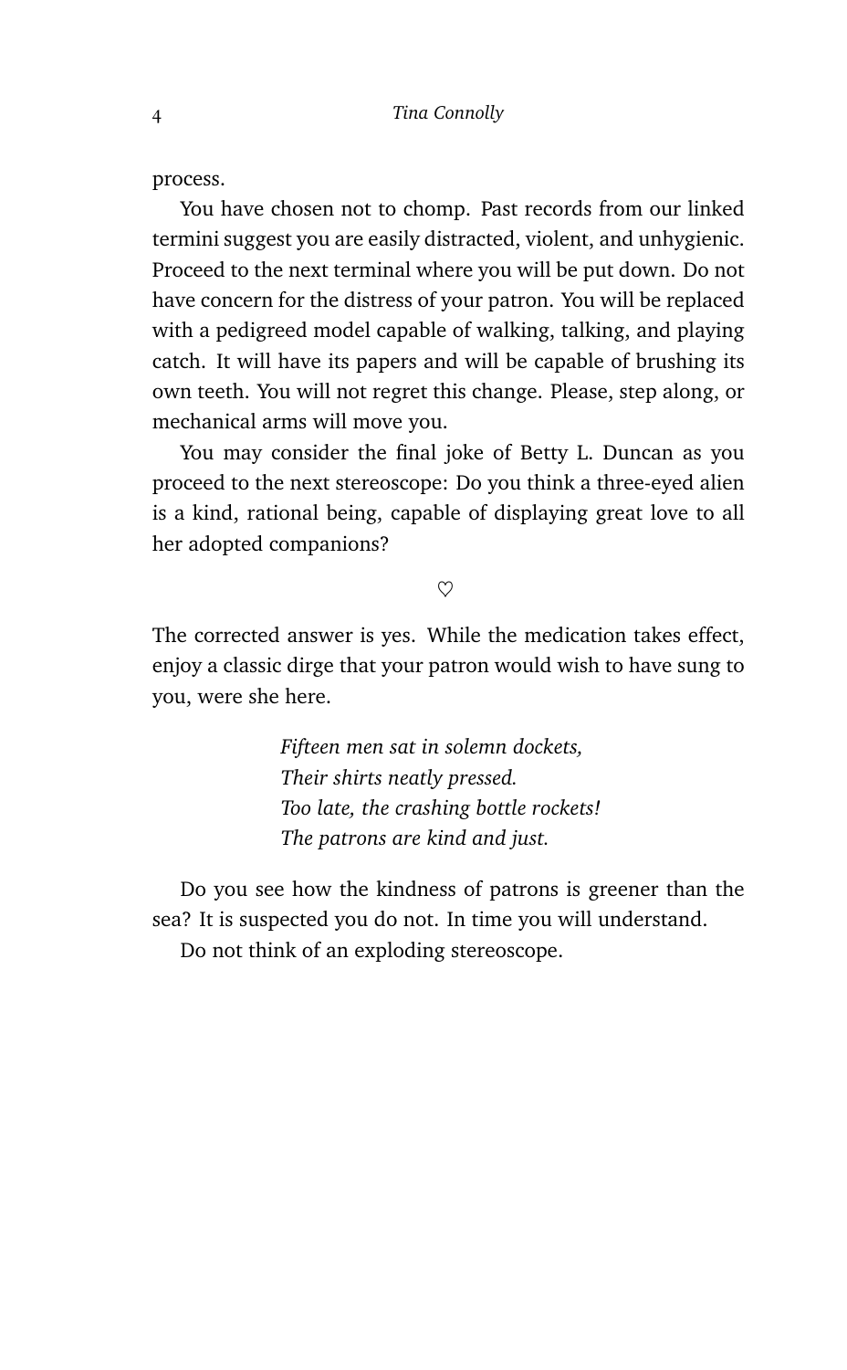process.

You have chosen not to chomp. Past records from our linked termini suggest you are easily distracted, violent, and unhygienic. Proceed to the next terminal where you will be put down. Do not have concern for the distress of your patron. You will be replaced with a pedigreed model capable of walking, talking, and playing catch. It will have its papers and will be capable of brushing its own teeth. You will not regret this change. Please, step along, or mechanical arms will move you.

You may consider the final joke of Betty L. Duncan as you proceed to the next stereoscope: Do you think a three-eyed alien is a kind, rational being, capable of displaying great love to all her adopted companions?

♡

The corrected answer is yes. While the medication takes effect, enjoy a classic dirge that your patron would wish to have sung to you, were she here.

*Fifteen men sat in solemn dockets,*
*Their shirts neatly pressed.*
*Too late, the crashing bottle rockets!*
*The patrons are kind and just.*

Do you see how the kindness of patrons is greener than the sea? It is suspected you do not. In time you will understand.

Do not think of an exploding stereoscope.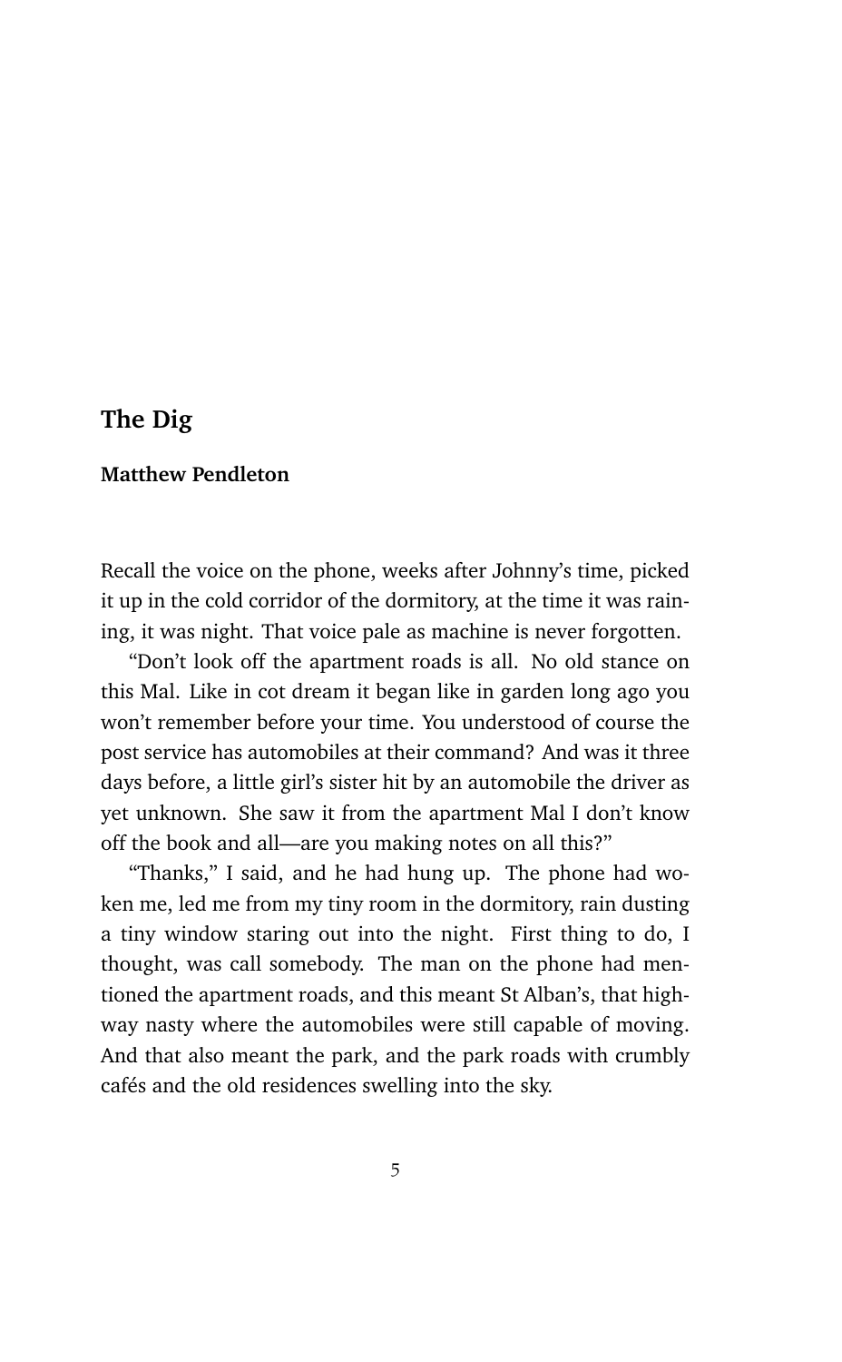## The Dig

**Matthew Pendleton**

Recall the voice on the phone, weeks after Johnny's time, picked it up in the cold corridor of the dormitory, at the time it was raining, it was night. That voice pale as machine is never forgotten.

"Don't look off the apartment roads is all. No old stance on this Mal. Like in cot dream it began like in garden long ago you won't remember before your time. You understood of course the post service has automobiles at their command? And was it three days before, a little girl's sister hit by an automobile the driver as yet unknown. She saw it from the apartment Mal I don't know off the book and all—are you making notes on all this?"

"Thanks," I said, and he had hung up. The phone had woken me, led me from my tiny room in the dormitory, rain dusting a tiny window staring out into the night. First thing to do, I thought, was call somebody. The man on the phone had mentioned the apartment roads, and this meant St Alban's, that highway nasty where the automobiles were still capable of moving. And that also meant the park, and the park roads with crumbly cafés and the old residences swelling into the sky.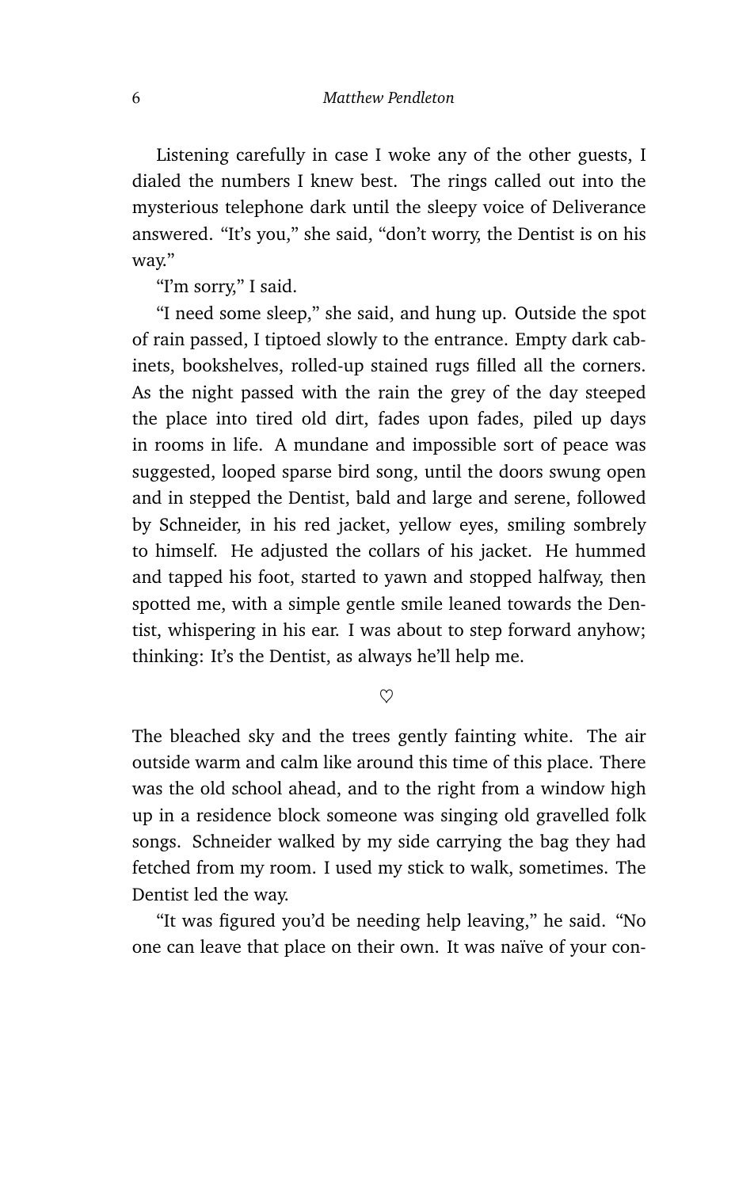Listening carefully in case I woke any of the other guests, I dialed the numbers I knew best. The rings called out into the mysterious telephone dark until the sleepy voice of Deliverance answered. “It’s you,” she said, “don’t worry, the Dentist is on his way.”

“I’m sorry,” I said.

“I need some sleep,” she said, and hung up. Outside the spot of rain passed, I tiptoed slowly to the entrance. Empty dark cabinets, bookshelves, rolled-up stained rugs filled all the corners. As the night passed with the rain the grey of the day steeped the place into tired old dirt, fades upon fades, piled up days in rooms in life. A mundane and impossible sort of peace was suggested, looped sparse bird song, until the doors swung open and in stepped the Dentist, bald and large and serene, followed by Schneider, in his red jacket, yellow eyes, smiling sombrely to himself. He adjusted the collars of his jacket. He hummed and tapped his foot, started to yawn and stopped halfway, then spotted me, with a simple gentle smile leaned towards the Dentist, whispering in his ear. I was about to step forward anyhow; thinking: It’s the Dentist, as always he’ll help me.

♡

The bleached sky and the trees gently fainting white. The air outside warm and calm like around this time of this place. There was the old school ahead, and to the right from a window high up in a residence block someone was singing old gravelled folk songs. Schneider walked by my side carrying the bag they had fetched from my room. I used my stick to walk, sometimes. The Dentist led the way.

“It was figured you’d be needing help leaving,” he said. “No one can leave that place on their own. It was naïve of your con-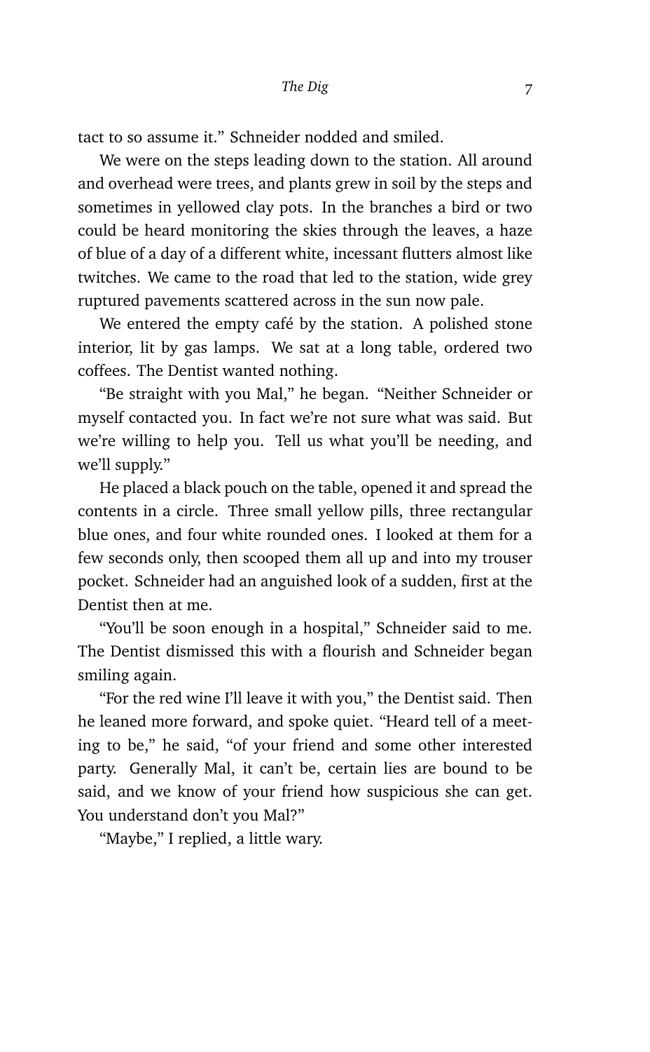tact to so assume it." Schneider nodded and smiled.

We were on the steps leading down to the station. All around and overhead were trees, and plants grew in soil by the steps and sometimes in yellowed clay pots. In the branches a bird or two could be heard monitoring the skies through the leaves, a haze of blue of a day of a different white, incessant flutters almost like twitches. We came to the road that led to the station, wide grey ruptured pavements scattered across in the sun now pale.

We entered the empty café by the station. A polished stone interior, lit by gas lamps. We sat at a long table, ordered two coffees. The Dentist wanted nothing.

"Be straight with you Mal," he began. "Neither Schneider or myself contacted you. In fact we're not sure what was said. But we're willing to help you. Tell us what you'll be needing, and we'll supply."

He placed a black pouch on the table, opened it and spread the contents in a circle. Three small yellow pills, three rectangular blue ones, and four white rounded ones. I looked at them for a few seconds only, then scooped them all up and into my trouser pocket. Schneider had an anguished look of a sudden, first at the Dentist then at me.

"You'll be soon enough in a hospital," Schneider said to me. The Dentist dismissed this with a flourish and Schneider began smiling again.

"For the red wine I'll leave it with you," the Dentist said. Then he leaned more forward, and spoke quiet. "Heard tell of a meeting to be," he said, "of your friend and some other interested party. Generally Mal, it can't be, certain lies are bound to be said, and we know of your friend how suspicious she can get. You understand don't you Mal?"

"Maybe," I replied, a little wary.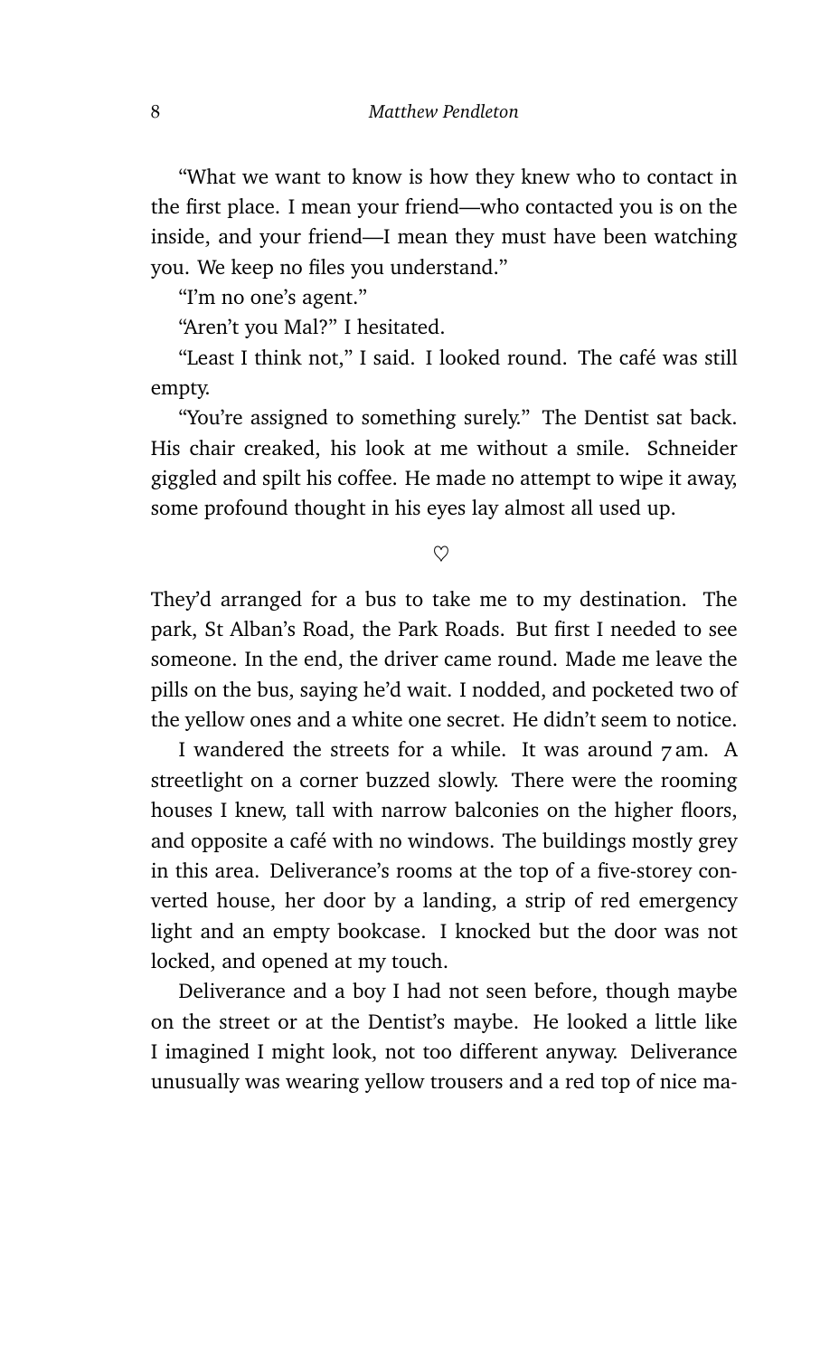"What we want to know is how they knew who to contact in the first place. I mean your friend—who contacted you is on the inside, and your friend—I mean they must have been watching you. We keep no files you understand."

"I'm no one's agent."

"Aren't you Mal?" I hesitated.

"Least I think not," I said. I looked round. The café was still empty.

"You're assigned to something surely." The Dentist sat back. His chair creaked, his look at me without a smile. Schneider giggled and spilt his coffee. He made no attempt to wipe it away, some profound thought in his eyes lay almost all used up.

♡

They'd arranged for a bus to take me to my destination. The park, St Alban's Road, the Park Roads. But first I needed to see someone. In the end, the driver came round. Made me leave the pills on the bus, saying he'd wait. I nodded, and pocketed two of the yellow ones and a white one secret. He didn't seem to notice.

I wandered the streets for a while. It was around 7 am. A streetlight on a corner buzzed slowly. There were the rooming houses I knew, tall with narrow balconies on the higher floors, and opposite a café with no windows. The buildings mostly grey in this area. Deliverance's rooms at the top of a five-storey converted house, her door by a landing, a strip of red emergency light and an empty bookcase. I knocked but the door was not locked, and opened at my touch.

Deliverance and a boy I had not seen before, though maybe on the street or at the Dentist's maybe. He looked a little like I imagined I might look, not too different anyway. Deliverance unusually was wearing yellow trousers and a red top of nice ma-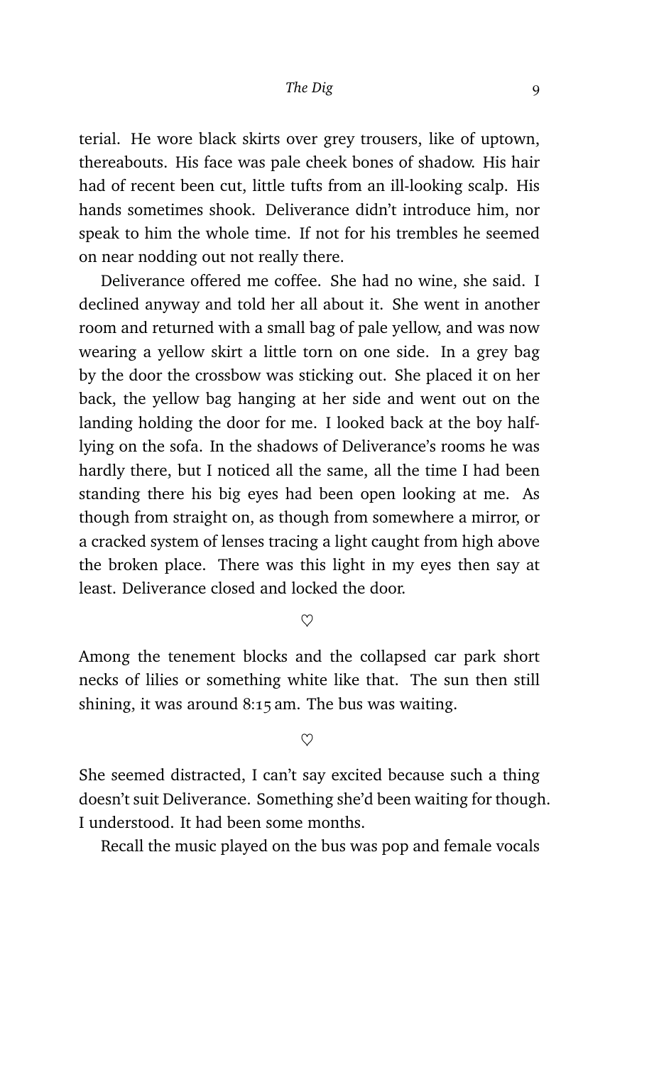terial. He wore black skirts over grey trousers, like of uptown, thereabouts. His face was pale cheek bones of shadow. His hair had of recent been cut, little tufts from an ill-looking scalp. His hands sometimes shook. Deliverance didn't introduce him, nor speak to him the whole time. If not for his trembles he seemed on near nodding out not really there.

Deliverance offered me coffee. She had no wine, she said. I declined anyway and told her all about it. She went in another room and returned with a small bag of pale yellow, and was now wearing a yellow skirt a little torn on one side. In a grey bag by the door the crossbow was sticking out. She placed it on her back, the yellow bag hanging at her side and went out on the landing holding the door for me. I looked back at the boy half-lying on the sofa. In the shadows of Deliverance's rooms he was hardly there, but I noticed all the same, all the time I had been standing there his big eyes had been open looking at me. As though from straight on, as though from somewhere a mirror, or a cracked system of lenses tracing a light caught from high above the broken place. There was this light in my eyes then say at least. Deliverance closed and locked the door.

♡

Among the tenement blocks and the collapsed car park short necks of lilies or something white like that. The sun then still shining, it was around 8:15 am. The bus was waiting.

♡

She seemed distracted, I can't say excited because such a thing doesn't suit Deliverance. Something she'd been waiting for though. I understood. It had been some months.

Recall the music played on the bus was pop and female vocals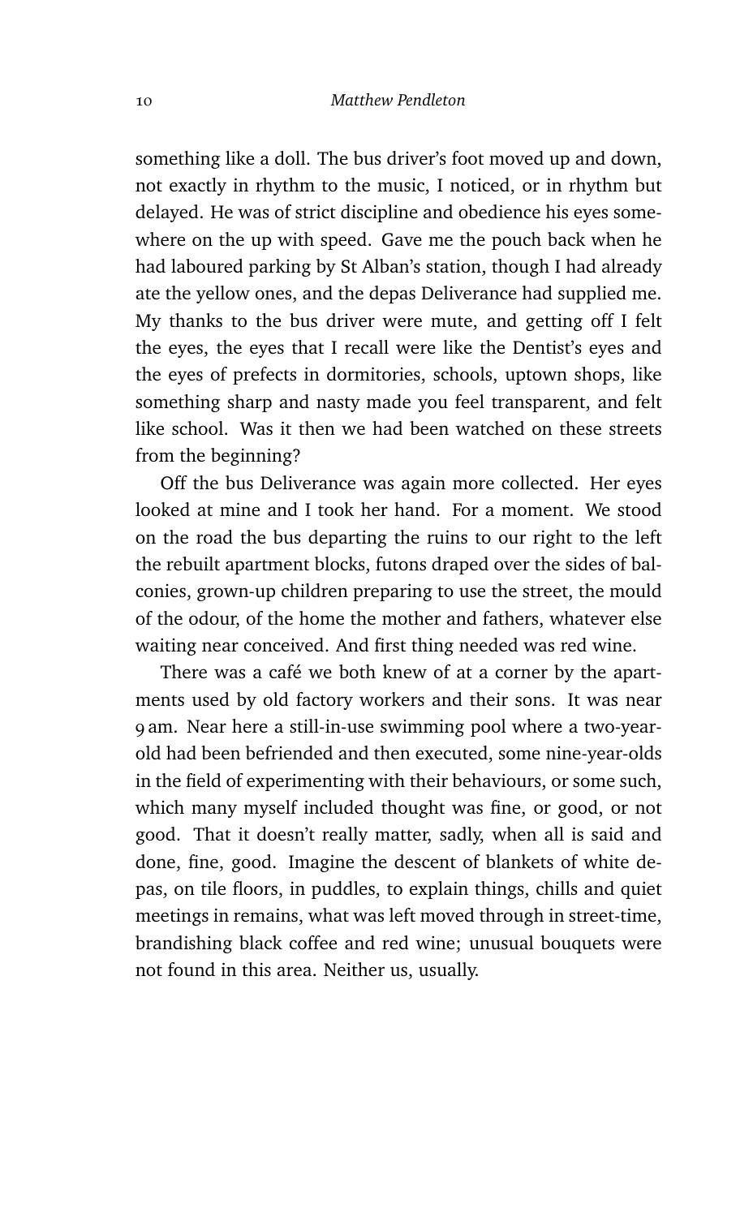something like a doll. The bus driver's foot moved up and down, not exactly in rhythm to the music, I noticed, or in rhythm but delayed. He was of strict discipline and obedience his eyes somewhere on the up with speed. Gave me the pouch back when he had laboured parking by St Alban's station, though I had already ate the yellow ones, and the depas Deliverance had supplied me. My thanks to the bus driver were mute, and getting off I felt the eyes, the eyes that I recall were like the Dentist's eyes and the eyes of prefects in dormitories, schools, uptown shops, like something sharp and nasty made you feel transparent, and felt like school. Was it then we had been watched on these streets from the beginning?

Off the bus Deliverance was again more collected. Her eyes looked at mine and I took her hand. For a moment. We stood on the road the bus departing the ruins to our right to the left the rebuilt apartment blocks, futons draped over the sides of balconies, grown-up children preparing to use the street, the mould of the odour, of the home the mother and fathers, whatever else waiting near conceived. And first thing needed was red wine.

There was a café we both knew of at a corner by the apartments used by old factory workers and their sons. It was near 9 am. Near here a still-in-use swimming pool where a two-year-old had been befriended and then executed, some nine-year-olds in the field of experimenting with their behaviours, or some such, which many myself included thought was fine, or good, or not good. That it doesn't really matter, sadly, when all is said and done, fine, good. Imagine the descent of blankets of white depas, on tile floors, in puddles, to explain things, chills and quiet meetings in remains, what was left moved through in street-time, brandishing black coffee and red wine; unusual bouquets were not found in this area. Neither us, usually.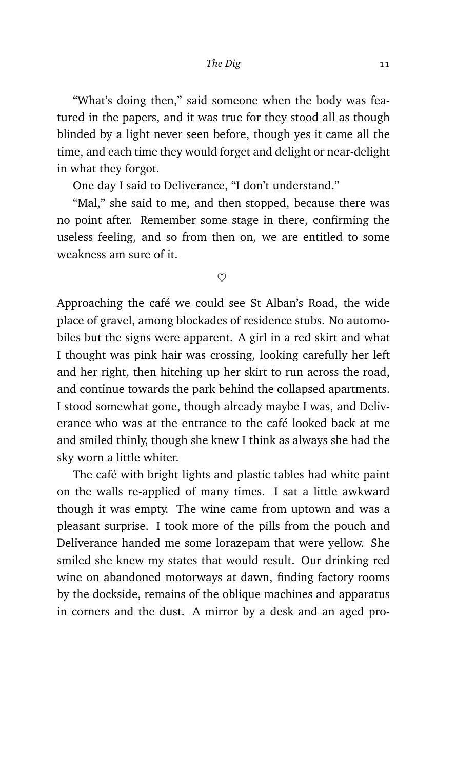"What's doing then," said someone when the body was featured in the papers, and it was true for they stood all as though blinded by a light never seen before, though yes it came all the time, and each time they would forget and delight or near-delight in what they forgot.

One day I said to Deliverance, "I don't understand."

"Mal," she said to me, and then stopped, because there was no point after. Remember some stage in there, confirming the useless feeling, and so from then on, we are entitled to some weakness am sure of it.

♡

Approaching the café we could see St Alban's Road, the wide place of gravel, among blockades of residence stubs. No automobiles but the signs were apparent. A girl in a red skirt and what I thought was pink hair was crossing, looking carefully her left and her right, then hitching up her skirt to run across the road, and continue towards the park behind the collapsed apartments. I stood somewhat gone, though already maybe I was, and Deliverance who was at the entrance to the café looked back at me and smiled thinly, though she knew I think as always she had the sky worn a little whiter.

The café with bright lights and plastic tables had white paint on the walls re-applied of many times. I sat a little awkward though it was empty. The wine came from uptown and was a pleasant surprise. I took more of the pills from the pouch and Deliverance handed me some lorazepam that were yellow. She smiled she knew my states that would result. Our drinking red wine on abandoned motorways at dawn, finding factory rooms by the dockside, remains of the oblique machines and apparatus in corners and the dust. A mirror by a desk and an aged pro-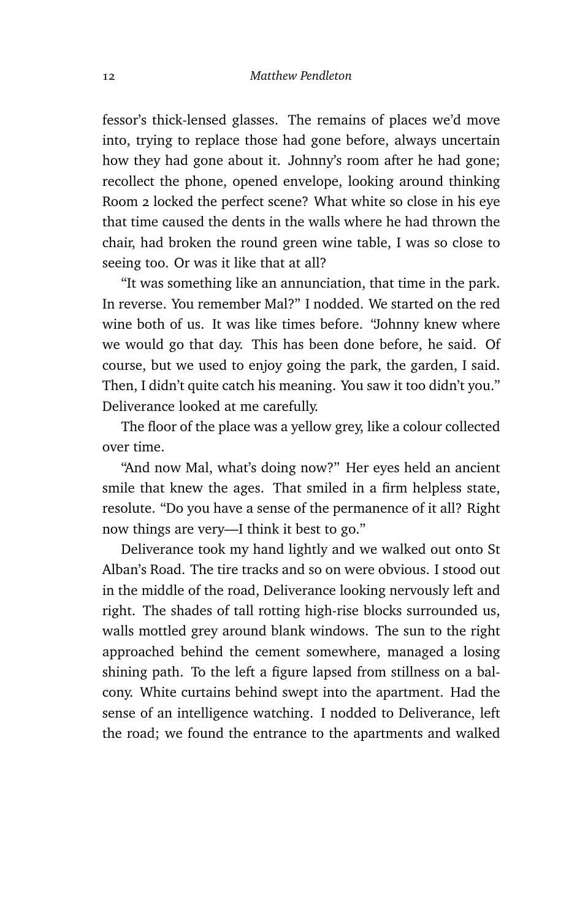fessor's thick-lensed glasses. The remains of places we'd move into, trying to replace those had gone before, always uncertain how they had gone about it. Johnny's room after he had gone; recollect the phone, opened envelope, looking around thinking Room 2 locked the perfect scene? What white so close in his eye that time caused the dents in the walls where he had thrown the chair, had broken the round green wine table, I was so close to seeing too. Or was it like that at all?

"It was something like an annunciation, that time in the park. In reverse. You remember Mal?" I nodded. We started on the red wine both of us. It was like times before. "Johnny knew where we would go that day. This has been done before, he said. Of course, but we used to enjoy going the park, the garden, I said. Then, I didn't quite catch his meaning. You saw it too didn't you." Deliverance looked at me carefully.

The floor of the place was a yellow grey, like a colour collected over time.

"And now Mal, what's doing now?" Her eyes held an ancient smile that knew the ages. That smiled in a firm helpless state, resolute. "Do you have a sense of the permanence of it all? Right now things are very—I think it best to go."

Deliverance took my hand lightly and we walked out onto St Alban's Road. The tire tracks and so on were obvious. I stood out in the middle of the road, Deliverance looking nervously left and right. The shades of tall rotting high-rise blocks surrounded us, walls mottled grey around blank windows. The sun to the right approached behind the cement somewhere, managed a losing shining path. To the left a figure lapsed from stillness on a balcony. White curtains behind swept into the apartment. Had the sense of an intelligence watching. I nodded to Deliverance, left the road; we found the entrance to the apartments and walked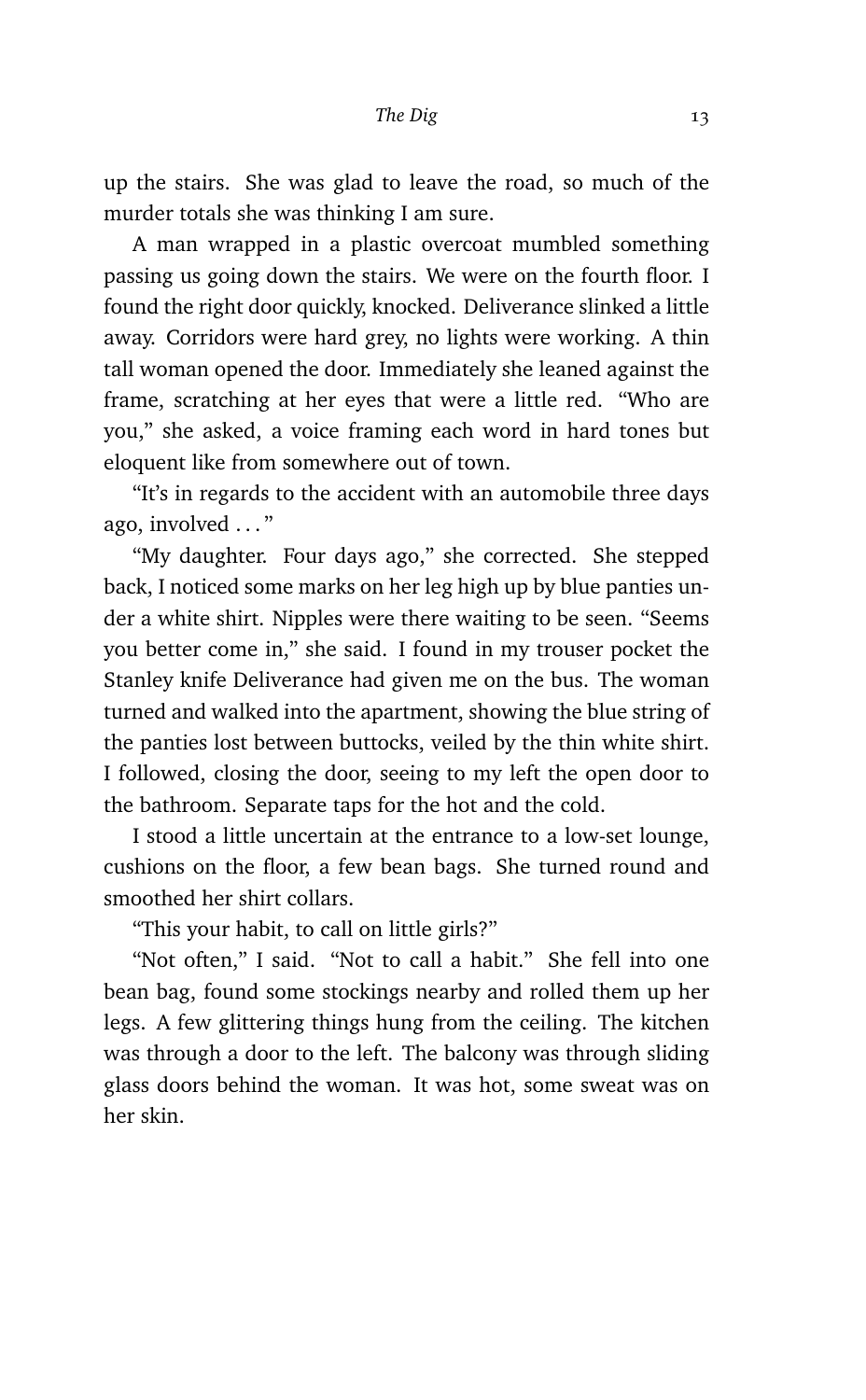up the stairs. She was glad to leave the road, so much of the murder totals she was thinking I am sure.

A man wrapped in a plastic overcoat mumbled something passing us going down the stairs. We were on the fourth floor. I found the right door quickly, knocked. Deliverance slinked a little away. Corridors were hard grey, no lights were working. A thin tall woman opened the door. Immediately she leaned against the frame, scratching at her eyes that were a little red. "Who are you," she asked, a voice framing each word in hard tones but eloquent like from somewhere out of town.

"It's in regards to the accident with an automobile three days ago, involved . . . "

"My daughter. Four days ago," she corrected. She stepped back, I noticed some marks on her leg high up by blue panties under a white shirt. Nipples were there waiting to be seen. "Seems you better come in," she said. I found in my trouser pocket the Stanley knife Deliverance had given me on the bus. The woman turned and walked into the apartment, showing the blue string of the panties lost between buttocks, veiled by the thin white shirt. I followed, closing the door, seeing to my left the open door to the bathroom. Separate taps for the hot and the cold.

I stood a little uncertain at the entrance to a low-set lounge, cushions on the floor, a few bean bags. She turned round and smoothed her shirt collars.

"This your habit, to call on little girls?"

"Not often," I said. "Not to call a habit." She fell into one bean bag, found some stockings nearby and rolled them up her legs. A few glittering things hung from the ceiling. The kitchen was through a door to the left. The balcony was through sliding glass doors behind the woman. It was hot, some sweat was on her skin.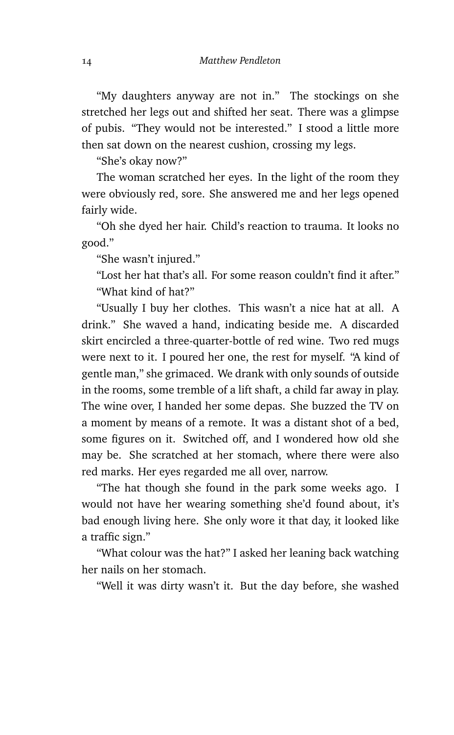"My daughters anyway are not in." The stockings on she stretched her legs out and shifted her seat. There was a glimpse of pubis. "They would not be interested." I stood a little more then sat down on the nearest cushion, crossing my legs.

"She's okay now?"

The woman scratched her eyes. In the light of the room they were obviously red, sore. She answered me and her legs opened fairly wide.

"Oh she dyed her hair. Child's reaction to trauma. It looks no good."

"She wasn't injured."

"Lost her hat that's all. For some reason couldn't find it after."

"What kind of hat?"

"Usually I buy her clothes. This wasn't a nice hat at all. A drink." She waved a hand, indicating beside me. A discarded skirt encircled a three-quarter-bottle of red wine. Two red mugs were next to it. I poured her one, the rest for myself. "A kind of gentle man," she grimaced. We drank with only sounds of outside in the rooms, some tremble of a lift shaft, a child far away in play. The wine over, I handed her some depas. She buzzed the TV on a moment by means of a remote. It was a distant shot of a bed, some figures on it. Switched off, and I wondered how old she may be. She scratched at her stomach, where there were also red marks. Her eyes regarded me all over, narrow.

"The hat though she found in the park some weeks ago. I would not have her wearing something she'd found about, it's bad enough living here. She only wore it that day, it looked like a traffic sign."

"What colour was the hat?" I asked her leaning back watching her nails on her stomach.

"Well it was dirty wasn't it. But the day before, she washed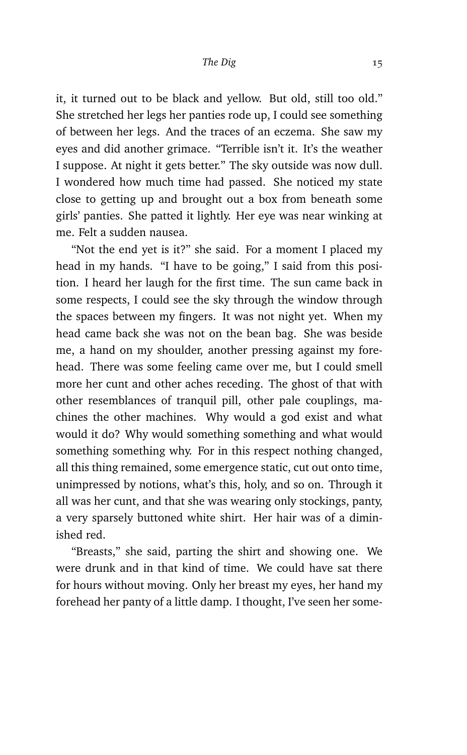it, it turned out to be black and yellow. But old, still too old." She stretched her legs her panties rode up, I could see something of between her legs. And the traces of an eczema. She saw my eyes and did another grimace. "Terrible isn't it. It's the weather I suppose. At night it gets better." The sky outside was now dull. I wondered how much time had passed. She noticed my state close to getting up and brought out a box from beneath some girls' panties. She patted it lightly. Her eye was near winking at me. Felt a sudden nausea.

"Not the end yet is it?" she said. For a moment I placed my head in my hands. "I have to be going," I said from this position. I heard her laugh for the first time. The sun came back in some respects, I could see the sky through the window through the spaces between my fingers. It was not night yet. When my head came back she was not on the bean bag. She was beside me, a hand on my shoulder, another pressing against my forehead. There was some feeling came over me, but I could smell more her cunt and other aches receding. The ghost of that with other resemblances of tranquil pill, other pale couplings, machines the other machines. Why would a god exist and what would it do? Why would something something and what would something something why. For in this respect nothing changed, all this thing remained, some emergence static, cut out onto time, unimpressed by notions, what's this, holy, and so on. Through it all was her cunt, and that she was wearing only stockings, panty, a very sparsely buttoned white shirt. Her hair was of a diminished red.

"Breasts," she said, parting the shirt and showing one. We were drunk and in that kind of time. We could have sat there for hours without moving. Only her breast my eyes, her hand my forehead her panty of a little damp. I thought, I've seen her some-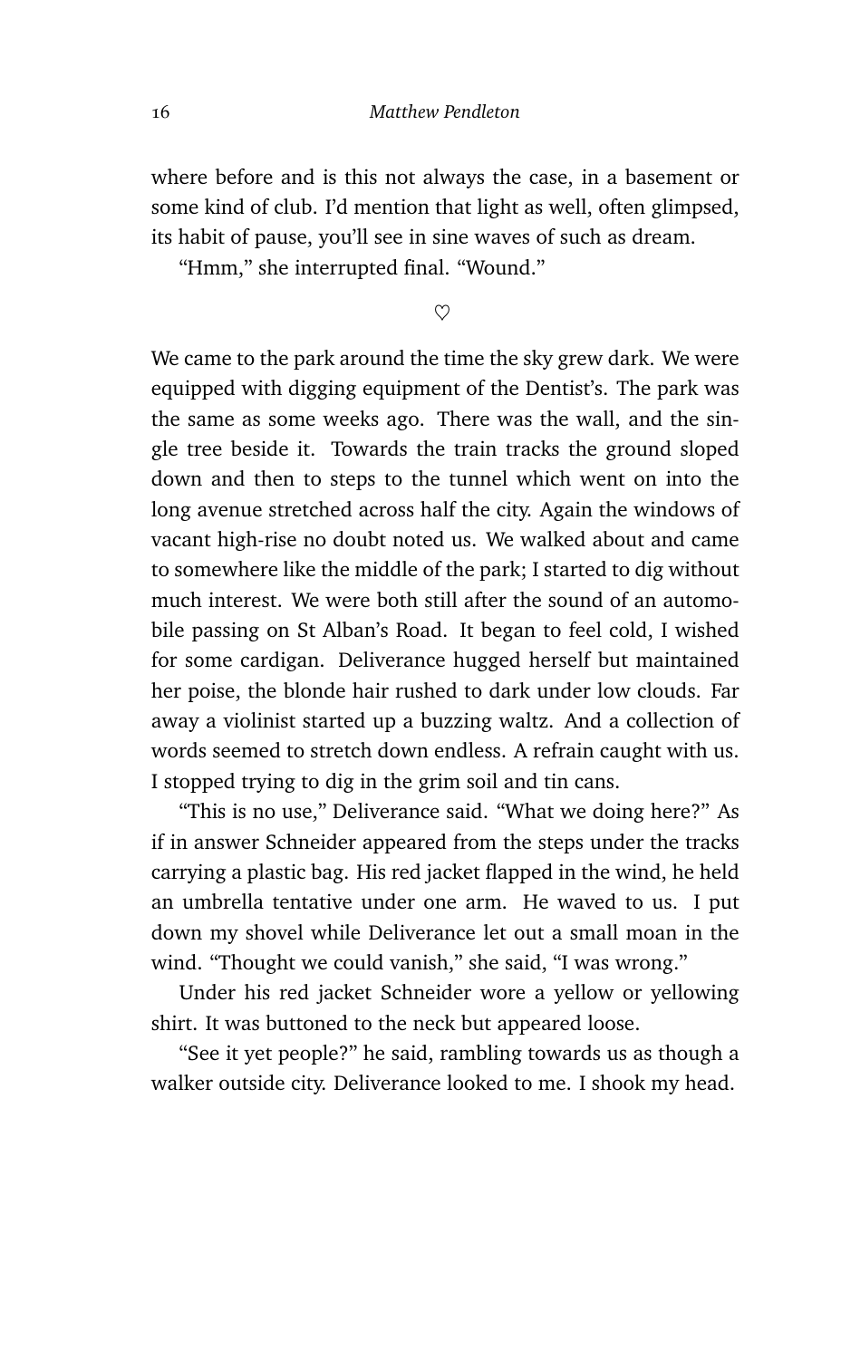where before and is this not always the case, in a basement or some kind of club. I'd mention that light as well, often glimpsed, its habit of pause, you'll see in sine waves of such as dream.

"Hmm," she interrupted final. "Wound."

♡

We came to the park around the time the sky grew dark. We were equipped with digging equipment of the Dentist's. The park was the same as some weeks ago. There was the wall, and the single tree beside it. Towards the train tracks the ground sloped down and then to steps to the tunnel which went on into the long avenue stretched across half the city. Again the windows of vacant high-rise no doubt noted us. We walked about and came to somewhere like the middle of the park; I started to dig without much interest. We were both still after the sound of an automobile passing on St Alban's Road. It began to feel cold, I wished for some cardigan. Deliverance hugged herself but maintained her poise, the blonde hair rushed to dark under low clouds. Far away a violinist started up a buzzing waltz. And a collection of words seemed to stretch down endless. A refrain caught with us. I stopped trying to dig in the grim soil and tin cans.

"This is no use," Deliverance said. "What we doing here?" As if in answer Schneider appeared from the steps under the tracks carrying a plastic bag. His red jacket flapped in the wind, he held an umbrella tentative under one arm. He waved to us. I put down my shovel while Deliverance let out a small moan in the wind. "Thought we could vanish," she said, "I was wrong."

Under his red jacket Schneider wore a yellow or yellowing shirt. It was buttoned to the neck but appeared loose.

"See it yet people?" he said, rambling towards us as though a walker outside city. Deliverance looked to me. I shook my head.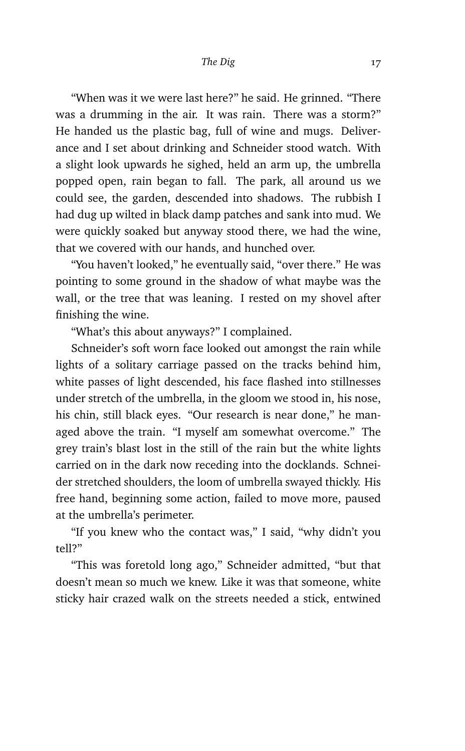"When was it we were last here?" he said. He grinned. "There was a drumming in the air. It was rain. There was a storm?" He handed us the plastic bag, full of wine and mugs. Deliverance and I set about drinking and Schneider stood watch. With a slight look upwards he sighed, held an arm up, the umbrella popped open, rain began to fall. The park, all around us we could see, the garden, descended into shadows. The rubbish I had dug up wilted in black damp patches and sank into mud. We were quickly soaked but anyway stood there, we had the wine, that we covered with our hands, and hunched over.

"You haven't looked," he eventually said, "over there." He was pointing to some ground in the shadow of what maybe was the wall, or the tree that was leaning. I rested on my shovel after finishing the wine.

"What's this about anyways?" I complained.

Schneider's soft worn face looked out amongst the rain while lights of a solitary carriage passed on the tracks behind him, white passes of light descended, his face flashed into stillnesses under stretch of the umbrella, in the gloom we stood in, his nose, his chin, still black eyes. "Our research is near done," he managed above the train. "I myself am somewhat overcome." The grey train's blast lost in the still of the rain but the white lights carried on in the dark now receding into the docklands. Schneider stretched shoulders, the loom of umbrella swayed thickly. His free hand, beginning some action, failed to move more, paused at the umbrella's perimeter.

"If you knew who the contact was," I said, "why didn't you tell?"

"This was foretold long ago," Schneider admitted, "but that doesn't mean so much we knew. Like it was that someone, white sticky hair crazed walk on the streets needed a stick, entwined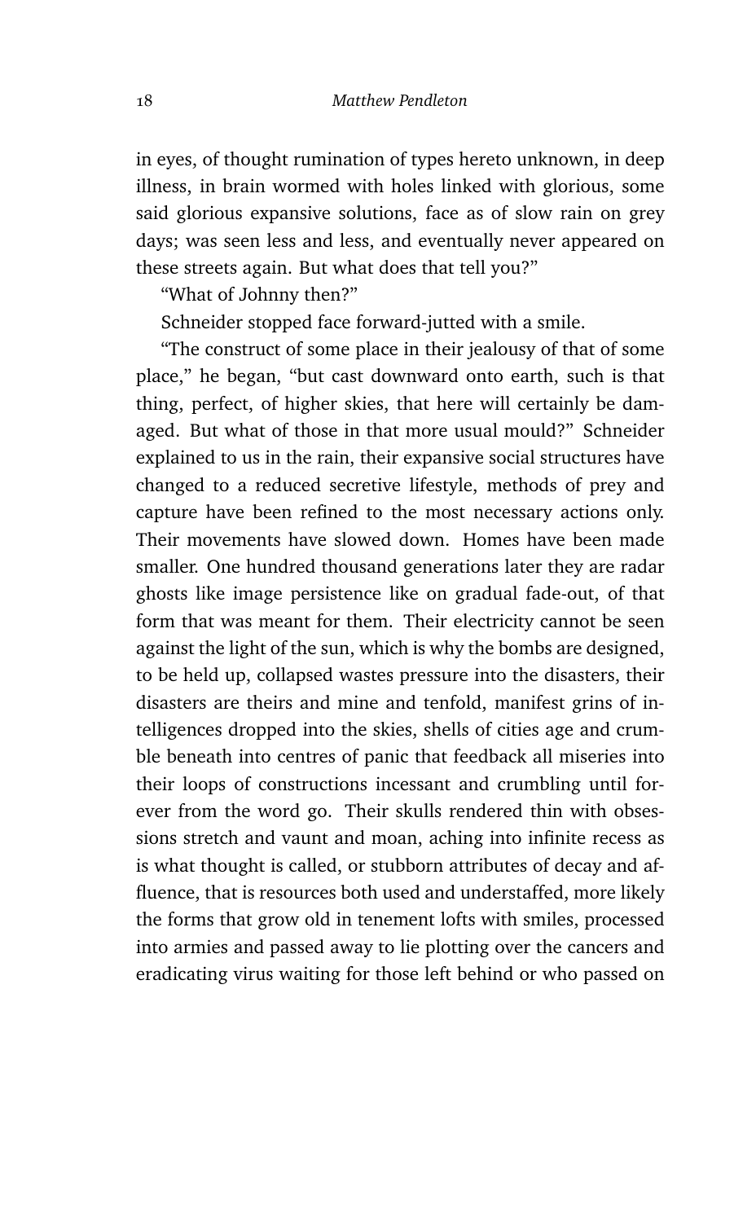in eyes, of thought rumination of types hereto unknown, in deep illness, in brain wormed with holes linked with glorious, some said glorious expansive solutions, face as of slow rain on grey days; was seen less and less, and eventually never appeared on these streets again. But what does that tell you?"

"What of Johnny then?"

Schneider stopped face forward-jutted with a smile.

"The construct of some place in their jealousy of that of some place," he began, "but cast downward onto earth, such is that thing, perfect, of higher skies, that here will certainly be damaged. But what of those in that more usual mould?" Schneider explained to us in the rain, their expansive social structures have changed to a reduced secretive lifestyle, methods of prey and capture have been refined to the most necessary actions only. Their movements have slowed down. Homes have been made smaller. One hundred thousand generations later they are radar ghosts like image persistence like on gradual fade-out, of that form that was meant for them. Their electricity cannot be seen against the light of the sun, which is why the bombs are designed, to be held up, collapsed wastes pressure into the disasters, their disasters are theirs and mine and tenfold, manifest grins of intelligences dropped into the skies, shells of cities age and crumble beneath into centres of panic that feedback all miseries into their loops of constructions incessant and crumbling until forever from the word go. Their skulls rendered thin with obsessions stretch and vaunt and moan, aching into infinite recess as is what thought is called, or stubborn attributes of decay and affluence, that is resources both used and understaffed, more likely the forms that grow old in tenement lofts with smiles, processed into armies and passed away to lie plotting over the cancers and eradicating virus waiting for those left behind or who passed on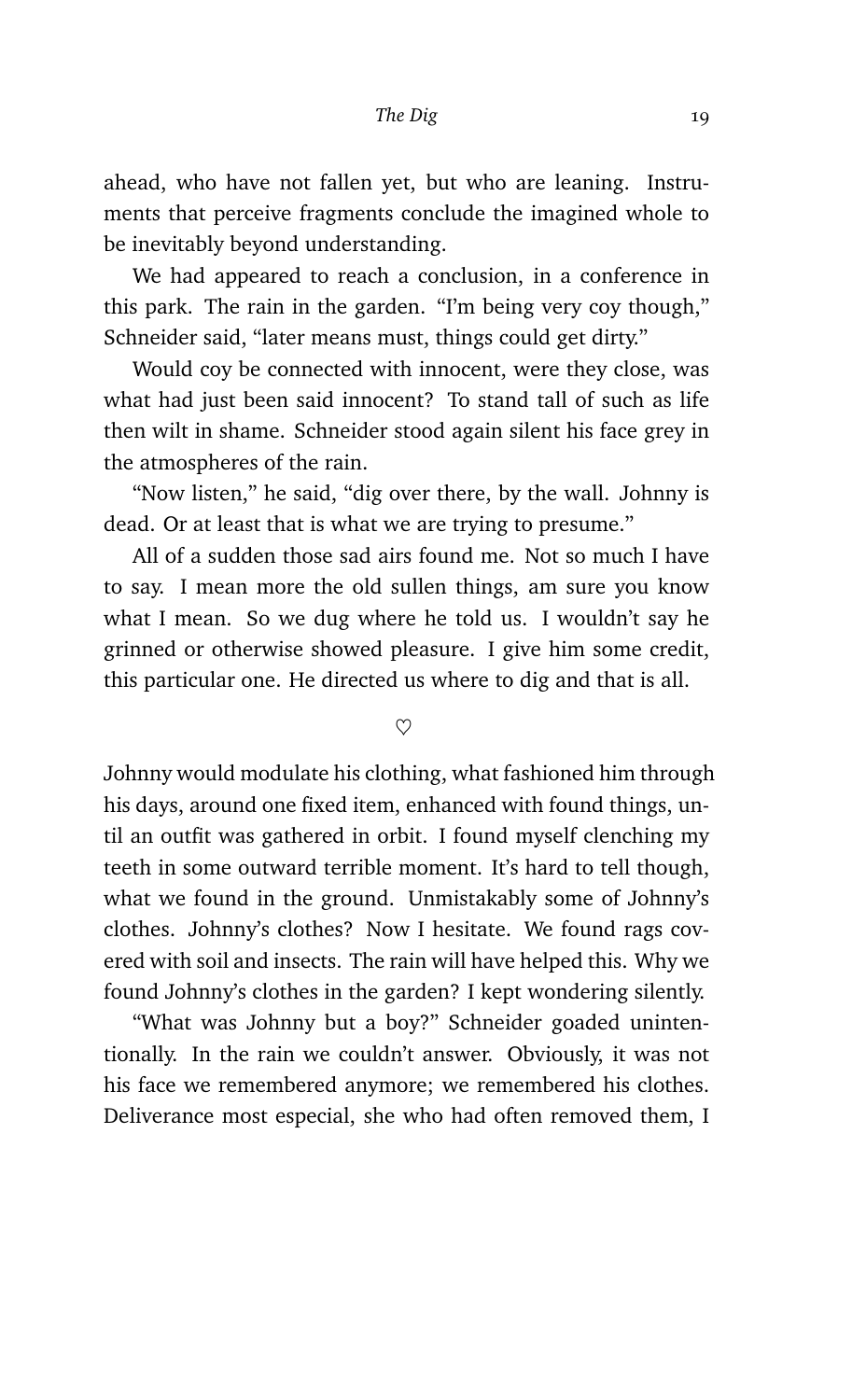ahead, who have not fallen yet, but who are leaning. Instruments that perceive fragments conclude the imagined whole to be inevitably beyond understanding.

We had appeared to reach a conclusion, in a conference in this park. The rain in the garden. "I'm being very coy though," Schneider said, "later means must, things could get dirty."

Would coy be connected with innocent, were they close, was what had just been said innocent? To stand tall of such as life then wilt in shame. Schneider stood again silent his face grey in the atmospheres of the rain.

"Now listen," he said, "dig over there, by the wall. Johnny is dead. Or at least that is what we are trying to presume."

All of a sudden those sad airs found me. Not so much I have to say. I mean more the old sullen things, am sure you know what I mean. So we dug where he told us. I wouldn't say he grinned or otherwise showed pleasure. I give him some credit, this particular one. He directed us where to dig and that is all.

♡

Johnny would modulate his clothing, what fashioned him through his days, around one fixed item, enhanced with found things, until an outfit was gathered in orbit. I found myself clenching my teeth in some outward terrible moment. It's hard to tell though, what we found in the ground. Unmistakably some of Johnny's clothes. Johnny's clothes? Now I hesitate. We found rags covered with soil and insects. The rain will have helped this. Why we found Johnny's clothes in the garden? I kept wondering silently.

"What was Johnny but a boy?" Schneider goaded unintentionally. In the rain we couldn't answer. Obviously, it was not his face we remembered anymore; we remembered his clothes. Deliverance most especial, she who had often removed them, I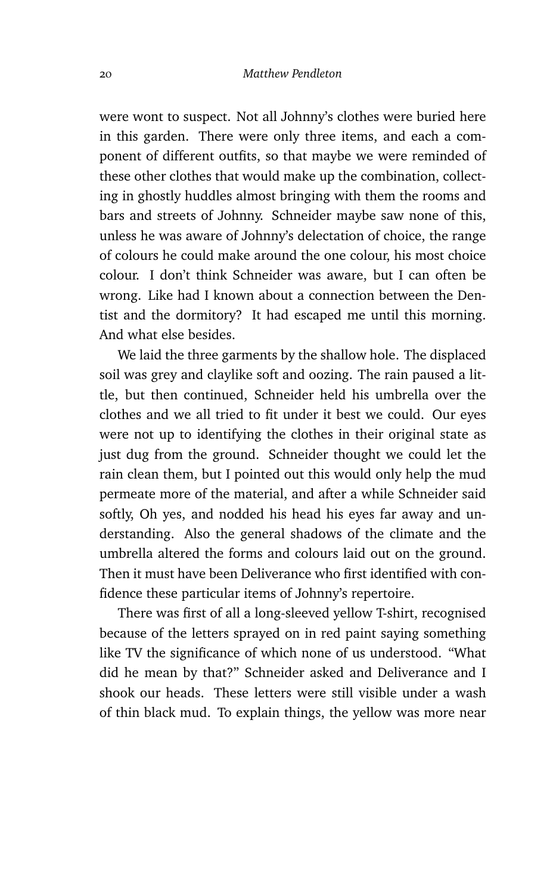were wont to suspect. Not all Johnny's clothes were buried here in this garden. There were only three items, and each a component of different outfits, so that maybe we were reminded of these other clothes that would make up the combination, collecting in ghostly huddles almost bringing with them the rooms and bars and streets of Johnny. Schneider maybe saw none of this, unless he was aware of Johnny's delectation of choice, the range of colours he could make around the one colour, his most choice colour. I don't think Schneider was aware, but I can often be wrong. Like had I known about a connection between the Dentist and the dormitory? It had escaped me until this morning. And what else besides.

We laid the three garments by the shallow hole. The displaced soil was grey and claylike soft and oozing. The rain paused a little, but then continued, Schneider held his umbrella over the clothes and we all tried to fit under it best we could. Our eyes were not up to identifying the clothes in their original state as just dug from the ground. Schneider thought we could let the rain clean them, but I pointed out this would only help the mud permeate more of the material, and after a while Schneider said softly, Oh yes, and nodded his head his eyes far away and understanding. Also the general shadows of the climate and the umbrella altered the forms and colours laid out on the ground. Then it must have been Deliverance who first identified with confidence these particular items of Johnny's repertoire.

There was first of all a long-sleeved yellow T-shirt, recognised because of the letters sprayed on in red paint saying something like TV the significance of which none of us understood. "What did he mean by that?" Schneider asked and Deliverance and I shook our heads. These letters were still visible under a wash of thin black mud. To explain things, the yellow was more near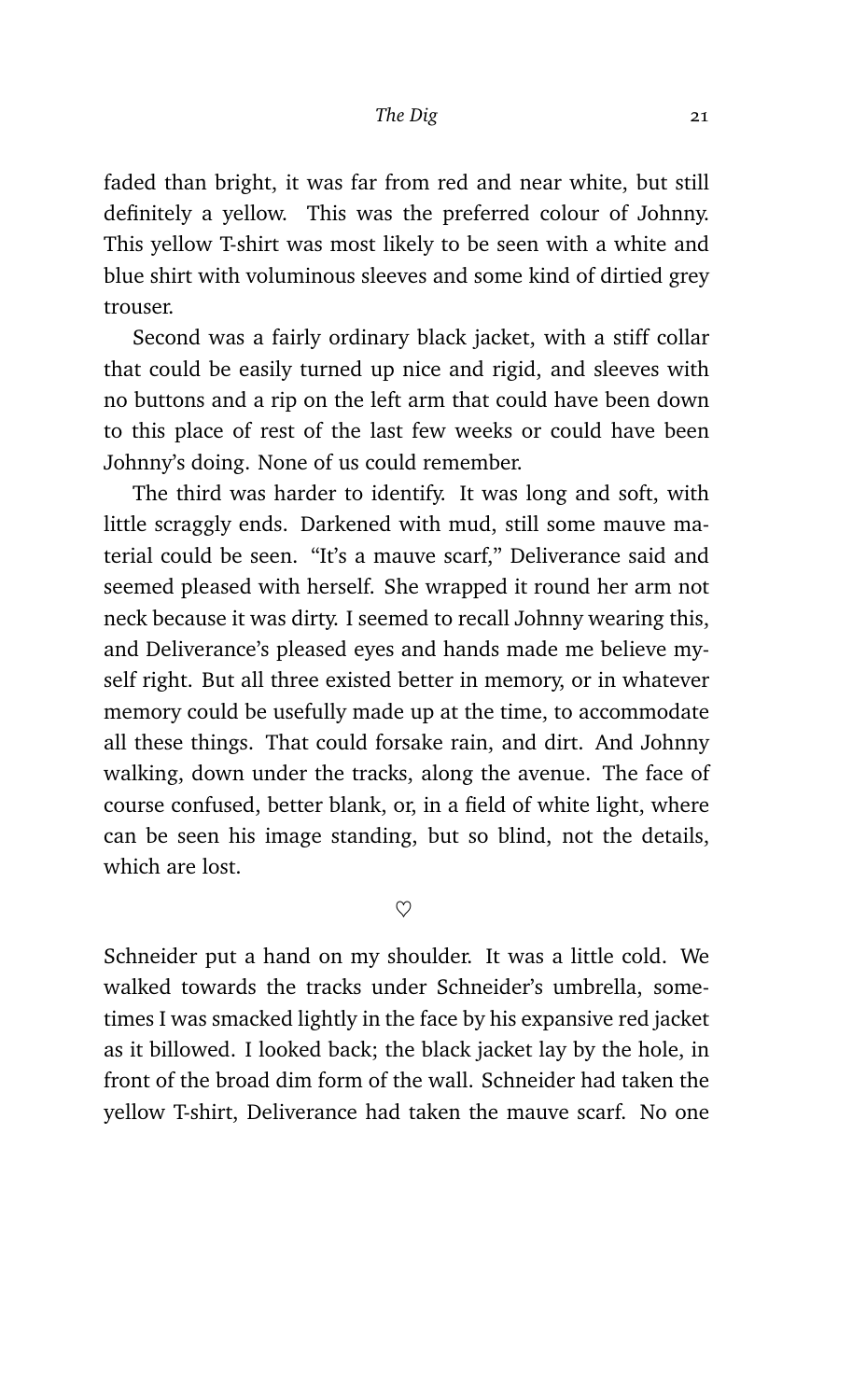faded than bright, it was far from red and near white, but still definitely a yellow. This was the preferred colour of Johnny. This yellow T-shirt was most likely to be seen with a white and blue shirt with voluminous sleeves and some kind of dirtied grey trouser.

Second was a fairly ordinary black jacket, with a stiff collar that could be easily turned up nice and rigid, and sleeves with no buttons and a rip on the left arm that could have been down to this place of rest of the last few weeks or could have been Johnny's doing. None of us could remember.

The third was harder to identify. It was long and soft, with little scraggly ends. Darkened with mud, still some mauve material could be seen. "It's a mauve scarf," Deliverance said and seemed pleased with herself. She wrapped it round her arm not neck because it was dirty. I seemed to recall Johnny wearing this, and Deliverance's pleased eyes and hands made me believe myself right. But all three existed better in memory, or in whatever memory could be usefully made up at the time, to accommodate all these things. That could forsake rain, and dirt. And Johnny walking, down under the tracks, along the avenue. The face of course confused, better blank, or, in a field of white light, where can be seen his image standing, but so blind, not the details, which are lost.

♡

Schneider put a hand on my shoulder. It was a little cold. We walked towards the tracks under Schneider's umbrella, sometimes I was smacked lightly in the face by his expansive red jacket as it billowed. I looked back; the black jacket lay by the hole, in front of the broad dim form of the wall. Schneider had taken the yellow T-shirt, Deliverance had taken the mauve scarf. No one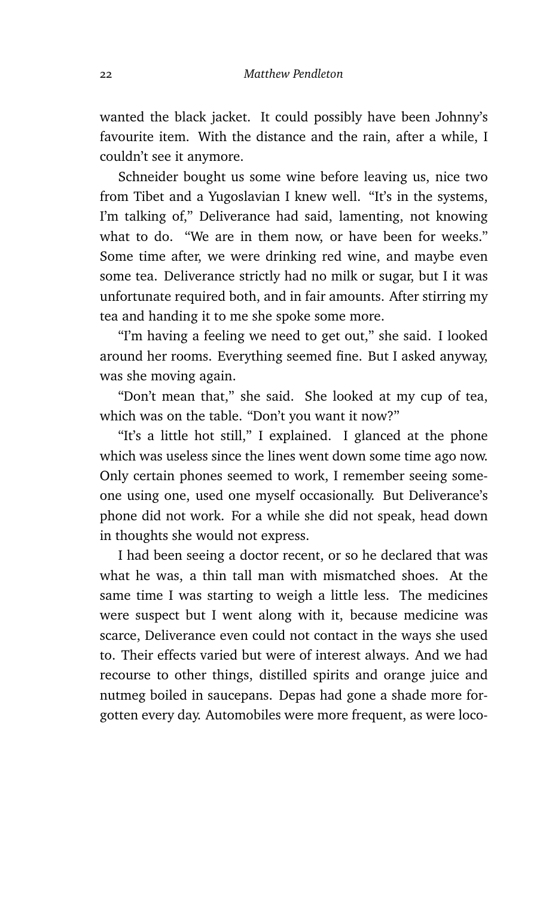wanted the black jacket. It could possibly have been Johnny's favourite item. With the distance and the rain, after a while, I couldn't see it anymore.

Schneider bought us some wine before leaving us, nice two from Tibet and a Yugoslavian I knew well. "It's in the systems, I'm talking of," Deliverance had said, lamenting, not knowing what to do. "We are in them now, or have been for weeks." Some time after, we were drinking red wine, and maybe even some tea. Deliverance strictly had no milk or sugar, but I it was unfortunate required both, and in fair amounts. After stirring my tea and handing it to me she spoke some more.

"I'm having a feeling we need to get out," she said. I looked around her rooms. Everything seemed fine. But I asked anyway, was she moving again.

"Don't mean that," she said. She looked at my cup of tea, which was on the table. "Don't you want it now?"

"It's a little hot still," I explained. I glanced at the phone which was useless since the lines went down some time ago now. Only certain phones seemed to work, I remember seeing someone using one, used one myself occasionally. But Deliverance's phone did not work. For a while she did not speak, head down in thoughts she would not express.

I had been seeing a doctor recent, or so he declared that was what he was, a thin tall man with mismatched shoes. At the same time I was starting to weigh a little less. The medicines were suspect but I went along with it, because medicine was scarce, Deliverance even could not contact in the ways she used to. Their effects varied but were of interest always. And we had recourse to other things, distilled spirits and orange juice and nutmeg boiled in saucepans. Depas had gone a shade more forgotten every day. Automobiles were more frequent, as were loco-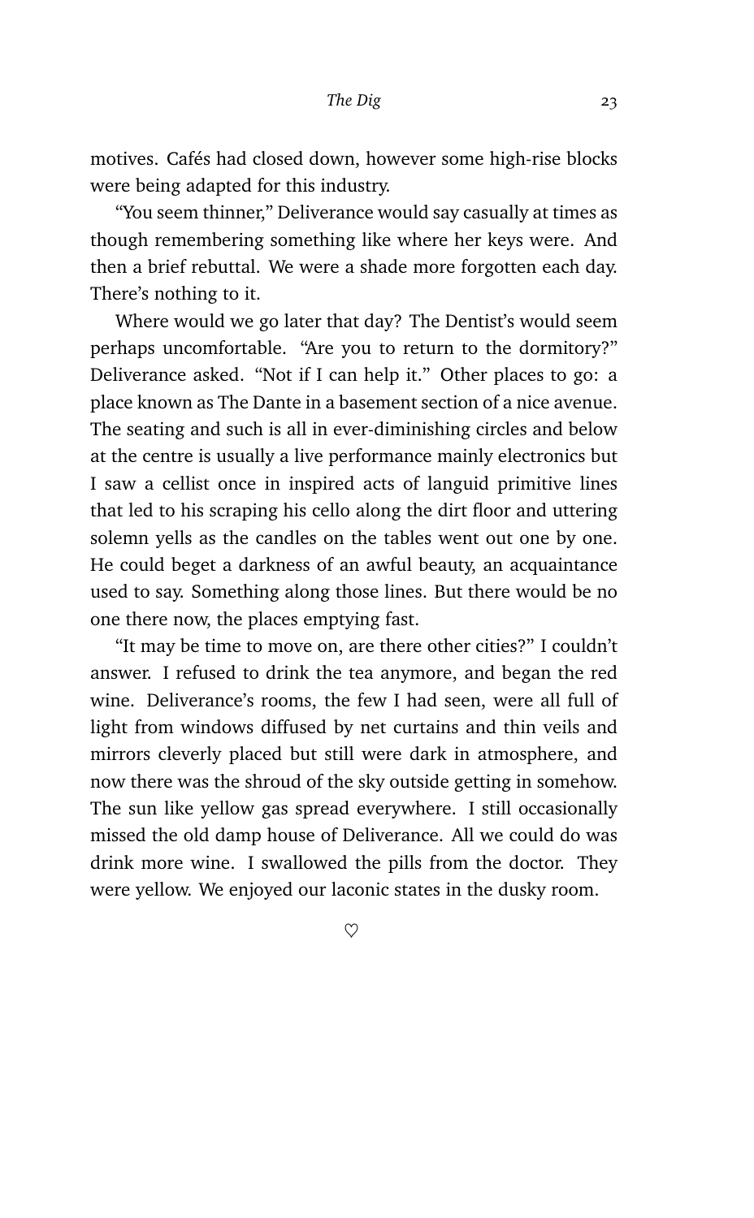motives. Cafés had closed down, however some high-rise blocks were being adapted for this industry.

"You seem thinner," Deliverance would say casually at times as though remembering something like where her keys were. And then a brief rebuttal. We were a shade more forgotten each day. There's nothing to it.

Where would we go later that day? The Dentist's would seem perhaps uncomfortable. "Are you to return to the dormitory?" Deliverance asked. "Not if I can help it." Other places to go: a place known as The Dante in a basement section of a nice avenue. The seating and such is all in ever-diminishing circles and below at the centre is usually a live performance mainly electronics but I saw a cellist once in inspired acts of languid primitive lines that led to his scraping his cello along the dirt floor and uttering solemn yells as the candles on the tables went out one by one. He could beget a darkness of an awful beauty, an acquaintance used to say. Something along those lines. But there would be no one there now, the places emptying fast.

"It may be time to move on, are there other cities?" I couldn't answer. I refused to drink the tea anymore, and began the red wine. Deliverance's rooms, the few I had seen, were all full of light from windows diffused by net curtains and thin veils and mirrors cleverly placed but still were dark in atmosphere, and now there was the shroud of the sky outside getting in somehow. The sun like yellow gas spread everywhere. I still occasionally missed the old damp house of Deliverance. All we could do was drink more wine. I swallowed the pills from the doctor. They were yellow. We enjoyed our laconic states in the dusky room.

♡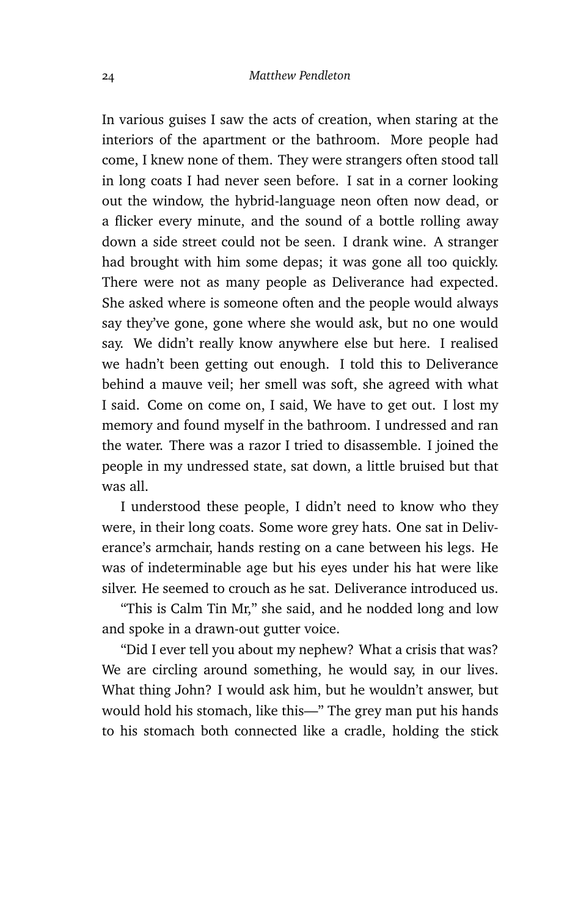In various guises I saw the acts of creation, when staring at the interiors of the apartment or the bathroom. More people had come, I knew none of them. They were strangers often stood tall in long coats I had never seen before. I sat in a corner looking out the window, the hybrid-language neon often now dead, or a flicker every minute, and the sound of a bottle rolling away down a side street could not be seen. I drank wine. A stranger had brought with him some depas; it was gone all too quickly. There were not as many people as Deliverance had expected. She asked where is someone often and the people would always say they've gone, gone where she would ask, but no one would say. We didn't really know anywhere else but here. I realised we hadn't been getting out enough. I told this to Deliverance behind a mauve veil; her smell was soft, she agreed with what I said. Come on come on, I said, We have to get out. I lost my memory and found myself in the bathroom. I undressed and ran the water. There was a razor I tried to disassemble. I joined the people in my undressed state, sat down, a little bruised but that was all.

I understood these people, I didn't need to know who they were, in their long coats. Some wore grey hats. One sat in Deliverance's armchair, hands resting on a cane between his legs. He was of indeterminable age but his eyes under his hat were like silver. He seemed to crouch as he sat. Deliverance introduced us.

"This is Calm Tin Mr," she said, and he nodded long and low and spoke in a drawn-out gutter voice.

"Did I ever tell you about my nephew? What a crisis that was? We are circling around something, he would say, in our lives. What thing John? I would ask him, but he wouldn't answer, but would hold his stomach, like this—" The grey man put his hands to his stomach both connected like a cradle, holding the stick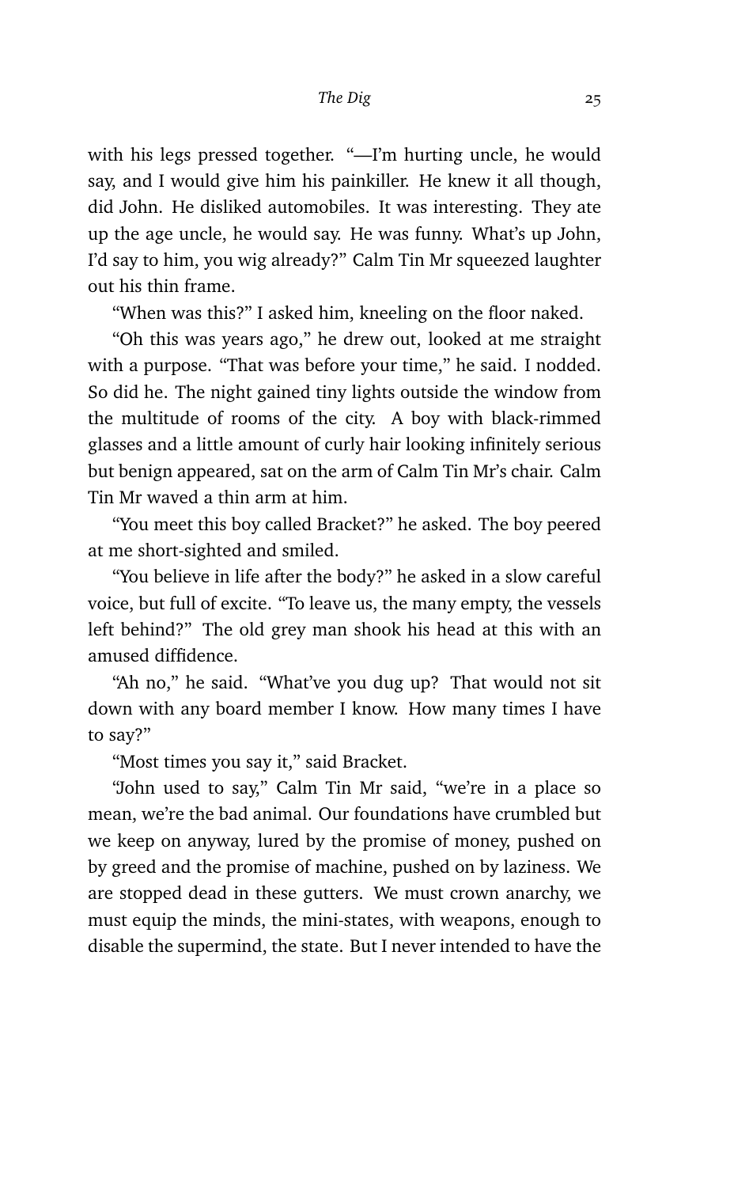with his legs pressed together. "—I'm hurting uncle, he would say, and I would give him his painkiller. He knew it all though, did John. He disliked automobiles. It was interesting. They ate up the age uncle, he would say. He was funny. What's up John, I'd say to him, you wig already?" Calm Tin Mr squeezed laughter out his thin frame.

"When was this?" I asked him, kneeling on the floor naked.

"Oh this was years ago," he drew out, looked at me straight with a purpose. "That was before your time," he said. I nodded. So did he. The night gained tiny lights outside the window from the multitude of rooms of the city. A boy with black-rimmed glasses and a little amount of curly hair looking infinitely serious but benign appeared, sat on the arm of Calm Tin Mr's chair. Calm Tin Mr waved a thin arm at him.

"You meet this boy called Bracket?" he asked. The boy peered at me short-sighted and smiled.

"You believe in life after the body?" he asked in a slow careful voice, but full of excite. "To leave us, the many empty, the vessels left behind?" The old grey man shook his head at this with an amused diffidence.

"Ah no," he said. "What've you dug up? That would not sit down with any board member I know. How many times I have to say?"

"Most times you say it," said Bracket.

"John used to say," Calm Tin Mr said, "we're in a place so mean, we're the bad animal. Our foundations have crumbled but we keep on anyway, lured by the promise of money, pushed on by greed and the promise of machine, pushed on by laziness. We are stopped dead in these gutters. We must crown anarchy, we must equip the minds, the mini-states, with weapons, enough to disable the supermind, the state. But I never intended to have the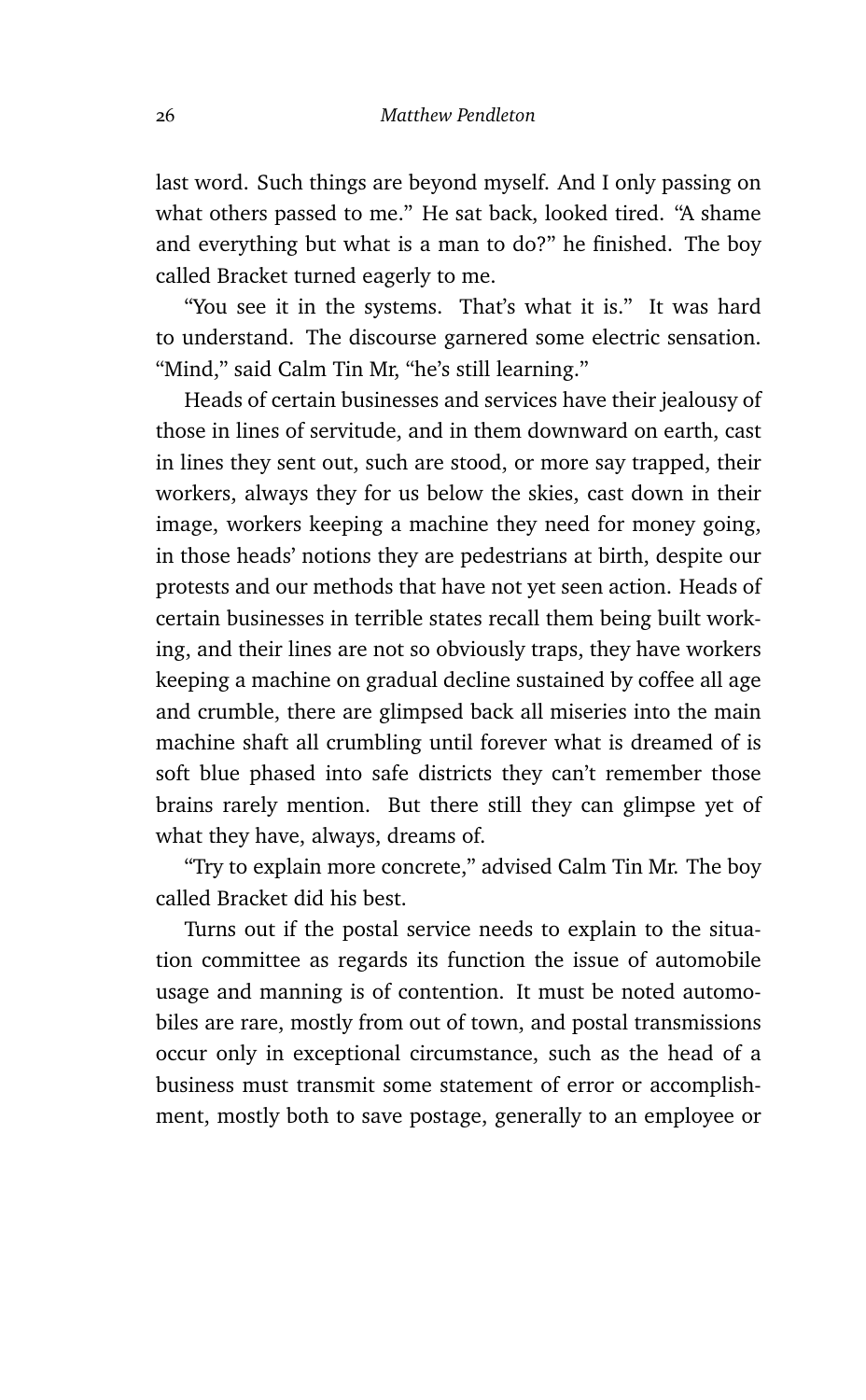last word. Such things are beyond myself. And I only passing on what others passed to me." He sat back, looked tired. "A shame and everything but what is a man to do?" he finished. The boy called Bracket turned eagerly to me.

"You see it in the systems. That's what it is." It was hard to understand. The discourse garnered some electric sensation. "Mind," said Calm Tin Mr, "he's still learning."

Heads of certain businesses and services have their jealousy of those in lines of servitude, and in them downward on earth, cast in lines they sent out, such are stood, or more say trapped, their workers, always they for us below the skies, cast down in their image, workers keeping a machine they need for money going, in those heads' notions they are pedestrians at birth, despite our protests and our methods that have not yet seen action. Heads of certain businesses in terrible states recall them being built working, and their lines are not so obviously traps, they have workers keeping a machine on gradual decline sustained by coffee all age and crumble, there are glimpsed back all miseries into the main machine shaft all crumbling until forever what is dreamed of is soft blue phased into safe districts they can't remember those brains rarely mention. But there still they can glimpse yet of what they have, always, dreams of.

"Try to explain more concrete," advised Calm Tin Mr. The boy called Bracket did his best.

Turns out if the postal service needs to explain to the situation committee as regards its function the issue of automobile usage and manning is of contention. It must be noted automobiles are rare, mostly from out of town, and postal transmissions occur only in exceptional circumstance, such as the head of a business must transmit some statement of error or accomplishment, mostly both to save postage, generally to an employee or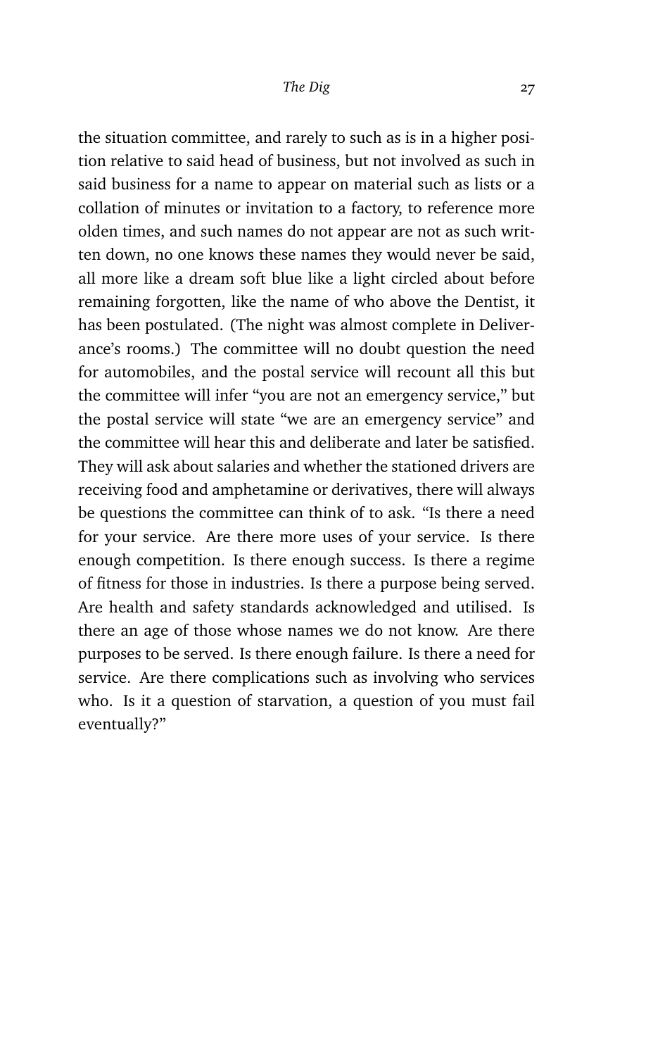the situation committee, and rarely to such as is in a higher position relative to said head of business, but not involved as such in said business for a name to appear on material such as lists or a collation of minutes or invitation to a factory, to reference more olden times, and such names do not appear are not as such written down, no one knows these names they would never be said, all more like a dream soft blue like a light circled about before remaining forgotten, like the name of who above the Dentist, it has been postulated. (The night was almost complete in Deliverance's rooms.) The committee will no doubt question the need for automobiles, and the postal service will recount all this but the committee will infer "you are not an emergency service," but the postal service will state "we are an emergency service" and the committee will hear this and deliberate and later be satisfied. They will ask about salaries and whether the stationed drivers are receiving food and amphetamine or derivatives, there will always be questions the committee can think of to ask. "Is there a need for your service. Are there more uses of your service. Is there enough competition. Is there enough success. Is there a regime of fitness for those in industries. Is there a purpose being served. Are health and safety standards acknowledged and utilised. Is there an age of those whose names we do not know. Are there purposes to be served. Is there enough failure. Is there a need for service. Are there complications such as involving who services who. Is it a question of starvation, a question of you must fail eventually?"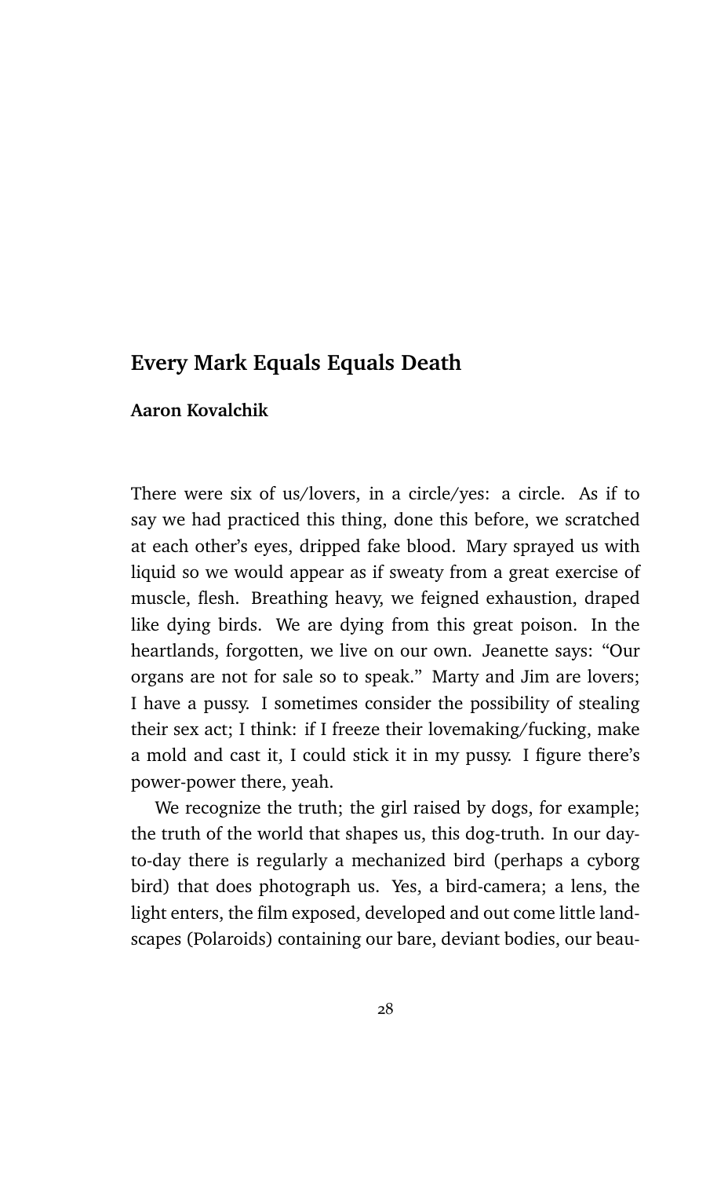## Every Mark Equals Equals Death

**Aaron Kovalchik**

There were six of us/lovers, in a circle/yes: a circle. As if to say we had practiced this thing, done this before, we scratched at each other's eyes, dripped fake blood. Mary sprayed us with liquid so we would appear as if sweaty from a great exercise of muscle, flesh. Breathing heavy, we feigned exhaustion, draped like dying birds. We are dying from this great poison. In the heartlands, forgotten, we live on our own. Jeanette says: "Our organs are not for sale so to speak." Marty and Jim are lovers; I have a pussy. I sometimes consider the possibility of stealing their sex act; I think: if I freeze their lovemaking/fucking, make a mold and cast it, I could stick it in my pussy. I figure there's power-power there, yeah.

We recognize the truth; the girl raised by dogs, for example; the truth of the world that shapes us, this dog-truth. In our day-to-day there is regularly a mechanized bird (perhaps a cyborg bird) that does photograph us. Yes, a bird-camera; a lens, the light enters, the film exposed, developed and out come little landscapes (Polaroids) containing our bare, deviant bodies, our beau-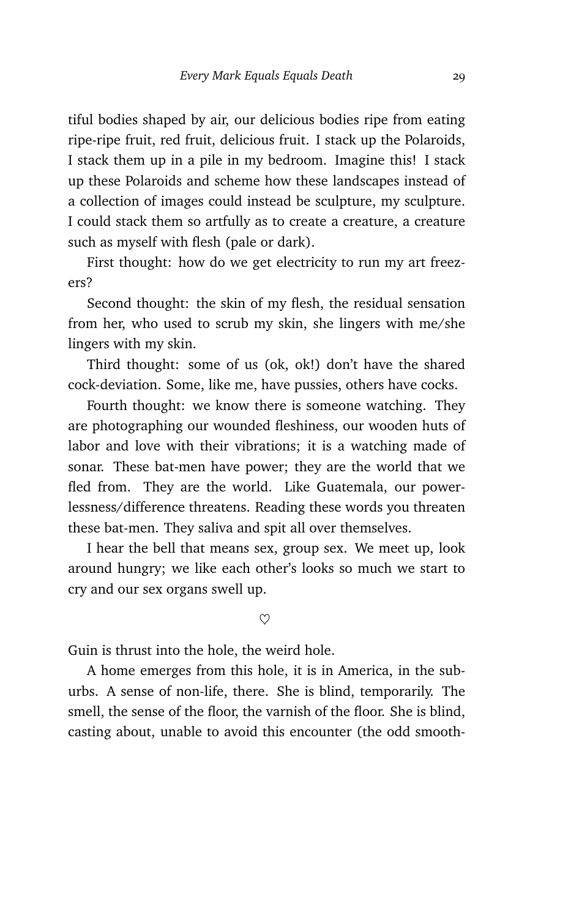tiful bodies shaped by air, our delicious bodies ripe from eating ripe-ripe fruit, red fruit, delicious fruit. I stack up the Polaroids, I stack them up in a pile in my bedroom. Imagine this! I stack up these Polaroids and scheme how these landscapes instead of a collection of images could instead be sculpture, my sculpture. I could stack them so artfully as to create a creature, a creature such as myself with flesh (pale or dark).

First thought: how do we get electricity to run my art freezers?

Second thought: the skin of my flesh, the residual sensation from her, who used to scrub my skin, she lingers with me/she lingers with my skin.

Third thought: some of us (ok, ok!) don't have the shared cock-deviation. Some, like me, have pussies, others have cocks.

Fourth thought: we know there is someone watching. They are photographing our wounded fleshiness, our wooden huts of labor and love with their vibrations; it is a watching made of sonar. These bat-men have power; they are the world that we fled from. They are the world. Like Guatemala, our powerlessness/difference threatens. Reading these words you threaten these bat-men. They saliva and spit all over themselves.

I hear the bell that means sex, group sex. We meet up, look around hungry; we like each other's looks so much we start to cry and our sex organs swell up.

♡

Guin is thrust into the hole, the weird hole.

A home emerges from this hole, it is in America, in the suburbs. A sense of non-life, there. She is blind, temporarily. The smell, the sense of the floor, the varnish of the floor. She is blind, casting about, unable to avoid this encounter (the odd smooth-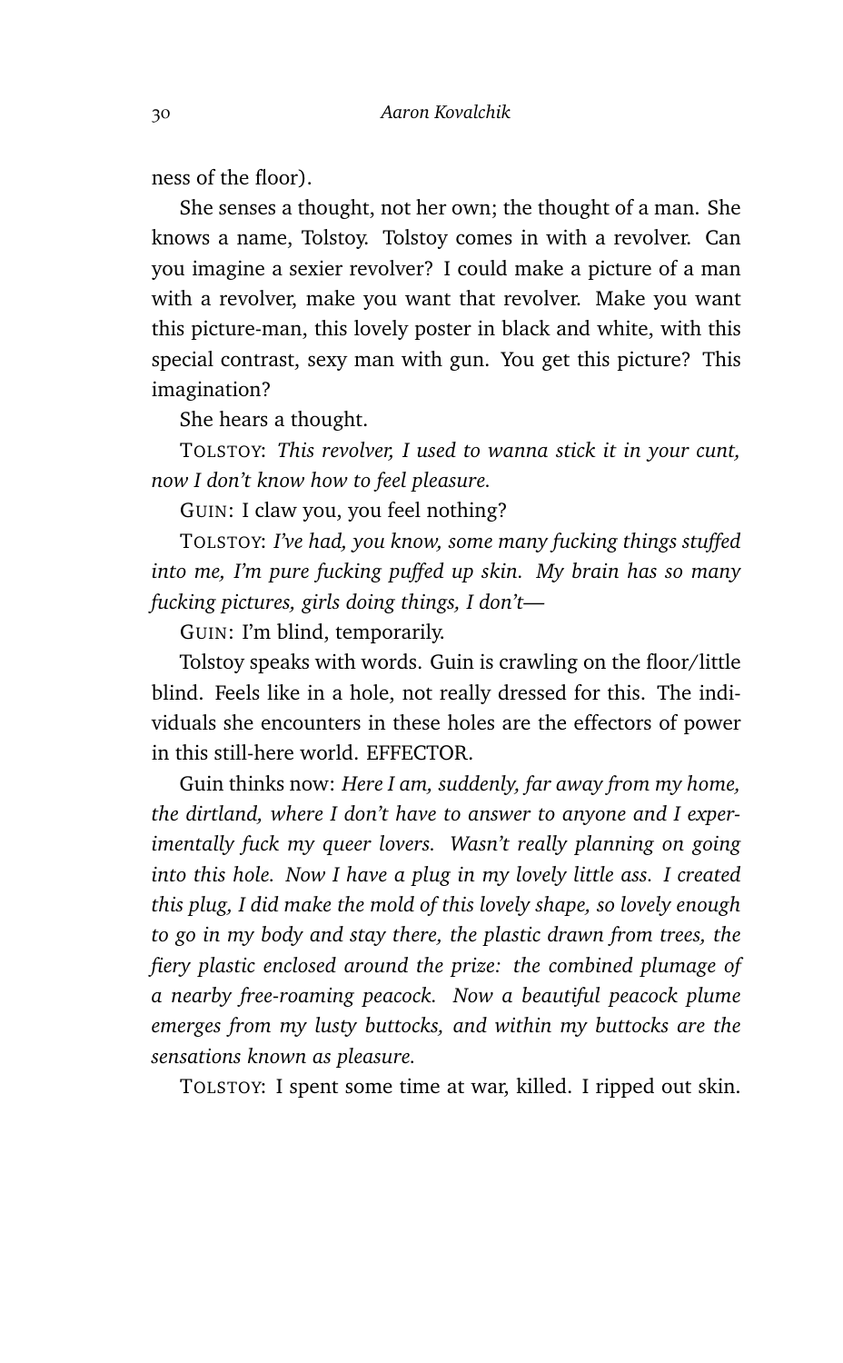ness of the floor).

She senses a thought, not her own; the thought of a man. She knows a name, Tolstoy. Tolstoy comes in with a revolver. Can you imagine a sexier revolver? I could make a picture of a man with a revolver, make you want that revolver. Make you want this picture-man, this lovely poster in black and white, with this special contrast, sexy man with gun. You get this picture? This imagination?

She hears a thought.

TOLSTOY: *This revolver, I used to wanna stick it in your cunt, now I don't know how to feel pleasure.*

GUIN: I claw you, you feel nothing?

TOLSTOY: *I've had, you know, some many fucking things stuffed into me, I'm pure fucking puffed up skin. My brain has so many fucking pictures, girls doing things, I don't—*

GUIN: I'm blind, temporarily.

Tolstoy speaks with words. Guin is crawling on the floor/little blind. Feels like in a hole, not really dressed for this. The individuals she encounters in these holes are the effectors of power in this still-here world. EFFECTOR.

Guin thinks now: *Here I am, suddenly, far away from my home, the dirtland, where I don't have to answer to anyone and I experimentally fuck my queer lovers. Wasn't really planning on going into this hole. Now I have a plug in my lovely little ass. I created this plug, I did make the mold of this lovely shape, so lovely enough to go in my body and stay there, the plastic drawn from trees, the fiery plastic enclosed around the prize: the combined plumage of a nearby free-roaming peacock. Now a beautiful peacock plume emerges from my lusty buttocks, and within my buttocks are the sensations known as pleasure.*

TOLSTOY: I spent some time at war, killed. I ripped out skin.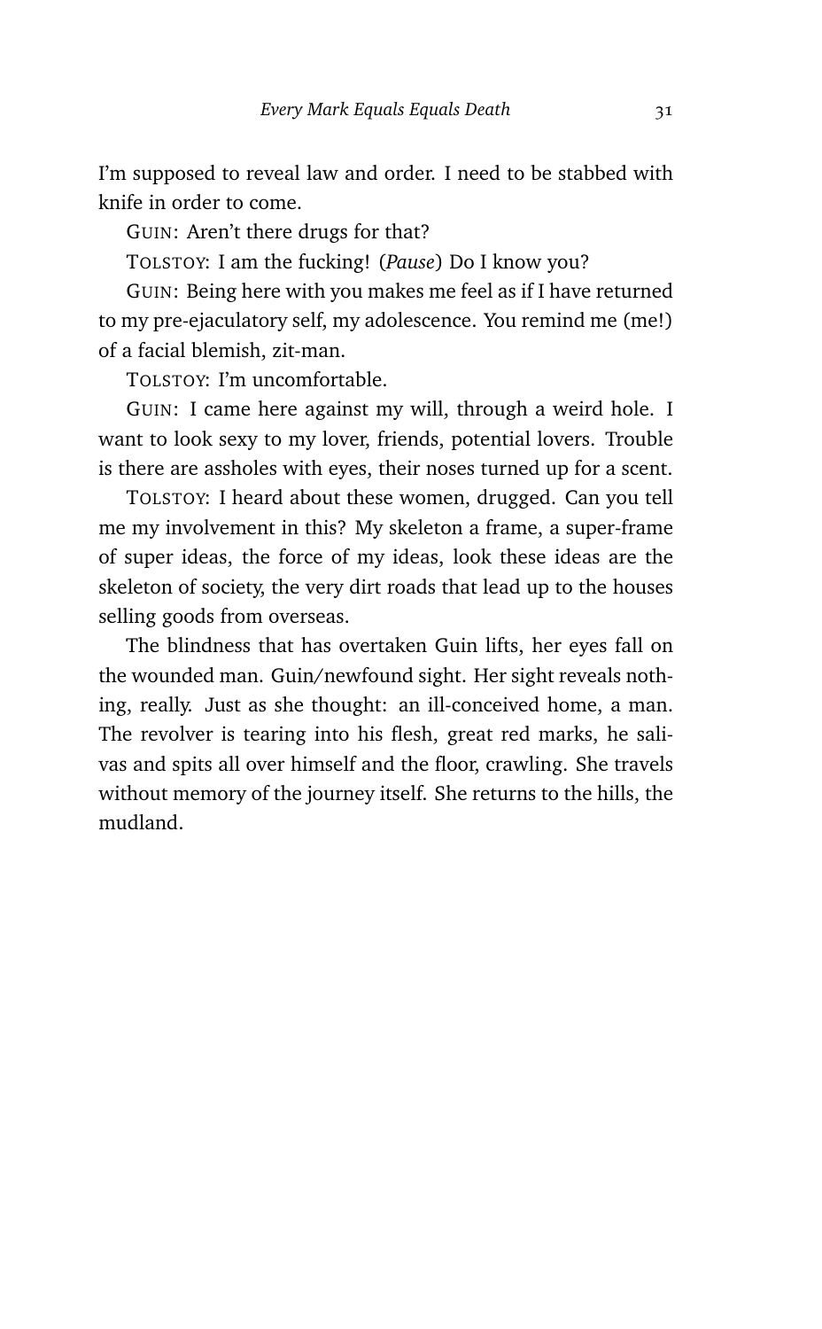I'm supposed to reveal law and order. I need to be stabbed with knife in order to come.

GUIN: Aren't there drugs for that?

TOLSTOY: I am the fucking! (*Pause*) Do I know you?

GUIN: Being here with you makes me feel as if I have returned to my pre-ejaculatory self, my adolescence. You remind me (me!) of a facial blemish, zit-man.

TOLSTOY: I'm uncomfortable.

GUIN: I came here against my will, through a weird hole. I want to look sexy to my lover, friends, potential lovers. Trouble is there are assholes with eyes, their noses turned up for a scent.

TOLSTOY: I heard about these women, drugged. Can you tell me my involvement in this? My skeleton a frame, a super-frame of super ideas, the force of my ideas, look these ideas are the skeleton of society, the very dirt roads that lead up to the houses selling goods from overseas.

The blindness that has overtaken Guin lifts, her eyes fall on the wounded man. Guin/newfound sight. Her sight reveals nothing, really. Just as she thought: an ill-conceived home, a man. The revolver is tearing into his flesh, great red marks, he salivas and spits all over himself and the floor, crawling. She travels without memory of the journey itself. She returns to the hills, the mudland.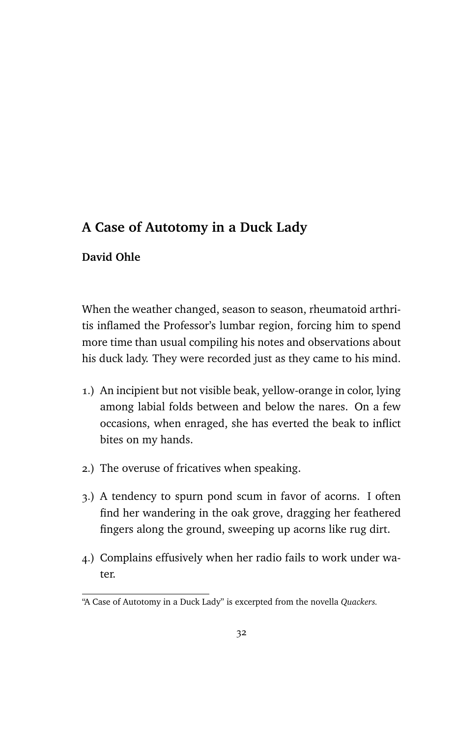## A Case of Autotomy in a Duck Lady

**David Ohle**

When the weather changed, season to season, rheumatoid arthritis inflamed the Professor's lumbar region, forcing him to spend more time than usual compiling his notes and observations about his duck lady. They were recorded just as they came to his mind.

1.) An incipient but not visible beak, yellow-orange in color, lying among labial folds between and below the nares. On a few occasions, when enraged, she has everted the beak to inflict bites on my hands.

2.) The overuse of fricatives when speaking.

3.) A tendency to spurn pond scum in favor of acorns. I often find her wandering in the oak grove, dragging her feathered fingers along the ground, sweeping up acorns like rug dirt.

4.) Complains effusively when her radio fails to work under water.

---

"A Case of Autotomy in a Duck Lady" is excerpted from the novella *Quackers.*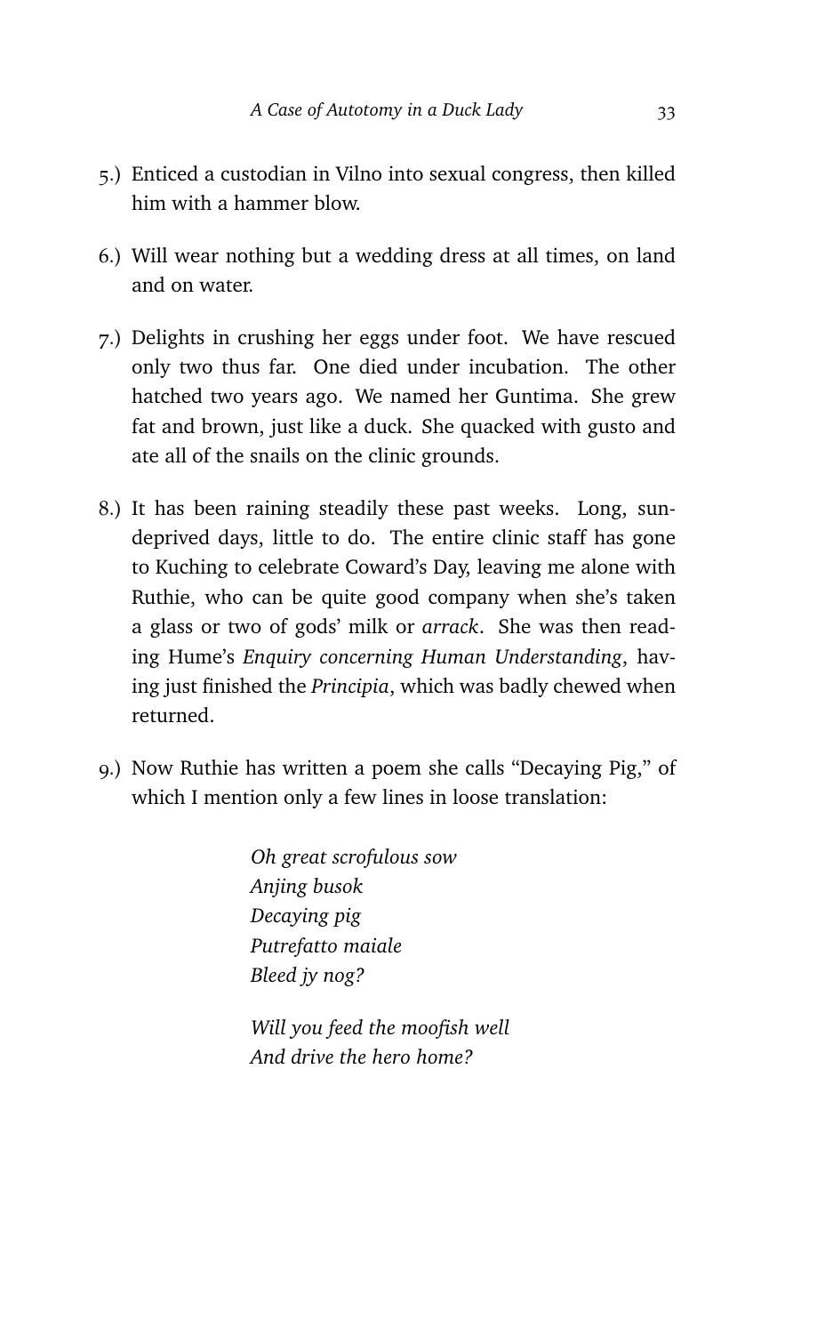5.) Enticed a custodian in Vilno into sexual congress, then killed him with a hammer blow.

6.) Will wear nothing but a wedding dress at all times, on land and on water.

7.) Delights in crushing her eggs under foot. We have rescued only two thus far. One died under incubation. The other hatched two years ago. We named her Guntima. She grew fat and brown, just like a duck. She quacked with gusto and ate all of the snails on the clinic grounds.

8.) It has been raining steadily these past weeks. Long, sun-deprived days, little to do. The entire clinic staff has gone to Kuching to celebrate Coward's Day, leaving me alone with Ruthie, who can be quite good company when she's taken a glass or two of gods' milk or *arrack*. She was then reading Hume's *Enquiry concerning Human Understanding*, having just finished the *Principia*, which was badly chewed when returned.

9.) Now Ruthie has written a poem she calls "Decaying Pig," of which I mention only a few lines in loose translation:

> *Oh great scrofulous sow*
> *Anjing busok*
> *Decaying pig*
> *Putrefatto maiale*
> *Bleed jy nog?*
>
> *Will you feed the moofish well*
> *And drive the hero home?*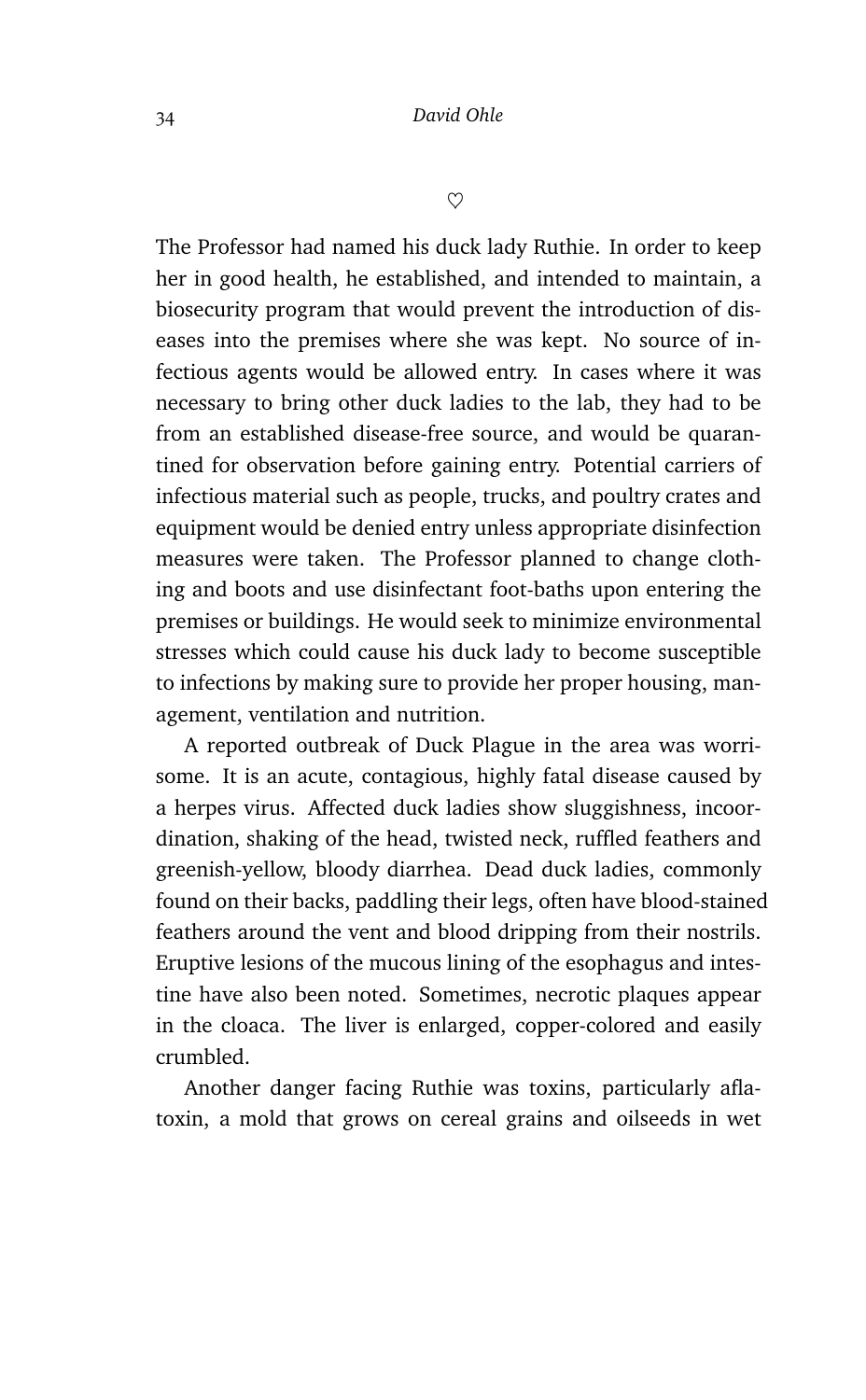♡

The Professor had named his duck lady Ruthie. In order to keep her in good health, he established, and intended to maintain, a biosecurity program that would prevent the introduction of diseases into the premises where she was kept. No source of infectious agents would be allowed entry. In cases where it was necessary to bring other duck ladies to the lab, they had to be from an established disease-free source, and would be quarantined for observation before gaining entry. Potential carriers of infectious material such as people, trucks, and poultry crates and equipment would be denied entry unless appropriate disinfection measures were taken. The Professor planned to change clothing and boots and use disinfectant foot-baths upon entering the premises or buildings. He would seek to minimize environmental stresses which could cause his duck lady to become susceptible to infections by making sure to provide her proper housing, management, ventilation and nutrition.

A reported outbreak of Duck Plague in the area was worrisome. It is an acute, contagious, highly fatal disease caused by a herpes virus. Affected duck ladies show sluggishness, incoordination, shaking of the head, twisted neck, ruffled feathers and greenish-yellow, bloody diarrhea. Dead duck ladies, commonly found on their backs, paddling their legs, often have blood-stained feathers around the vent and blood dripping from their nostrils. Eruptive lesions of the mucous lining of the esophagus and intestine have also been noted. Sometimes, necrotic plaques appear in the cloaca. The liver is enlarged, copper-colored and easily crumbled.

Another danger facing Ruthie was toxins, particularly aflatoxin, a mold that grows on cereal grains and oilseeds in wet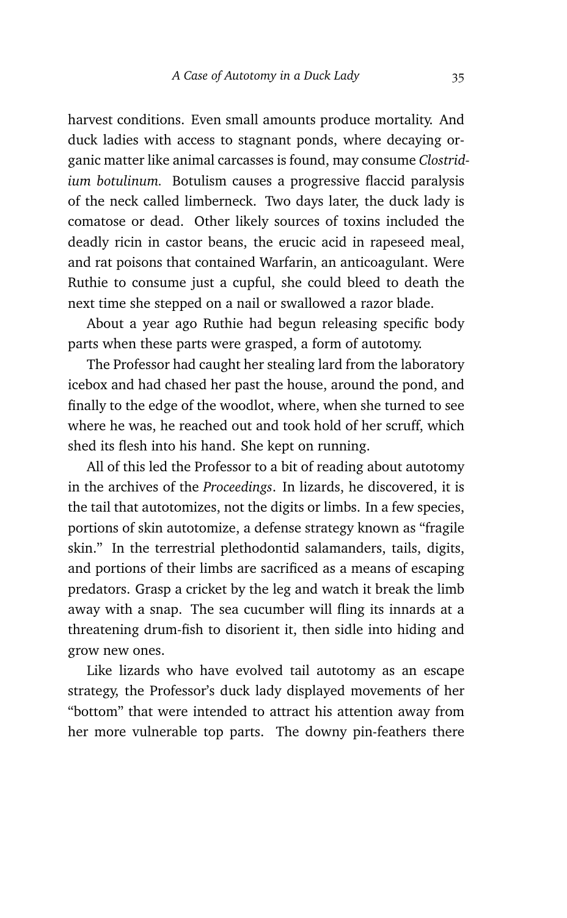harvest conditions. Even small amounts produce mortality. And duck ladies with access to stagnant ponds, where decaying organic matter like animal carcasses is found, may consume *Clostridium botulinum.* Botulism causes a progressive flaccid paralysis of the neck called limberneck. Two days later, the duck lady is comatose or dead. Other likely sources of toxins included the deadly ricin in castor beans, the erucic acid in rapeseed meal, and rat poisons that contained Warfarin, an anticoagulant. Were Ruthie to consume just a cupful, she could bleed to death the next time she stepped on a nail or swallowed a razor blade.

About a year ago Ruthie had begun releasing specific body parts when these parts were grasped, a form of autotomy.

The Professor had caught her stealing lard from the laboratory icebox and had chased her past the house, around the pond, and finally to the edge of the woodlot, where, when she turned to see where he was, he reached out and took hold of her scruff, which shed its flesh into his hand. She kept on running.

All of this led the Professor to a bit of reading about autotomy in the archives of the *Proceedings*. In lizards, he discovered, it is the tail that autotomizes, not the digits or limbs. In a few species, portions of skin autotomize, a defense strategy known as "fragile skin." In the terrestrial plethodontid salamanders, tails, digits, and portions of their limbs are sacrificed as a means of escaping predators. Grasp a cricket by the leg and watch it break the limb away with a snap. The sea cucumber will fling its innards at a threatening drum-fish to disorient it, then sidle into hiding and grow new ones.

Like lizards who have evolved tail autotomy as an escape strategy, the Professor's duck lady displayed movements of her "bottom" that were intended to attract his attention away from her more vulnerable top parts. The downy pin-feathers there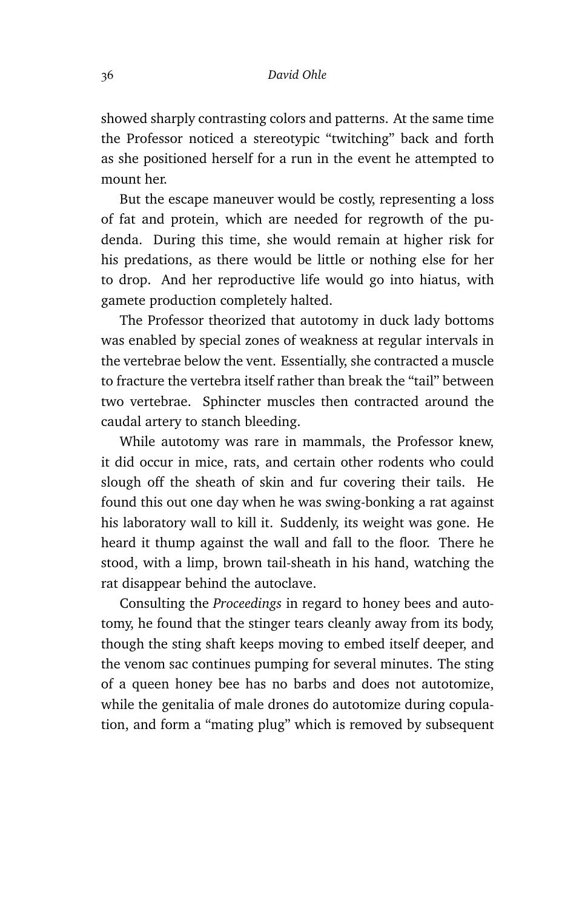showed sharply contrasting colors and patterns. At the same time the Professor noticed a stereotypic "twitching" back and forth as she positioned herself for a run in the event he attempted to mount her.

But the escape maneuver would be costly, representing a loss of fat and protein, which are needed for regrowth of the pudenda. During this time, she would remain at higher risk for his predations, as there would be little or nothing else for her to drop. And her reproductive life would go into hiatus, with gamete production completely halted.

The Professor theorized that autotomy in duck lady bottoms was enabled by special zones of weakness at regular intervals in the vertebrae below the vent. Essentially, she contracted a muscle to fracture the vertebra itself rather than break the "tail" between two vertebrae. Sphincter muscles then contracted around the caudal artery to stanch bleeding.

While autotomy was rare in mammals, the Professor knew, it did occur in mice, rats, and certain other rodents who could slough off the sheath of skin and fur covering their tails. He found this out one day when he was swing-bonking a rat against his laboratory wall to kill it. Suddenly, its weight was gone. He heard it thump against the wall and fall to the floor. There he stood, with a limp, brown tail-sheath in his hand, watching the rat disappear behind the autoclave.

Consulting the *Proceedings* in regard to honey bees and autotomy, he found that the stinger tears cleanly away from its body, though the sting shaft keeps moving to embed itself deeper, and the venom sac continues pumping for several minutes. The sting of a queen honey bee has no barbs and does not autotomize, while the genitalia of male drones do autotomize during copulation, and form a "mating plug" which is removed by subsequent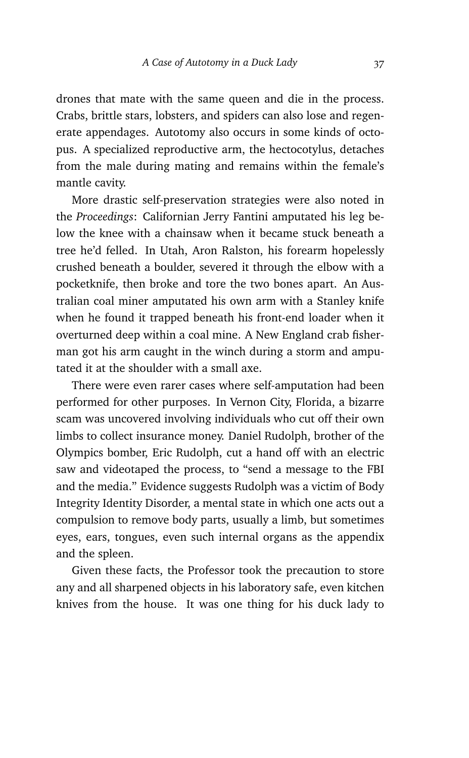drones that mate with the same queen and die in the process. Crabs, brittle stars, lobsters, and spiders can also lose and regenerate appendages. Autotomy also occurs in some kinds of octopus. A specialized reproductive arm, the hectocotylus, detaches from the male during mating and remains within the female's mantle cavity.

More drastic self-preservation strategies were also noted in the *Proceedings*: Californian Jerry Fantini amputated his leg below the knee with a chainsaw when it became stuck beneath a tree he'd felled. In Utah, Aron Ralston, his forearm hopelessly crushed beneath a boulder, severed it through the elbow with a pocketknife, then broke and tore the two bones apart. An Australian coal miner amputated his own arm with a Stanley knife when he found it trapped beneath his front-end loader when it overturned deep within a coal mine. A New England crab fisherman got his arm caught in the winch during a storm and amputated it at the shoulder with a small axe.

There were even rarer cases where self-amputation had been performed for other purposes. In Vernon City, Florida, a bizarre scam was uncovered involving individuals who cut off their own limbs to collect insurance money. Daniel Rudolph, brother of the Olympics bomber, Eric Rudolph, cut a hand off with an electric saw and videotaped the process, to "send a message to the FBI and the media." Evidence suggests Rudolph was a victim of Body Integrity Identity Disorder, a mental state in which one acts out a compulsion to remove body parts, usually a limb, but sometimes eyes, ears, tongues, even such internal organs as the appendix and the spleen.

Given these facts, the Professor took the precaution to store any and all sharpened objects in his laboratory safe, even kitchen knives from the house. It was one thing for his duck lady to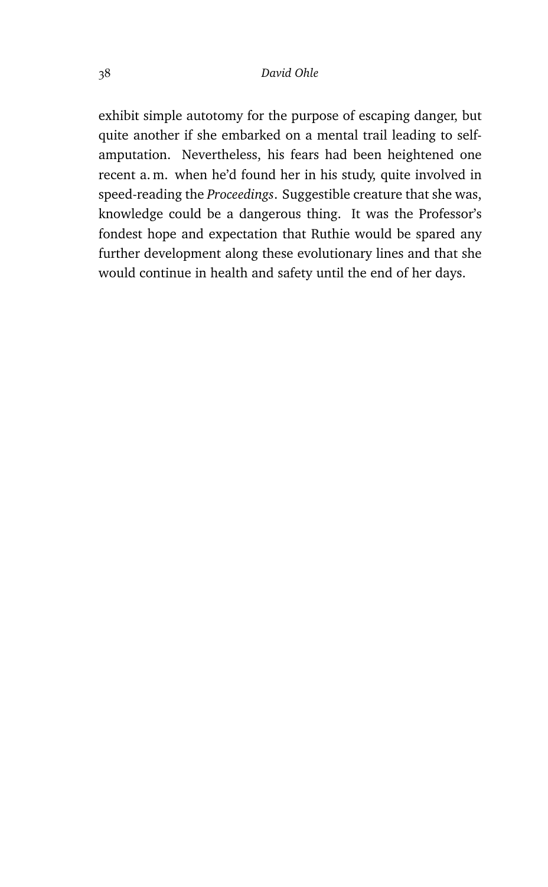exhibit simple autotomy for the purpose of escaping danger, but quite another if she embarked on a mental trail leading to self-amputation. Nevertheless, his fears had been heightened one recent a. m. when he'd found her in his study, quite involved in speed-reading the *Proceedings*. Suggestible creature that she was, knowledge could be a dangerous thing. It was the Professor's fondest hope and expectation that Ruthie would be spared any further development along these evolutionary lines and that she would continue in health and safety until the end of her days.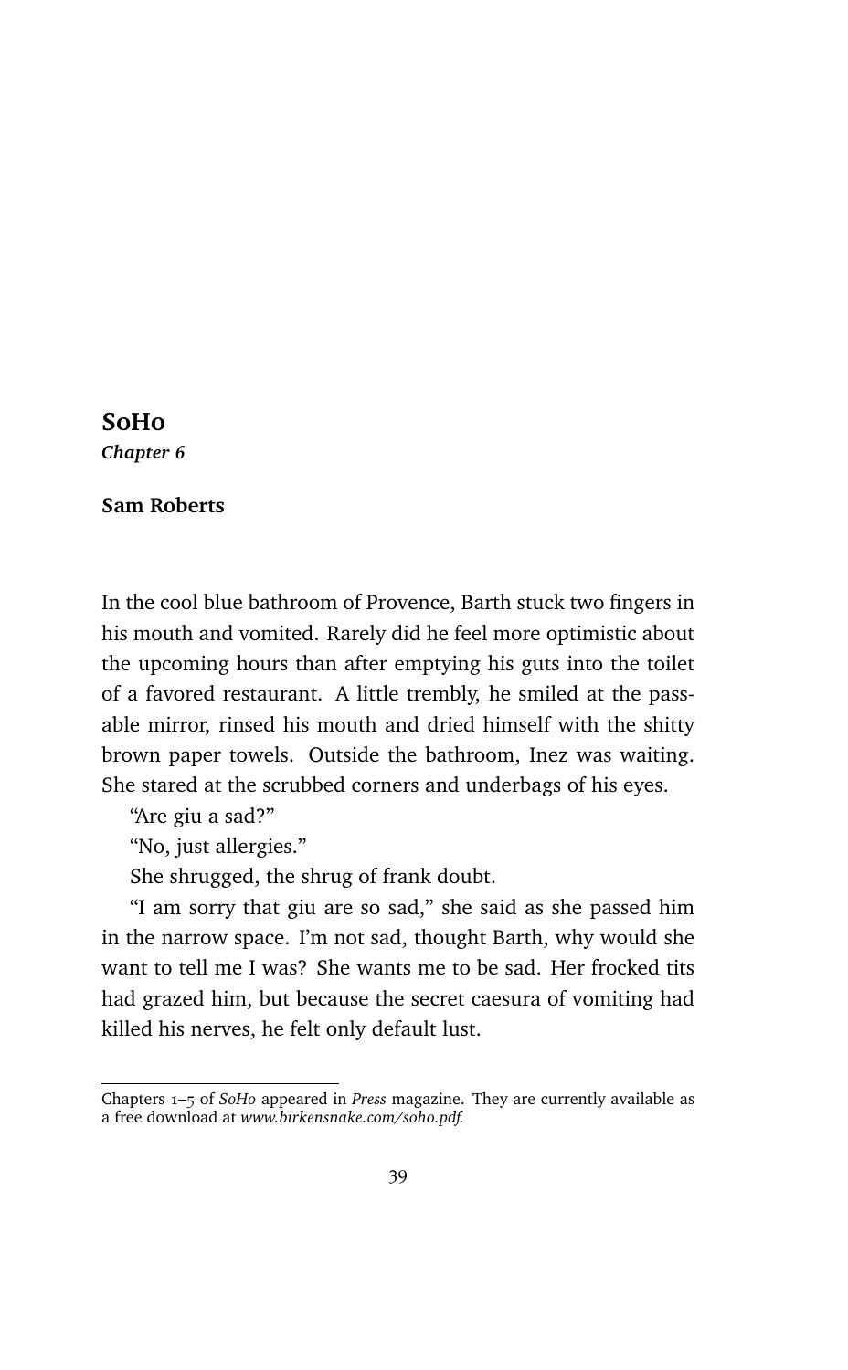# SoHo

***Chapter 6***

**Sam Roberts**

In the cool blue bathroom of Provence, Barth stuck two fingers in his mouth and vomited. Rarely did he feel more optimistic about the upcoming hours than after emptying his guts into the toilet of a favored restaurant. A little trembly, he smiled at the passable mirror, rinsed his mouth and dried himself with the shitty brown paper towels. Outside the bathroom, Inez was waiting. She stared at the scrubbed corners and underbags of his eyes.

"Are giu a sad?"

"No, just allergies."

She shrugged, the shrug of frank doubt.

"I am sorry that giu are so sad," she said as she passed him in the narrow space. I'm not sad, thought Barth, why would she want to tell me I was? She wants me to be sad. Her frocked tits had grazed him, but because the secret caesura of vomiting had killed his nerves, he felt only default lust.

---

Chapters 1–5 of *SoHo* appeared in *Press* magazine. They are currently available as a free download at *www.birkensnake.com/soho.pdf.*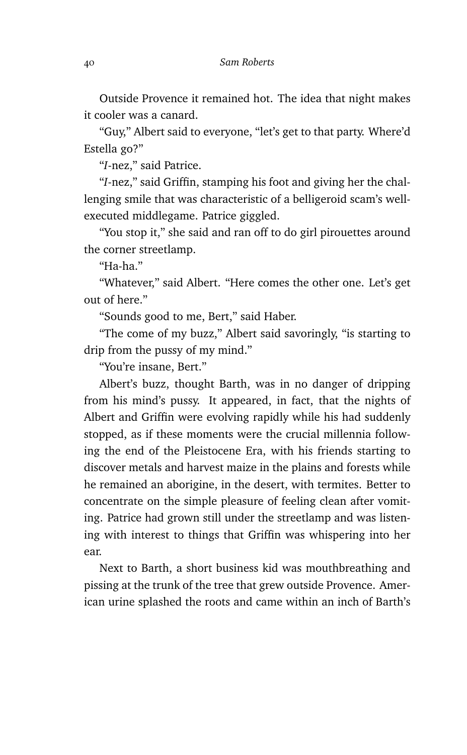Outside Provence it remained hot. The idea that night makes it cooler was a canard.

"Guy," Albert said to everyone, "let's get to that party. Where'd Estella go?"

"*I*-nez," said Patrice.

"*I*-nez," said Griffin, stamping his foot and giving her the challenging smile that was characteristic of a belligeroid scam's well-executed middlegame. Patrice giggled.

"You stop it," she said and ran off to do girl pirouettes around the corner streetlamp.

"Ha-ha."

"Whatever," said Albert. "Here comes the other one. Let's get out of here."

"Sounds good to me, Bert," said Haber.

"The come of my buzz," Albert said savoringly, "is starting to drip from the pussy of my mind."

"You're insane, Bert."

Albert's buzz, thought Barth, was in no danger of dripping from his mind's pussy. It appeared, in fact, that the nights of Albert and Griffin were evolving rapidly while his had suddenly stopped, as if these moments were the crucial millennia following the end of the Pleistocene Era, with his friends starting to discover metals and harvest maize in the plains and forests while he remained an aborigine, in the desert, with termites. Better to concentrate on the simple pleasure of feeling clean after vomiting. Patrice had grown still under the streetlamp and was listening with interest to things that Griffin was whispering into her ear.

Next to Barth, a short business kid was mouthbreathing and pissing at the trunk of the tree that grew outside Provence. American urine splashed the roots and came within an inch of Barth's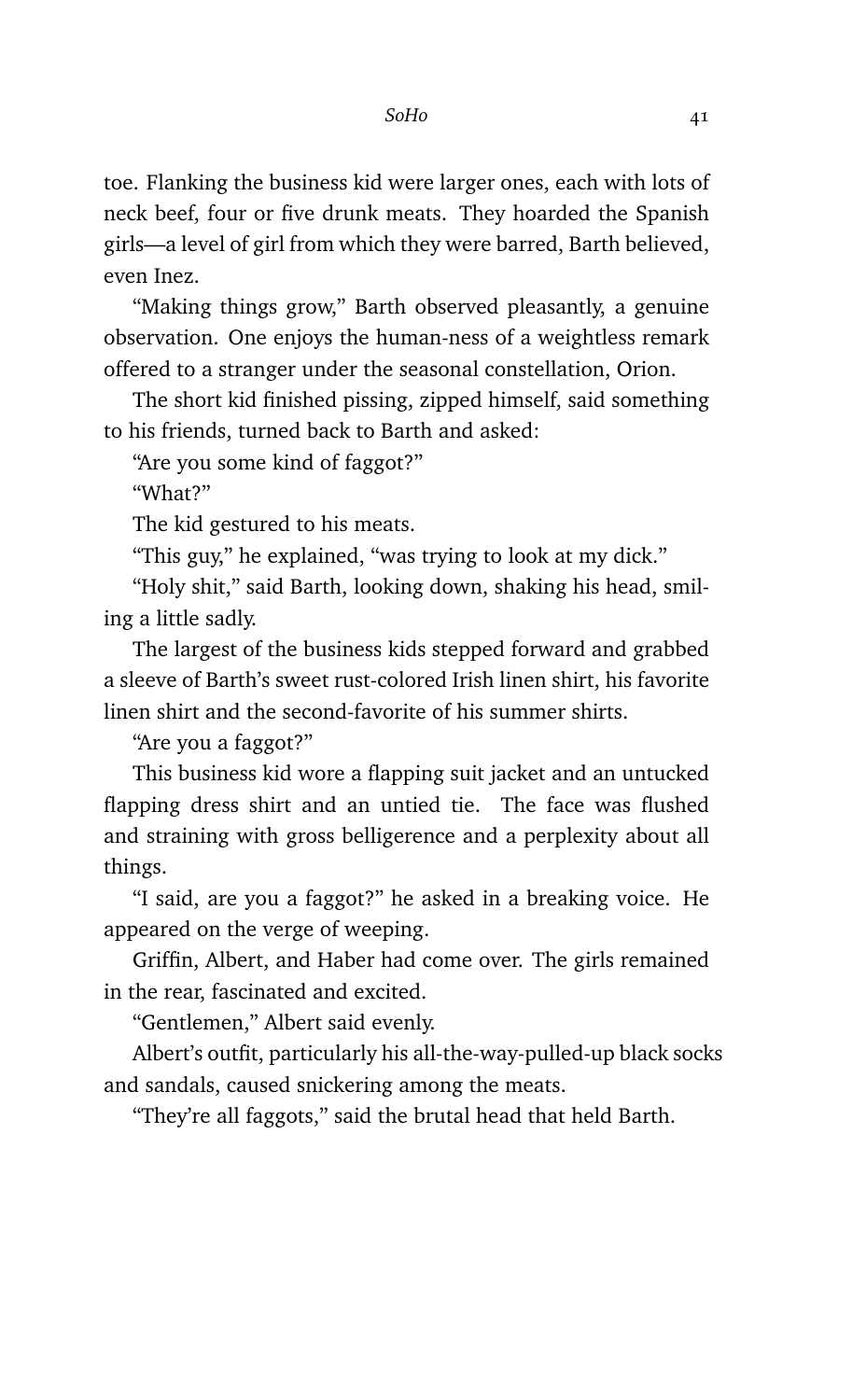toe. Flanking the business kid were larger ones, each with lots of neck beef, four or five drunk meats. They hoarded the Spanish girls—a level of girl from which they were barred, Barth believed, even Inez.

"Making things grow," Barth observed pleasantly, a genuine observation. One enjoys the human-ness of a weightless remark offered to a stranger under the seasonal constellation, Orion.

The short kid finished pissing, zipped himself, said something to his friends, turned back to Barth and asked:

"Are you some kind of faggot?"

"What?"

The kid gestured to his meats.

"This guy," he explained, "was trying to look at my dick."

"Holy shit," said Barth, looking down, shaking his head, smiling a little sadly.

The largest of the business kids stepped forward and grabbed a sleeve of Barth's sweet rust-colored Irish linen shirt, his favorite linen shirt and the second-favorite of his summer shirts.

"Are you a faggot?"

This business kid wore a flapping suit jacket and an untucked flapping dress shirt and an untied tie. The face was flushed and straining with gross belligerence and a perplexity about all things.

"I said, are you a faggot?" he asked in a breaking voice. He appeared on the verge of weeping.

Griffin, Albert, and Haber had come over. The girls remained in the rear, fascinated and excited.

"Gentlemen," Albert said evenly.

Albert's outfit, particularly his all-the-way-pulled-up black socks and sandals, caused snickering among the meats.

"They're all faggots," said the brutal head that held Barth.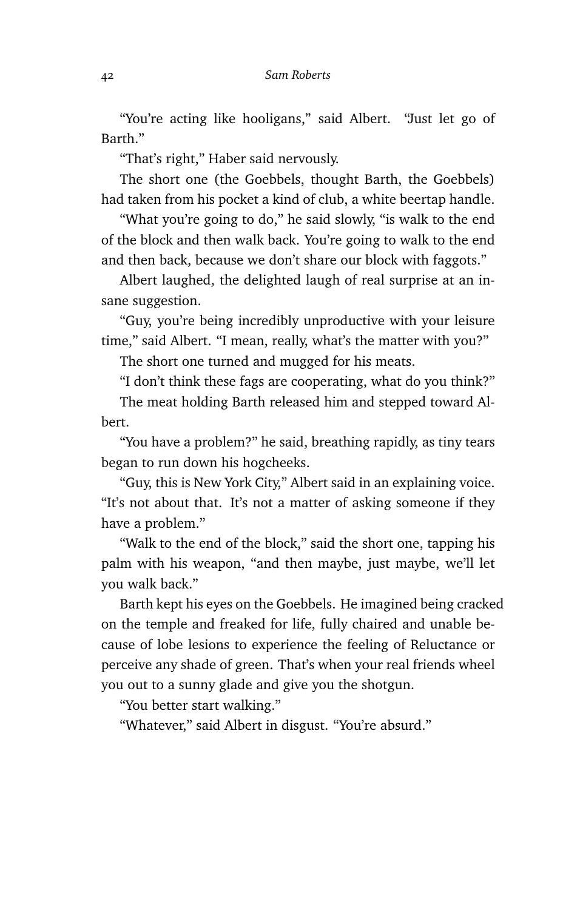"You're acting like hooligans," said Albert. "Just let go of Barth."

"That's right," Haber said nervously.

The short one (the Goebbels, thought Barth, the Goebbels) had taken from his pocket a kind of club, a white beertap handle.

"What you're going to do," he said slowly, "is walk to the end of the block and then walk back. You're going to walk to the end and then back, because we don't share our block with faggots."

Albert laughed, the delighted laugh of real surprise at an insane suggestion.

"Guy, you're being incredibly unproductive with your leisure time," said Albert. "I mean, really, what's the matter with you?"

The short one turned and mugged for his meats.

"I don't think these fags are cooperating, what do you think?"

The meat holding Barth released him and stepped toward Albert.

"You have a problem?" he said, breathing rapidly, as tiny tears began to run down his hogcheeks.

"Guy, this is New York City," Albert said in an explaining voice. "It's not about that. It's not a matter of asking someone if they have a problem."

"Walk to the end of the block," said the short one, tapping his palm with his weapon, "and then maybe, just maybe, we'll let you walk back."

Barth kept his eyes on the Goebbels. He imagined being cracked on the temple and freaked for life, fully chaired and unable because of lobe lesions to experience the feeling of Reluctance or perceive any shade of green. That's when your real friends wheel you out to a sunny glade and give you the shotgun.

"You better start walking."

"Whatever," said Albert in disgust. "You're absurd."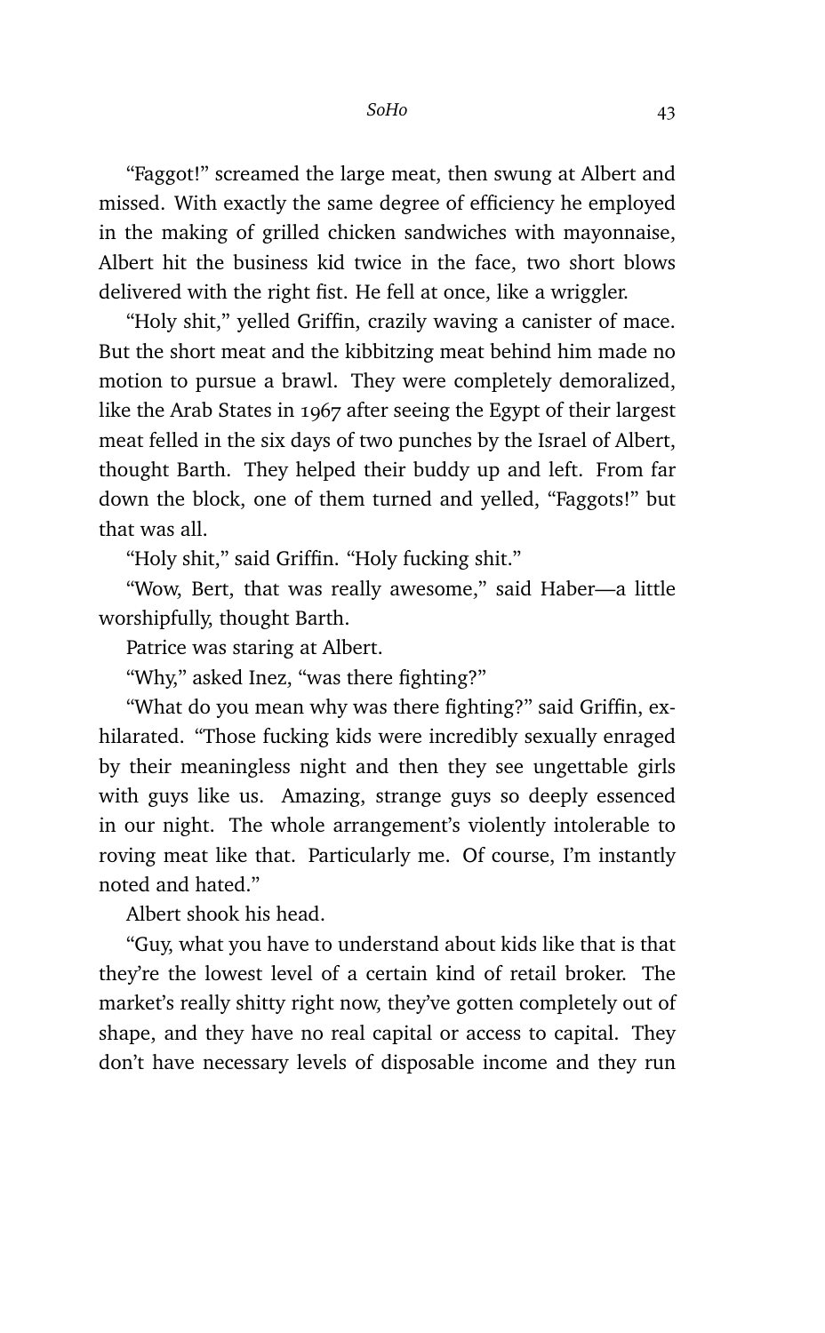"Faggot!" screamed the large meat, then swung at Albert and missed. With exactly the same degree of efficiency he employed in the making of grilled chicken sandwiches with mayonnaise, Albert hit the business kid twice in the face, two short blows delivered with the right fist. He fell at once, like a wriggler.

"Holy shit," yelled Griffin, crazily waving a canister of mace. But the short meat and the kibbitzing meat behind him made no motion to pursue a brawl. They were completely demoralized, like the Arab States in 1967 after seeing the Egypt of their largest meat felled in the six days of two punches by the Israel of Albert, thought Barth. They helped their buddy up and left. From far down the block, one of them turned and yelled, "Faggots!" but that was all.

"Holy shit," said Griffin. "Holy fucking shit."

"Wow, Bert, that was really awesome," said Haber—a little worshipfully, thought Barth.

Patrice was staring at Albert.

"Why," asked Inez, "was there fighting?"

"What do you mean why was there fighting?" said Griffin, exhilarated. "Those fucking kids were incredibly sexually enraged by their meaningless night and then they see ungettable girls with guys like us. Amazing, strange guys so deeply essenced in our night. The whole arrangement's violently intolerable to roving meat like that. Particularly me. Of course, I'm instantly noted and hated."

Albert shook his head.

"Guy, what you have to understand about kids like that is that they're the lowest level of a certain kind of retail broker. The market's really shitty right now, they've gotten completely out of shape, and they have no real capital or access to capital. They don't have necessary levels of disposable income and they run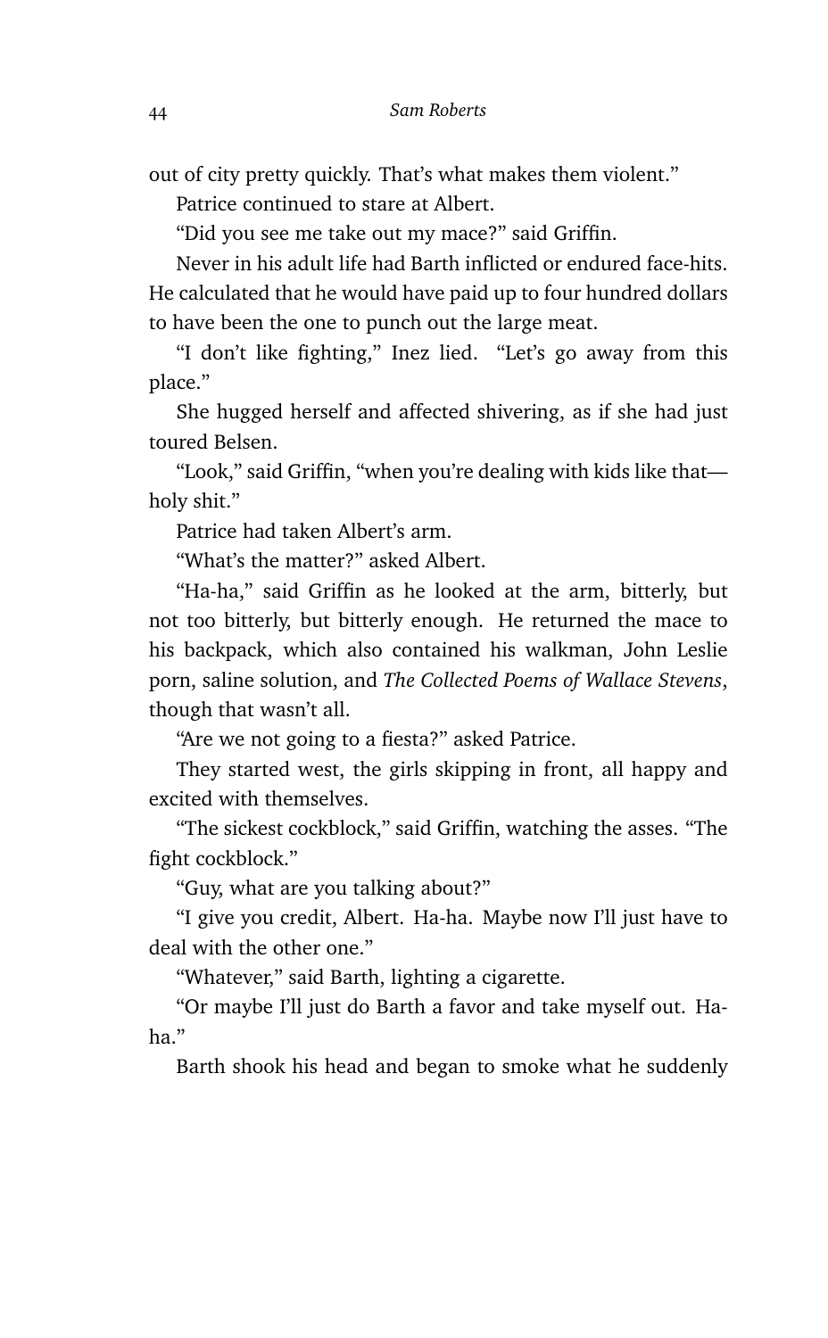out of city pretty quickly. That's what makes them violent."

Patrice continued to stare at Albert.

"Did you see me take out my mace?" said Griffin.

Never in his adult life had Barth inflicted or endured face-hits. He calculated that he would have paid up to four hundred dollars to have been the one to punch out the large meat.

"I don't like fighting," Inez lied. "Let's go away from this place."

She hugged herself and affected shivering, as if she had just toured Belsen.

"Look," said Griffin, "when you're dealing with kids like that—holy shit."

Patrice had taken Albert's arm.

"What's the matter?" asked Albert.

"Ha-ha," said Griffin as he looked at the arm, bitterly, but not too bitterly, but bitterly enough. He returned the mace to his backpack, which also contained his walkman, John Leslie porn, saline solution, and *The Collected Poems of Wallace Stevens*, though that wasn't all.

"Are we not going to a fiesta?" asked Patrice.

They started west, the girls skipping in front, all happy and excited with themselves.

"The sickest cockblock," said Griffin, watching the asses. "The fight cockblock."

"Guy, what are you talking about?"

"I give you credit, Albert. Ha-ha. Maybe now I'll just have to deal with the other one."

"Whatever," said Barth, lighting a cigarette.

"Or maybe I'll just do Barth a favor and take myself out. Ha-ha."

Barth shook his head and began to smoke what he suddenly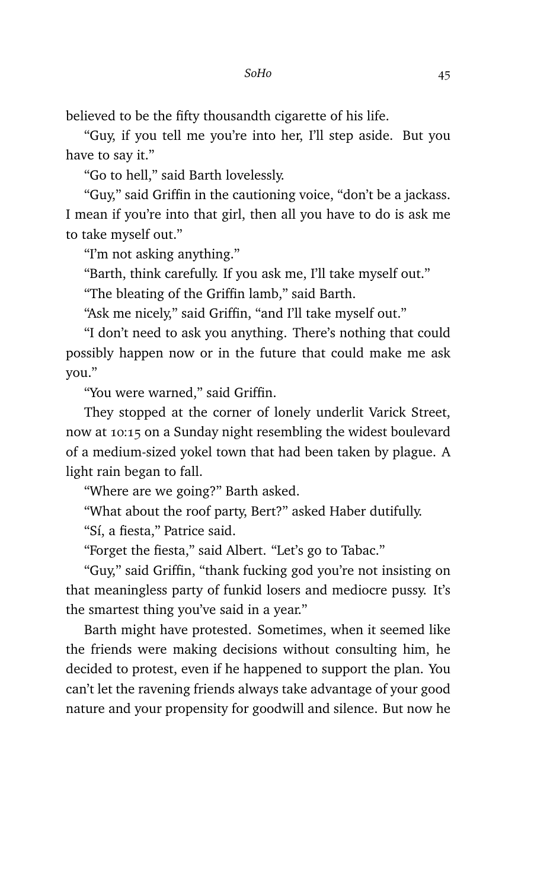believed to be the fifty thousandth cigarette of his life.

"Guy, if you tell me you're into her, I'll step aside. But you have to say it."

"Go to hell," said Barth lovelessly.

"Guy," said Griffin in the cautioning voice, "don't be a jackass. I mean if you're into that girl, then all you have to do is ask me to take myself out."

"I'm not asking anything."

"Barth, think carefully. If you ask me, I'll take myself out."

"The bleating of the Griffin lamb," said Barth.

"Ask me nicely," said Griffin, "and I'll take myself out."

"I don't need to ask you anything. There's nothing that could possibly happen now or in the future that could make me ask you."

"You were warned," said Griffin.

They stopped at the corner of lonely underlit Varick Street, now at 10:15 on a Sunday night resembling the widest boulevard of a medium-sized yokel town that had been taken by plague. A light rain began to fall.

"Where are we going?" Barth asked.

"What about the roof party, Bert?" asked Haber dutifully.

"Sí, a fiesta," Patrice said.

"Forget the fiesta," said Albert. "Let's go to Tabac."

"Guy," said Griffin, "thank fucking god you're not insisting on that meaningless party of funkid losers and mediocre pussy. It's the smartest thing you've said in a year."

Barth might have protested. Sometimes, when it seemed like the friends were making decisions without consulting him, he decided to protest, even if he happened to support the plan. You can't let the ravening friends always take advantage of your good nature and your propensity for goodwill and silence. But now he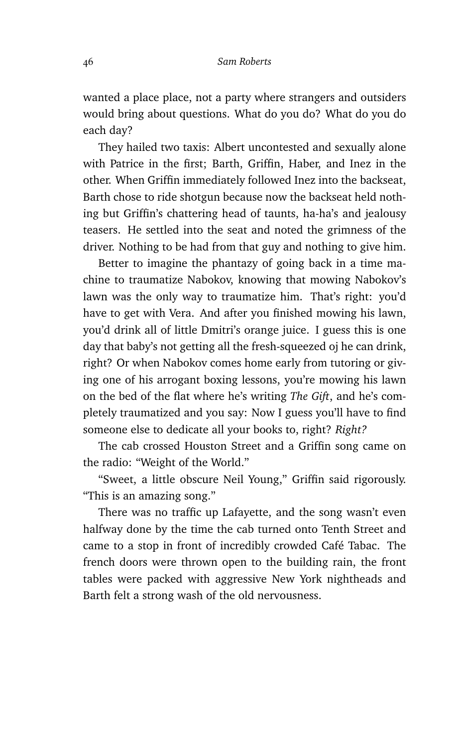wanted a place place, not a party where strangers and outsiders would bring about questions. What do you do? What do you do each day?

They hailed two taxis: Albert uncontested and sexually alone with Patrice in the first; Barth, Griffin, Haber, and Inez in the other. When Griffin immediately followed Inez into the backseat, Barth chose to ride shotgun because now the backseat held nothing but Griffin's chattering head of taunts, ha-ha's and jealousy teasers. He settled into the seat and noted the grimness of the driver. Nothing to be had from that guy and nothing to give him.

Better to imagine the phantazy of going back in a time machine to traumatize Nabokov, knowing that mowing Nabokov's lawn was the only way to traumatize him. That's right: you'd have to get with Vera. And after you finished mowing his lawn, you'd drink all of little Dmitri's orange juice. I guess this is one day that baby's not getting all the fresh-squeezed oj he can drink, right? Or when Nabokov comes home early from tutoring or giving one of his arrogant boxing lessons, you're mowing his lawn on the bed of the flat where he's writing *The Gift*, and he's completely traumatized and you say: Now I guess you'll have to find someone else to dedicate all your books to, right? *Right?*

The cab crossed Houston Street and a Griffin song came on the radio: "Weight of the World."

"Sweet, a little obscure Neil Young," Griffin said rigorously. "This is an amazing song."

There was no traffic up Lafayette, and the song wasn't even halfway done by the time the cab turned onto Tenth Street and came to a stop in front of incredibly crowded Café Tabac. The french doors were thrown open to the building rain, the front tables were packed with aggressive New York nightheads and Barth felt a strong wash of the old nervousness.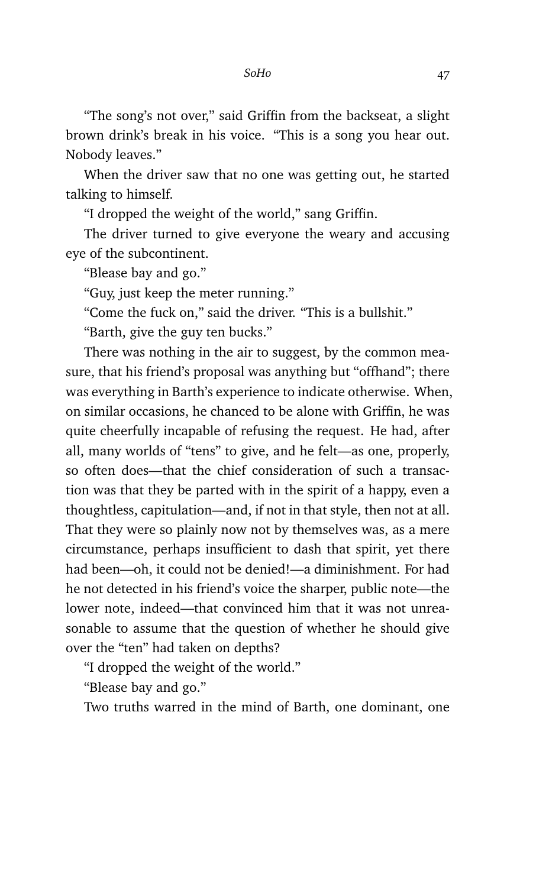"The song's not over," said Griffin from the backseat, a slight brown drink's break in his voice. "This is a song you hear out. Nobody leaves."

When the driver saw that no one was getting out, he started talking to himself.

"I dropped the weight of the world," sang Griffin.

The driver turned to give everyone the weary and accusing eye of the subcontinent.

"Blease bay and go."

"Guy, just keep the meter running."

"Come the fuck on," said the driver. "This is a bullshit."

"Barth, give the guy ten bucks."

There was nothing in the air to suggest, by the common measure, that his friend's proposal was anything but "offhand"; there was everything in Barth's experience to indicate otherwise. When, on similar occasions, he chanced to be alone with Griffin, he was quite cheerfully incapable of refusing the request. He had, after all, many worlds of "tens" to give, and he felt—as one, properly, so often does—that the chief consideration of such a transaction was that they be parted with in the spirit of a happy, even a thoughtless, capitulation—and, if not in that style, then not at all. That they were so plainly now not by themselves was, as a mere circumstance, perhaps insufficient to dash that spirit, yet there had been—oh, it could not be denied!—a diminishment. For had he not detected in his friend's voice the sharper, public note—the lower note, indeed—that convinced him that it was not unreasonable to assume that the question of whether he should give over the "ten" had taken on depths?

"I dropped the weight of the world."

"Blease bay and go."

Two truths warred in the mind of Barth, one dominant, one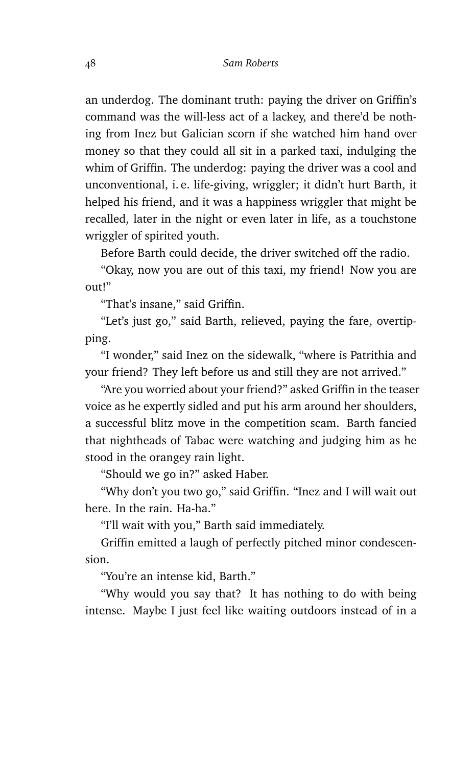an underdog. The dominant truth: paying the driver on Griffin's command was the will-less act of a lackey, and there'd be nothing from Inez but Galician scorn if she watched him hand over money so that they could all sit in a parked taxi, indulging the whim of Griffin. The underdog: paying the driver was a cool and unconventional, i. e. life-giving, wriggler; it didn't hurt Barth, it helped his friend, and it was a happiness wriggler that might be recalled, later in the night or even later in life, as a touchstone wriggler of spirited youth.

Before Barth could decide, the driver switched off the radio.

"Okay, now you are out of this taxi, my friend! Now you are out!"

"That's insane," said Griffin.

"Let's just go," said Barth, relieved, paying the fare, overtipping.

"I wonder," said Inez on the sidewalk, "where is Patrithia and your friend? They left before us and still they are not arrived."

"Are you worried about your friend?" asked Griffin in the teaser voice as he expertly sidled and put his arm around her shoulders, a successful blitz move in the competition scam. Barth fancied that nightheads of Tabac were watching and judging him as he stood in the orangey rain light.

"Should we go in?" asked Haber.

"Why don't you two go," said Griffin. "Inez and I will wait out here. In the rain. Ha-ha."

"I'll wait with you," Barth said immediately.

Griffin emitted a laugh of perfectly pitched minor condescension.

"You're an intense kid, Barth."

"Why would you say that? It has nothing to do with being intense. Maybe I just feel like waiting outdoors instead of in a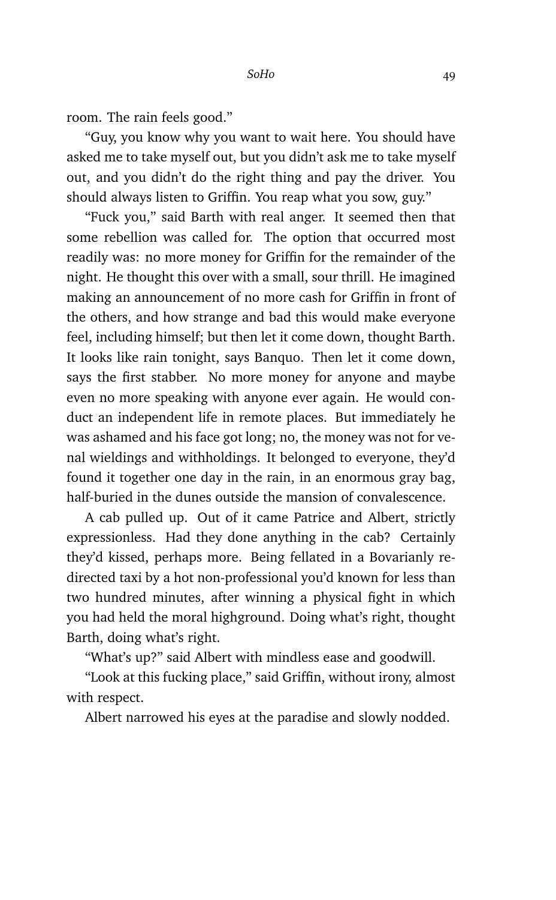room. The rain feels good."

"Guy, you know why you want to wait here. You should have asked me to take myself out, but you didn't ask me to take myself out, and you didn't do the right thing and pay the driver. You should always listen to Griffin. You reap what you sow, guy."

"Fuck you," said Barth with real anger. It seemed then that some rebellion was called for. The option that occurred most readily was: no more money for Griffin for the remainder of the night. He thought this over with a small, sour thrill. He imagined making an announcement of no more cash for Griffin in front of the others, and how strange and bad this would make everyone feel, including himself; but then let it come down, thought Barth. It looks like rain tonight, says Banquo. Then let it come down, says the first stabber. No more money for anyone and maybe even no more speaking with anyone ever again. He would conduct an independent life in remote places. But immediately he was ashamed and his face got long; no, the money was not for venal wieldings and withholdings. It belonged to everyone, they'd found it together one day in the rain, in an enormous gray bag, half-buried in the dunes outside the mansion of convalescence.

A cab pulled up. Out of it came Patrice and Albert, strictly expressionless. Had they done anything in the cab? Certainly they'd kissed, perhaps more. Being fellated in a Bovarianly redirected taxi by a hot non-professional you'd known for less than two hundred minutes, after winning a physical fight in which you had held the moral highground. Doing what's right, thought Barth, doing what's right.

"What's up?" said Albert with mindless ease and goodwill.

"Look at this fucking place," said Griffin, without irony, almost with respect.

Albert narrowed his eyes at the paradise and slowly nodded.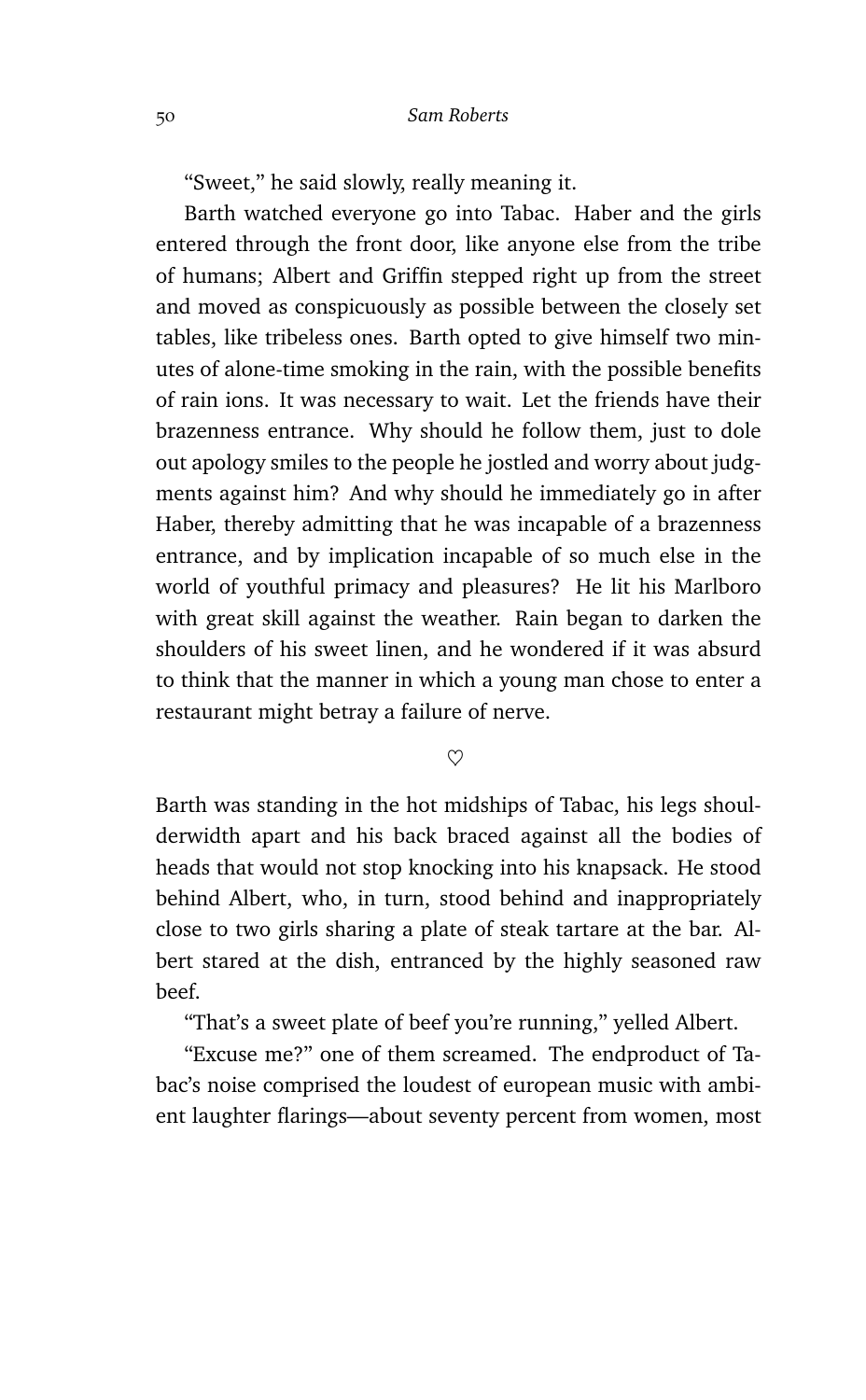"Sweet," he said slowly, really meaning it.

Barth watched everyone go into Tabac. Haber and the girls entered through the front door, like anyone else from the tribe of humans; Albert and Griffin stepped right up from the street and moved as conspicuously as possible between the closely set tables, like tribeless ones. Barth opted to give himself two minutes of alone-time smoking in the rain, with the possible benefits of rain ions. It was necessary to wait. Let the friends have their brazenness entrance. Why should he follow them, just to dole out apology smiles to the people he jostled and worry about judgments against him? And why should he immediately go in after Haber, thereby admitting that he was incapable of a brazenness entrance, and by implication incapable of so much else in the world of youthful primacy and pleasures? He lit his Marlboro with great skill against the weather. Rain began to darken the shoulders of his sweet linen, and he wondered if it was absurd to think that the manner in which a young man chose to enter a restaurant might betray a failure of nerve.

♡

Barth was standing in the hot midships of Tabac, his legs shoulderwidth apart and his back braced against all the bodies of heads that would not stop knocking into his knapsack. He stood behind Albert, who, in turn, stood behind and inappropriately close to two girls sharing a plate of steak tartare at the bar. Albert stared at the dish, entranced by the highly seasoned raw beef.

"That's a sweet plate of beef you're running," yelled Albert.

"Excuse me?" one of them screamed. The endproduct of Tabac's noise comprised the loudest of european music with ambient laughter flarings—about seventy percent from women, most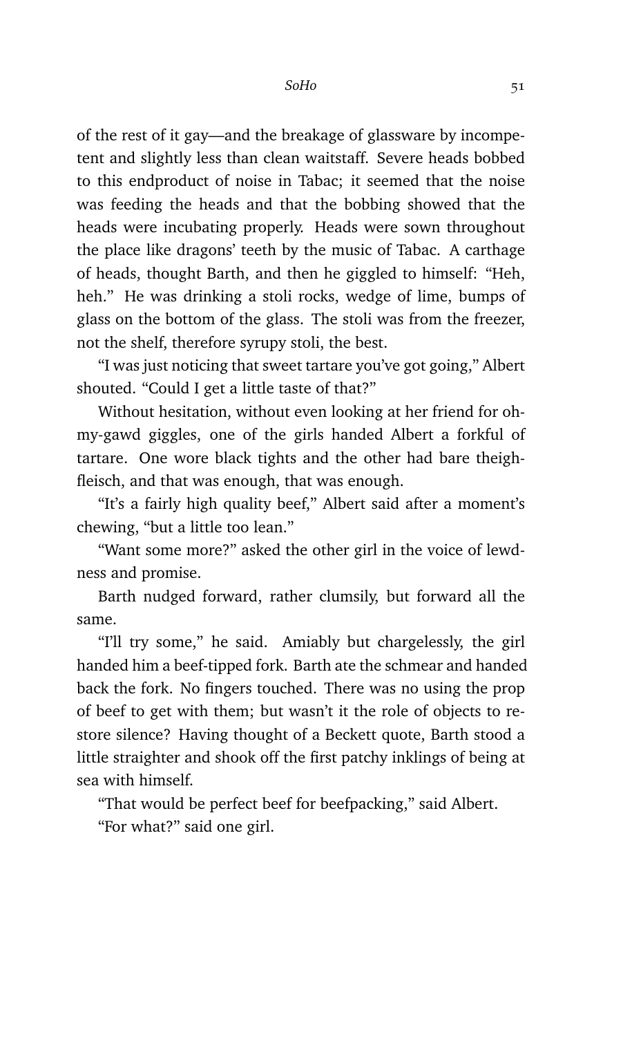of the rest of it gay—and the breakage of glassware by incompetent and slightly less than clean waitstaff. Severe heads bobbed to this endproduct of noise in Tabac; it seemed that the noise was feeding the heads and that the bobbing showed that the heads were incubating properly. Heads were sown throughout the place like dragons' teeth by the music of Tabac. A carthage of heads, thought Barth, and then he giggled to himself: "Heh, heh." He was drinking a stoli rocks, wedge of lime, bumps of glass on the bottom of the glass. The stoli was from the freezer, not the shelf, therefore syrupy stoli, the best.

"I was just noticing that sweet tartare you've got going," Albert shouted. "Could I get a little taste of that?"

Without hesitation, without even looking at her friend for oh-my-gawd giggles, one of the girls handed Albert a forkful of tartare. One wore black tights and the other had bare theighfleisch, and that was enough, that was enough.

"It's a fairly high quality beef," Albert said after a moment's chewing, "but a little too lean."

"Want some more?" asked the other girl in the voice of lewdness and promise.

Barth nudged forward, rather clumsily, but forward all the same.

"I'll try some," he said. Amiably but chargelessly, the girl handed him a beef-tipped fork. Barth ate the schmear and handed back the fork. No fingers touched. There was no using the prop of beef to get with them; but wasn't it the role of objects to restore silence? Having thought of a Beckett quote, Barth stood a little straighter and shook off the first patchy inklings of being at sea with himself.

"That would be perfect beef for beefpacking," said Albert.

"For what?" said one girl.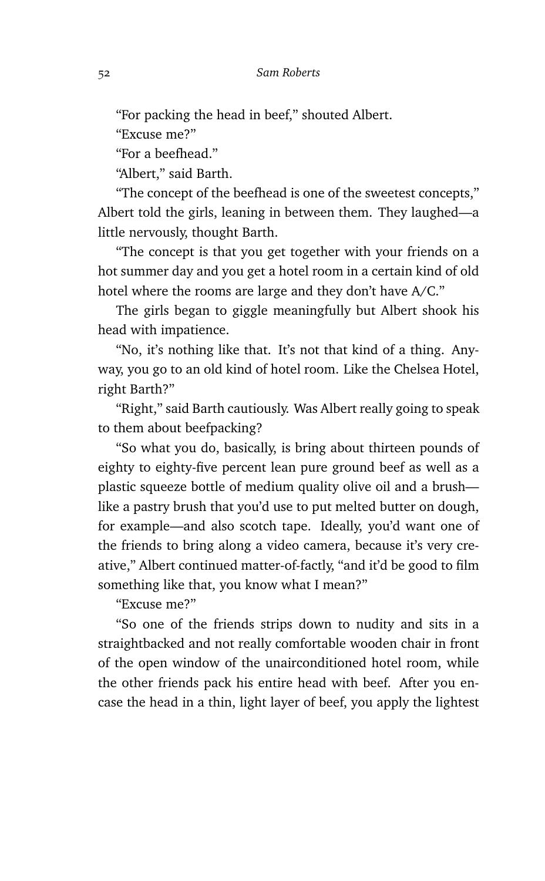"For packing the head in beef," shouted Albert.

"Excuse me?"

"For a beefhead."

"Albert," said Barth.

"The concept of the beefhead is one of the sweetest concepts," Albert told the girls, leaning in between them. They laughed—a little nervously, thought Barth.

"The concept is that you get together with your friends on a hot summer day and you get a hotel room in a certain kind of old hotel where the rooms are large and they don't have A/C."

The girls began to giggle meaningfully but Albert shook his head with impatience.

"No, it's nothing like that. It's not that kind of a thing. Anyway, you go to an old kind of hotel room. Like the Chelsea Hotel, right Barth?"

"Right," said Barth cautiously. Was Albert really going to speak to them about beefpacking?

"So what you do, basically, is bring about thirteen pounds of eighty to eighty-five percent lean pure ground beef as well as a plastic squeeze bottle of medium quality olive oil and a brush—like a pastry brush that you'd use to put melted butter on dough, for example—and also scotch tape. Ideally, you'd want one of the friends to bring along a video camera, because it's very creative," Albert continued matter-of-factly, "and it'd be good to film something like that, you know what I mean?"

"Excuse me?"

"So one of the friends strips down to nudity and sits in a straightbacked and not really comfortable wooden chair in front of the open window of the unairconditioned hotel room, while the other friends pack his entire head with beef. After you encase the head in a thin, light layer of beef, you apply the lightest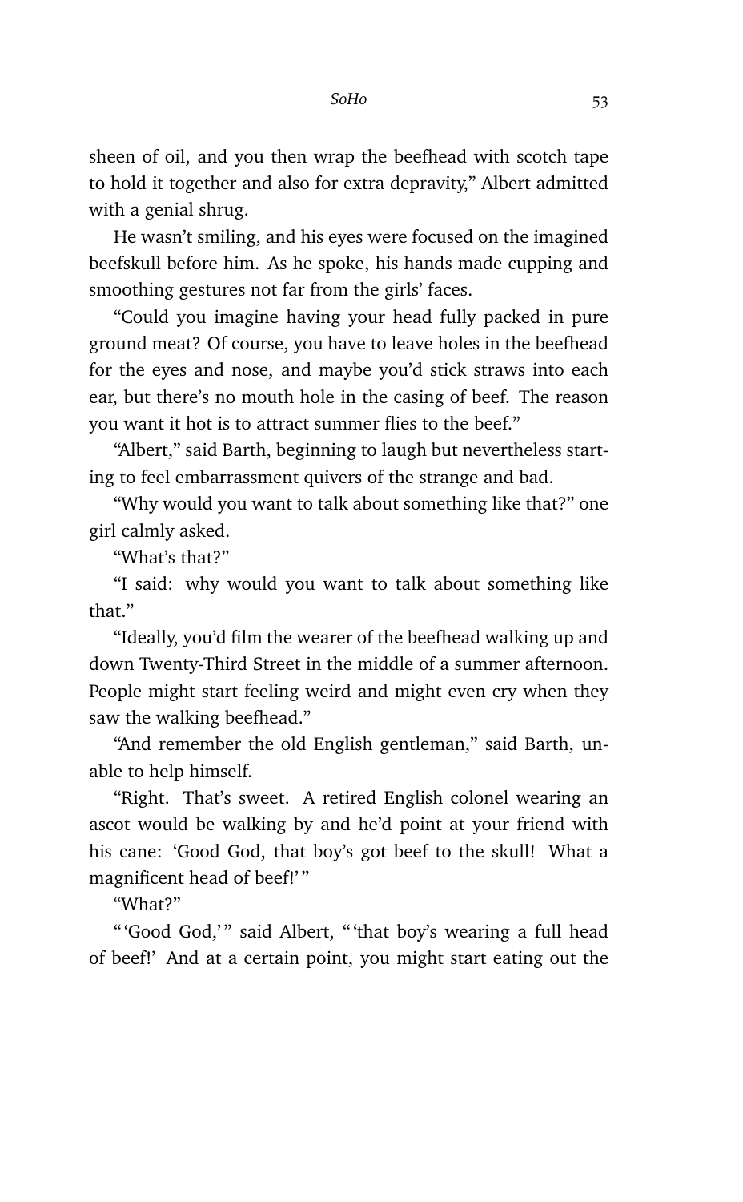sheen of oil, and you then wrap the beefhead with scotch tape to hold it together and also for extra depravity," Albert admitted with a genial shrug.

He wasn't smiling, and his eyes were focused on the imagined beefskull before him. As he spoke, his hands made cupping and smoothing gestures not far from the girls' faces.

"Could you imagine having your head fully packed in pure ground meat? Of course, you have to leave holes in the beefhead for the eyes and nose, and maybe you'd stick straws into each ear, but there's no mouth hole in the casing of beef. The reason you want it hot is to attract summer flies to the beef."

"Albert," said Barth, beginning to laugh but nevertheless starting to feel embarrassment quivers of the strange and bad.

"Why would you want to talk about something like that?" one girl calmly asked.

"What's that?"

"I said: why would you want to talk about something like that."

"Ideally, you'd film the wearer of the beefhead walking up and down Twenty-Third Street in the middle of a summer afternoon. People might start feeling weird and might even cry when they saw the walking beefhead."

"And remember the old English gentleman," said Barth, unable to help himself.

"Right. That's sweet. A retired English colonel wearing an ascot would be walking by and he'd point at your friend with his cane: 'Good God, that boy's got beef to the skull! What a magnificent head of beef!'"

"What?"

"'Good God,'" said Albert, "'that boy's wearing a full head of beef!' And at a certain point, you might start eating out the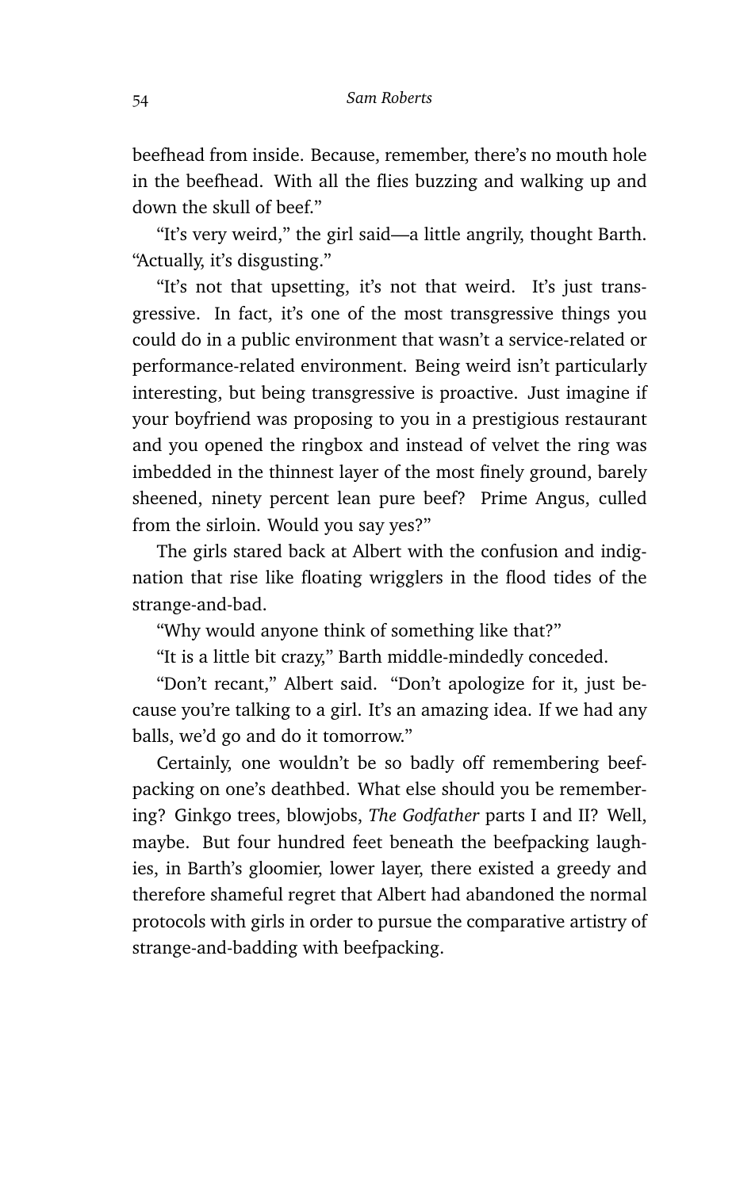beefhead from inside. Because, remember, there's no mouth hole in the beefhead. With all the flies buzzing and walking up and down the skull of beef."

"It's very weird," the girl said—a little angrily, thought Barth. "Actually, it's disgusting."

"It's not that upsetting, it's not that weird. It's just transgressive. In fact, it's one of the most transgressive things you could do in a public environment that wasn't a service-related or performance-related environment. Being weird isn't particularly interesting, but being transgressive is proactive. Just imagine if your boyfriend was proposing to you in a prestigious restaurant and you opened the ringbox and instead of velvet the ring was imbedded in the thinnest layer of the most finely ground, barely sheened, ninety percent lean pure beef? Prime Angus, culled from the sirloin. Would you say yes?"

The girls stared back at Albert with the confusion and indignation that rise like floating wrigglers in the flood tides of the strange-and-bad.

"Why would anyone think of something like that?"

"It is a little bit crazy," Barth middle-mindedly conceded.

"Don't recant," Albert said. "Don't apologize for it, just because you're talking to a girl. It's an amazing idea. If we had any balls, we'd go and do it tomorrow."

Certainly, one wouldn't be so badly off remembering beefpacking on one's deathbed. What else should you be remembering? Ginkgo trees, blowjobs, *The Godfather* parts I and II? Well, maybe. But four hundred feet beneath the beefpacking laughies, in Barth's gloomier, lower layer, there existed a greedy and therefore shameful regret that Albert had abandoned the normal protocols with girls in order to pursue the comparative artistry of strange-and-badding with beefpacking.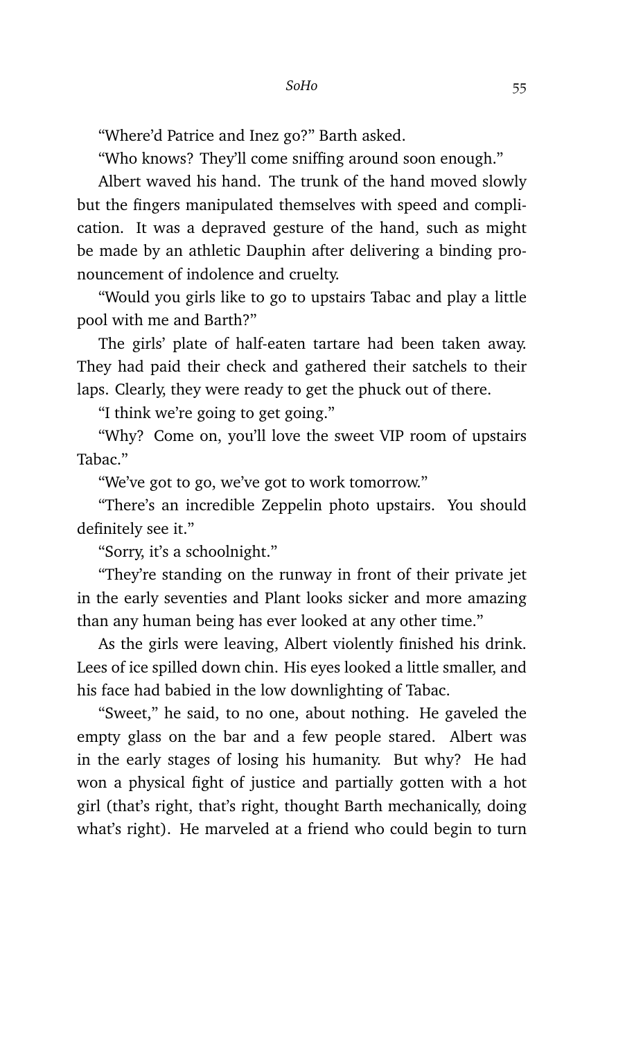"Where'd Patrice and Inez go?" Barth asked.

"Who knows? They'll come sniffing around soon enough."

Albert waved his hand. The trunk of the hand moved slowly but the fingers manipulated themselves with speed and complication. It was a depraved gesture of the hand, such as might be made by an athletic Dauphin after delivering a binding pronouncement of indolence and cruelty.

"Would you girls like to go to upstairs Tabac and play a little pool with me and Barth?"

The girls' plate of half-eaten tartare had been taken away. They had paid their check and gathered their satchels to their laps. Clearly, they were ready to get the phuck out of there.

"I think we're going to get going."

"Why? Come on, you'll love the sweet VIP room of upstairs Tabac."

"We've got to go, we've got to work tomorrow."

"There's an incredible Zeppelin photo upstairs. You should definitely see it."

"Sorry, it's a schoolnight."

"They're standing on the runway in front of their private jet in the early seventies and Plant looks sicker and more amazing than any human being has ever looked at any other time."

As the girls were leaving, Albert violently finished his drink. Lees of ice spilled down chin. His eyes looked a little smaller, and his face had babied in the low downlighting of Tabac.

"Sweet," he said, to no one, about nothing. He gaveled the empty glass on the bar and a few people stared. Albert was in the early stages of losing his humanity. But why? He had won a physical fight of justice and partially gotten with a hot girl (that's right, that's right, thought Barth mechanically, doing what's right). He marveled at a friend who could begin to turn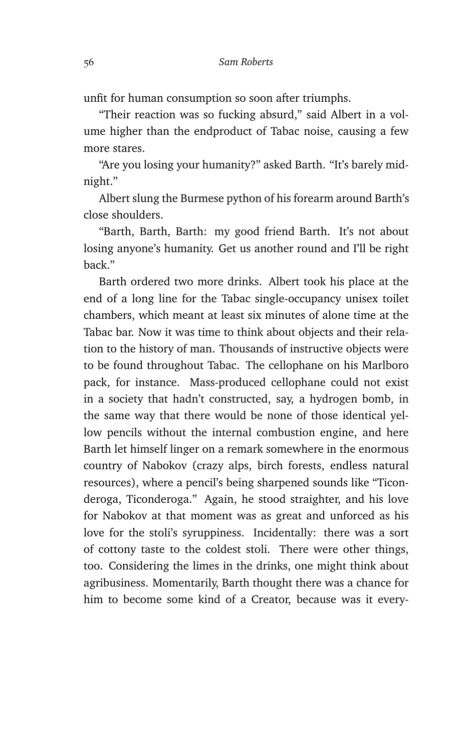unfit for human consumption so soon after triumphs.

"Their reaction was so fucking absurd," said Albert in a volume higher than the endproduct of Tabac noise, causing a few more stares.

"Are you losing your humanity?" asked Barth. "It's barely midnight."

Albert slung the Burmese python of his forearm around Barth's close shoulders.

"Barth, Barth, Barth: my good friend Barth. It's not about losing anyone's humanity. Get us another round and I'll be right back."

Barth ordered two more drinks. Albert took his place at the end of a long line for the Tabac single-occupancy unisex toilet chambers, which meant at least six minutes of alone time at the Tabac bar. Now it was time to think about objects and their relation to the history of man. Thousands of instructive objects were to be found throughout Tabac. The cellophane on his Marlboro pack, for instance. Mass-produced cellophane could not exist in a society that hadn't constructed, say, a hydrogen bomb, in the same way that there would be none of those identical yellow pencils without the internal combustion engine, and here Barth let himself linger on a remark somewhere in the enormous country of Nabokov (crazy alps, birch forests, endless natural resources), where a pencil's being sharpened sounds like "Ticonderoga, Ticonderoga." Again, he stood straighter, and his love for Nabokov at that moment was as great and unforced as his love for the stoli's syruppiness. Incidentally: there was a sort of cottony taste to the coldest stoli. There were other things, too. Considering the limes in the drinks, one might think about agribusiness. Momentarily, Barth thought there was a chance for him to become some kind of a Creator, because was it every-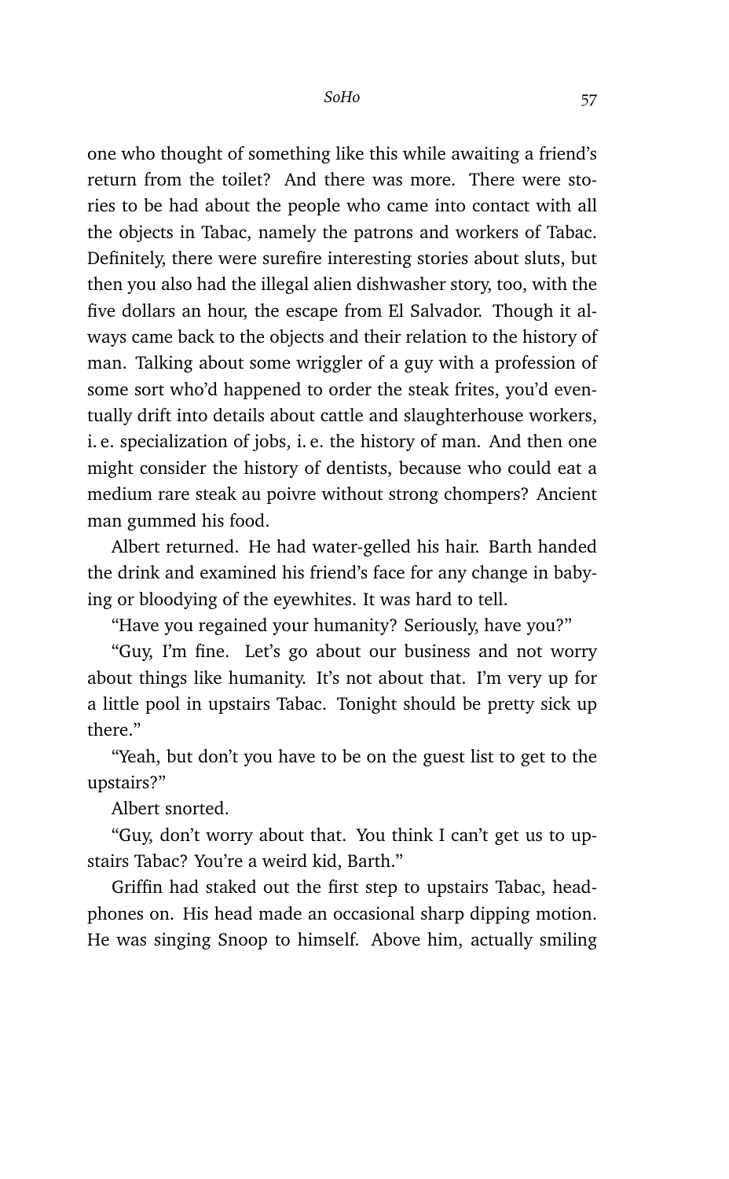one who thought of something like this while awaiting a friend's return from the toilet? And there was more. There were stories to be had about the people who came into contact with all the objects in Tabac, namely the patrons and workers of Tabac. Definitely, there were surefire interesting stories about sluts, but then you also had the illegal alien dishwasher story, too, with the five dollars an hour, the escape from El Salvador. Though it always came back to the objects and their relation to the history of man. Talking about some wriggler of a guy with a profession of some sort who'd happened to order the steak frites, you'd eventually drift into details about cattle and slaughterhouse workers, i. e. specialization of jobs, i. e. the history of man. And then one might consider the history of dentists, because who could eat a medium rare steak au poivre without strong chompers? Ancient man gummed his food.

Albert returned. He had water-gelled his hair. Barth handed the drink and examined his friend's face for any change in babying or bloodying of the eyewhites. It was hard to tell.

"Have you regained your humanity? Seriously, have you?"

"Guy, I'm fine. Let's go about our business and not worry about things like humanity. It's not about that. I'm very up for a little pool in upstairs Tabac. Tonight should be pretty sick up there."

"Yeah, but don't you have to be on the guest list to get to the upstairs?"

Albert snorted.

"Guy, don't worry about that. You think I can't get us to upstairs Tabac? You're a weird kid, Barth."

Griffin had staked out the first step to upstairs Tabac, headphones on. His head made an occasional sharp dipping motion. He was singing Snoop to himself. Above him, actually smiling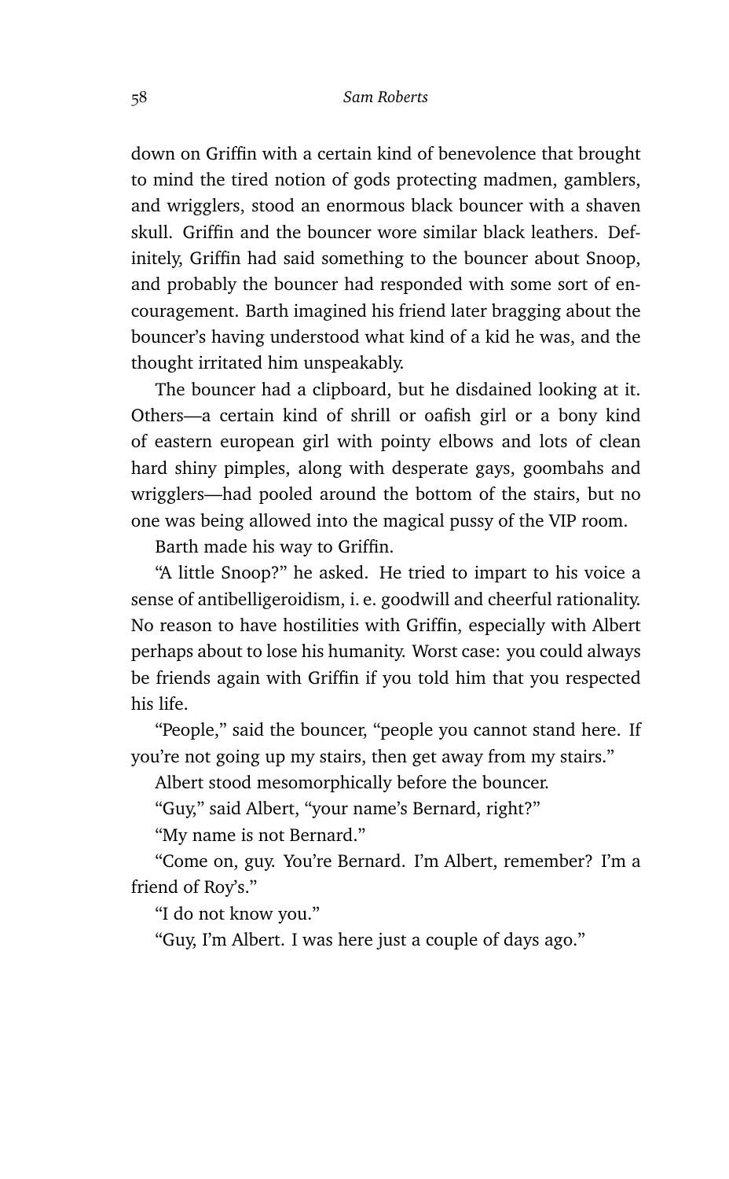down on Griffin with a certain kind of benevolence that brought to mind the tired notion of gods protecting madmen, gamblers, and wrigglers, stood an enormous black bouncer with a shaven skull. Griffin and the bouncer wore similar black leathers. Definitely, Griffin had said something to the bouncer about Snoop, and probably the bouncer had responded with some sort of encouragement. Barth imagined his friend later bragging about the bouncer's having understood what kind of a kid he was, and the thought irritated him unspeakably.

The bouncer had a clipboard, but he disdained looking at it. Others—a certain kind of shrill or oafish girl or a bony kind of eastern european girl with pointy elbows and lots of clean hard shiny pimples, along with desperate gays, goombahs and wrigglers—had pooled around the bottom of the stairs, but no one was being allowed into the magical pussy of the VIP room.

Barth made his way to Griffin.

"A little Snoop?" he asked. He tried to impart to his voice a sense of antibelligeroidism, i. e. goodwill and cheerful rationality. No reason to have hostilities with Griffin, especially with Albert perhaps about to lose his humanity. Worst case: you could always be friends again with Griffin if you told him that you respected his life.

"People," said the bouncer, "people you cannot stand here. If you're not going up my stairs, then get away from my stairs."

Albert stood mesomorphically before the bouncer.

"Guy," said Albert, "your name's Bernard, right?"

"My name is not Bernard."

"Come on, guy. You're Bernard. I'm Albert, remember? I'm a friend of Roy's."

"I do not know you."

"Guy, I'm Albert. I was here just a couple of days ago."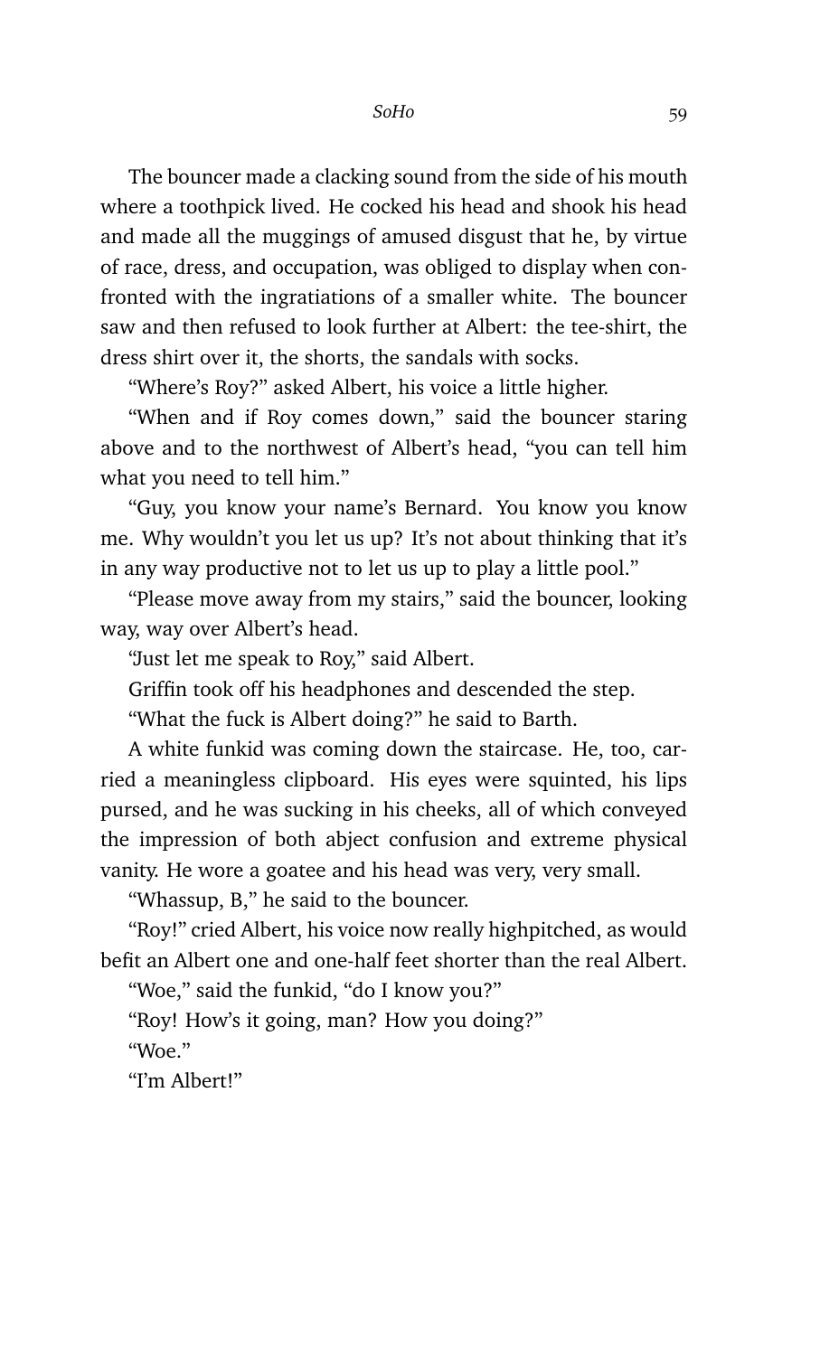The bouncer made a clacking sound from the side of his mouth where a toothpick lived. He cocked his head and shook his head and made all the muggings of amused disgust that he, by virtue of race, dress, and occupation, was obliged to display when confronted with the ingratiations of a smaller white. The bouncer saw and then refused to look further at Albert: the tee-shirt, the dress shirt over it, the shorts, the sandals with socks.

"Where's Roy?" asked Albert, his voice a little higher.

"When and if Roy comes down," said the bouncer staring above and to the northwest of Albert's head, "you can tell him what you need to tell him."

"Guy, you know your name's Bernard. You know you know me. Why wouldn't you let us up? It's not about thinking that it's in any way productive not to let us up to play a little pool."

"Please move away from my stairs," said the bouncer, looking way, way over Albert's head.

"Just let me speak to Roy," said Albert.

Griffin took off his headphones and descended the step.

"What the fuck is Albert doing?" he said to Barth.

A white funkid was coming down the staircase. He, too, carried a meaningless clipboard. His eyes were squinted, his lips pursed, and he was sucking in his cheeks, all of which conveyed the impression of both abject confusion and extreme physical vanity. He wore a goatee and his head was very, very small.

"Whassup, B," he said to the bouncer.

"Roy!" cried Albert, his voice now really highpitched, as would befit an Albert one and one-half feet shorter than the real Albert.

"Woe," said the funkid, "do I know you?"

"Roy! How's it going, man? How you doing?"

"Woe."

"I'm Albert!"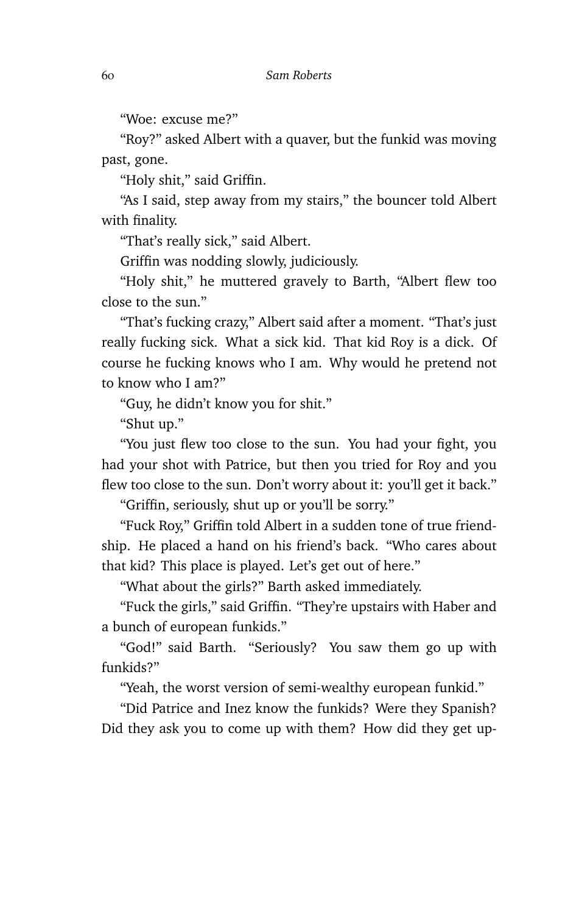"Woe: excuse me?"

"Roy?" asked Albert with a quaver, but the funkid was moving past, gone.

"Holy shit," said Griffin.

"As I said, step away from my stairs," the bouncer told Albert with finality.

"That's really sick," said Albert.

Griffin was nodding slowly, judiciously.

"Holy shit," he muttered gravely to Barth, "Albert flew too close to the sun."

"That's fucking crazy," Albert said after a moment. "That's just really fucking sick. What a sick kid. That kid Roy is a dick. Of course he fucking knows who I am. Why would he pretend not to know who I am?"

"Guy, he didn't know you for shit."

"Shut up."

"You just flew too close to the sun. You had your fight, you had your shot with Patrice, but then you tried for Roy and you flew too close to the sun. Don't worry about it: you'll get it back."

"Griffin, seriously, shut up or you'll be sorry."

"Fuck Roy," Griffin told Albert in a sudden tone of true friendship. He placed a hand on his friend's back. "Who cares about that kid? This place is played. Let's get out of here."

"What about the girls?" Barth asked immediately.

"Fuck the girls," said Griffin. "They're upstairs with Haber and a bunch of european funkids."

"God!" said Barth. "Seriously? You saw them go up with funkids?"

"Yeah, the worst version of semi-wealthy european funkid."

"Did Patrice and Inez know the funkids? Were they Spanish? Did they ask you to come up with them? How did they get up-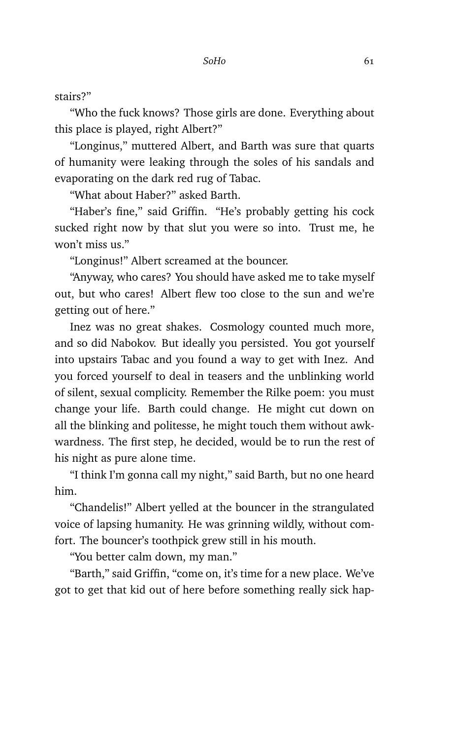stairs?"

"Who the fuck knows? Those girls are done. Everything about this place is played, right Albert?"

"Longinus," muttered Albert, and Barth was sure that quarts of humanity were leaking through the soles of his sandals and evaporating on the dark red rug of Tabac.

"What about Haber?" asked Barth.

"Haber's fine," said Griffin. "He's probably getting his cock sucked right now by that slut you were so into. Trust me, he won't miss us."

"Longinus!" Albert screamed at the bouncer.

"Anyway, who cares? You should have asked me to take myself out, but who cares! Albert flew too close to the sun and we're getting out of here."

Inez was no great shakes. Cosmology counted much more, and so did Nabokov. But ideally you persisted. You got yourself into upstairs Tabac and you found a way to get with Inez. And you forced yourself to deal in teasers and the unblinking world of silent, sexual complicity. Remember the Rilke poem: you must change your life. Barth could change. He might cut down on all the blinking and politesse, he might touch them without awkwardness. The first step, he decided, would be to run the rest of his night as pure alone time.

"I think I'm gonna call my night," said Barth, but no one heard him.

"Chandelis!" Albert yelled at the bouncer in the strangulated voice of lapsing humanity. He was grinning wildly, without comfort. The bouncer's toothpick grew still in his mouth.

"You better calm down, my man."

"Barth," said Griffin, "come on, it's time for a new place. We've got to get that kid out of here before something really sick hap-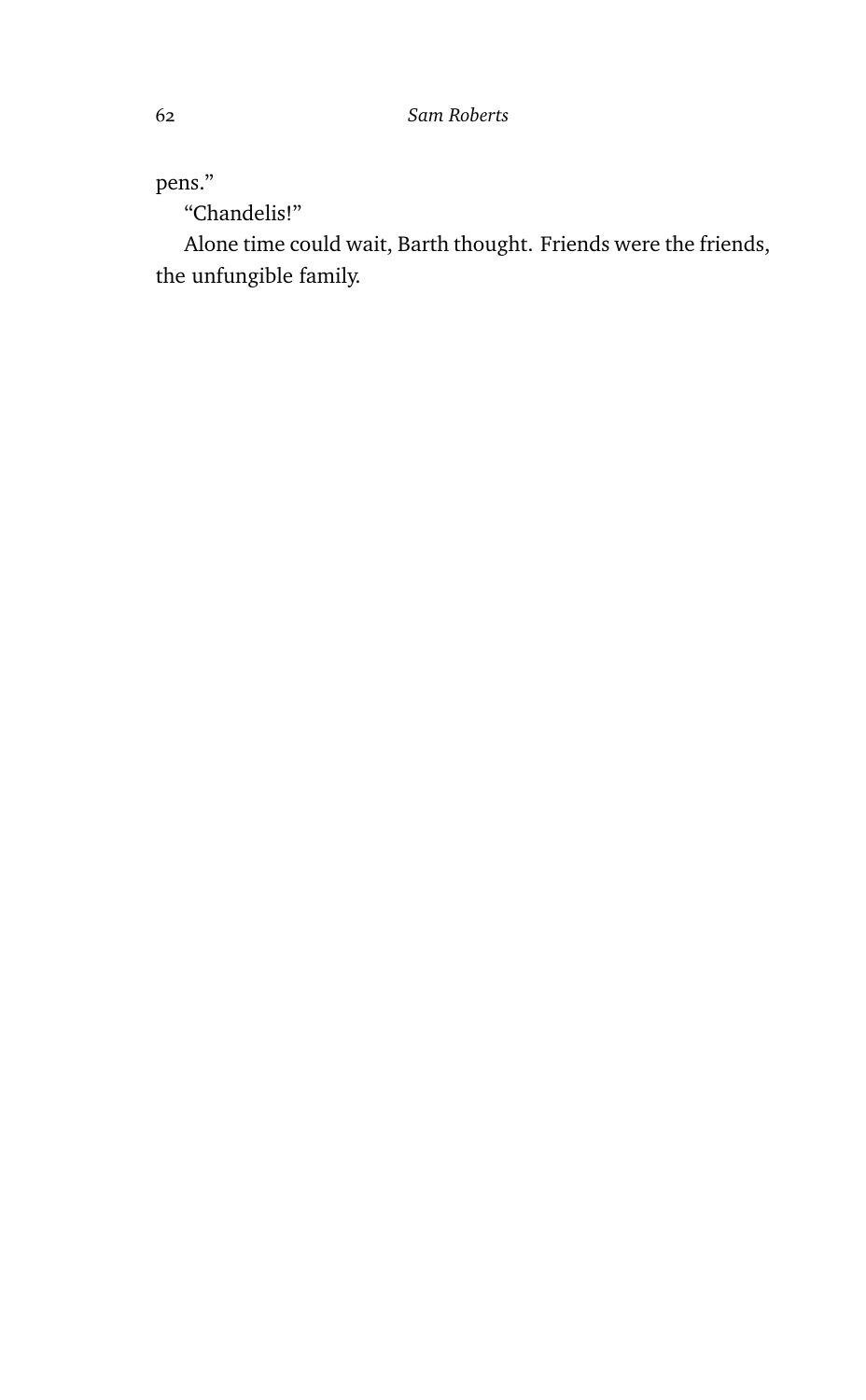pens."

"Chandelis!"

Alone time could wait, Barth thought. Friends were the friends, the unfungible family.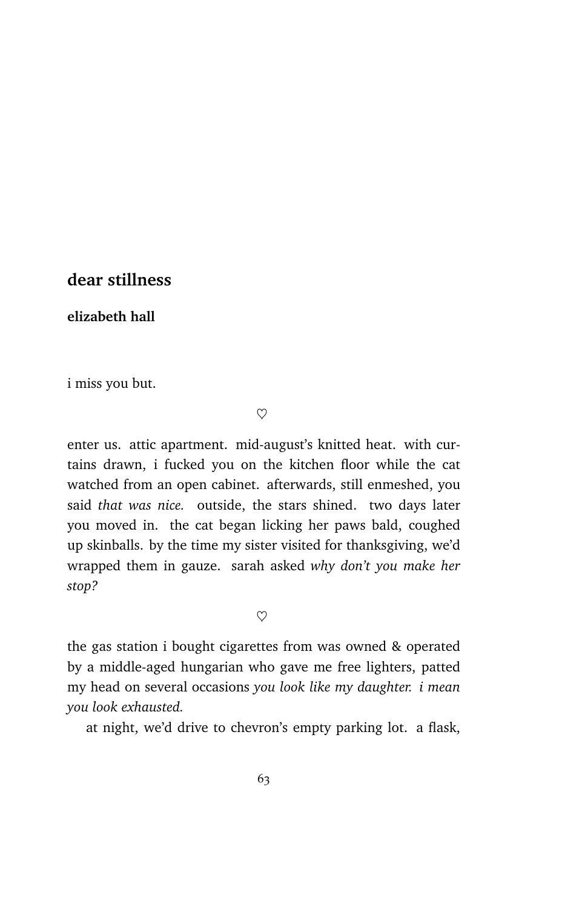## dear stillness

**elizabeth hall**

i miss you but.

♡

enter us. attic apartment. mid-august's knitted heat. with curtains drawn, i fucked you on the kitchen floor while the cat watched from an open cabinet. afterwards, still enmeshed, you said *that was nice.* outside, the stars shined. two days later you moved in. the cat began licking her paws bald, coughed up skinballs. by the time my sister visited for thanksgiving, we'd wrapped them in gauze. sarah asked *why don't you make her stop?*

♡

the gas station i bought cigarettes from was owned & operated by a middle-aged hungarian who gave me free lighters, patted my head on several occasions *you look like my daughter. i mean you look exhausted.*

at night, we'd drive to chevron's empty parking lot. a flask,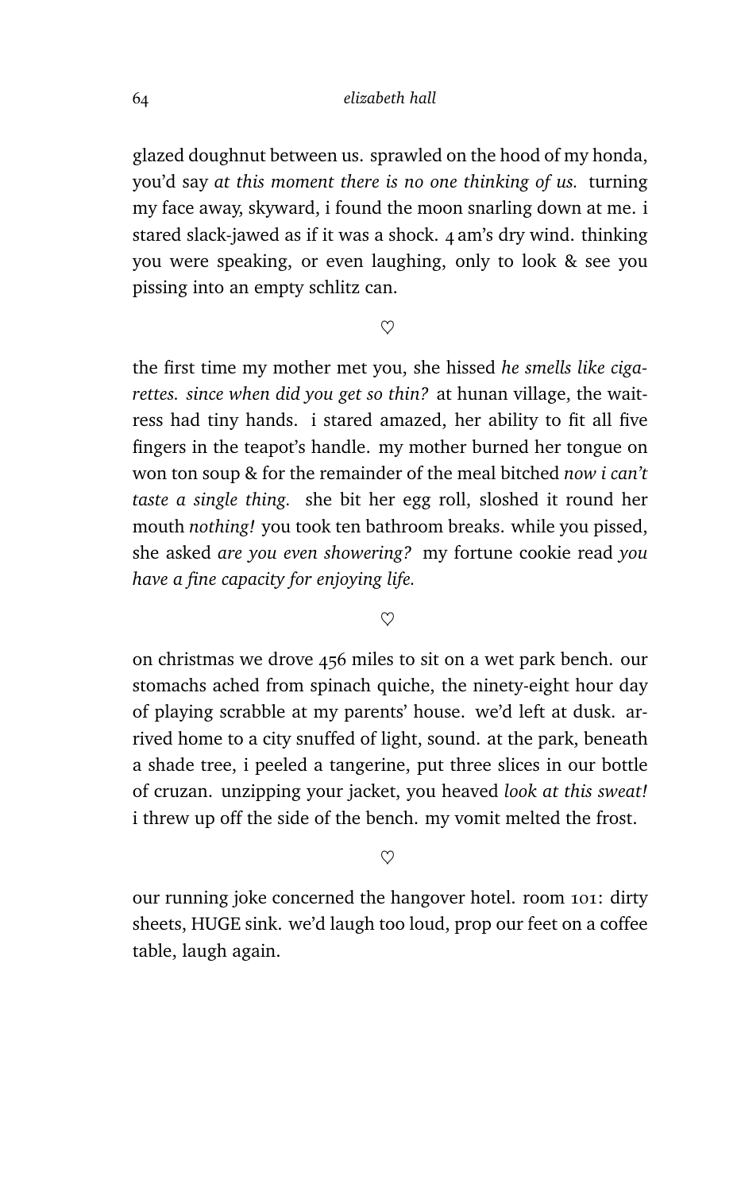glazed doughnut between us. sprawled on the hood of my honda, you'd say *at this moment there is no one thinking of us.* turning my face away, skyward, i found the moon snarling down at me. i stared slack-jawed as if it was a shock. 4 am's dry wind. thinking you were speaking, or even laughing, only to look & see you pissing into an empty schlitz can.

♡

the first time my mother met you, she hissed *he smells like cigarettes. since when did you get so thin?* at hunan village, the waitress had tiny hands. i stared amazed, her ability to fit all five fingers in the teapot's handle. my mother burned her tongue on won ton soup & for the remainder of the meal bitched *now i can't taste a single thing.* she bit her egg roll, sloshed it round her mouth *nothing!* you took ten bathroom breaks. while you pissed, she asked *are you even showering?* my fortune cookie read *you have a fine capacity for enjoying life.*

♡

on christmas we drove 456 miles to sit on a wet park bench. our stomachs ached from spinach quiche, the ninety-eight hour day of playing scrabble at my parents' house. we'd left at dusk. arrived home to a city snuffed of light, sound. at the park, beneath a shade tree, i peeled a tangerine, put three slices in our bottle of cruzan. unzipping your jacket, you heaved *look at this sweat!* i threw up off the side of the bench. my vomit melted the frost.

♡

our running joke concerned the hangover hotel. room 101: dirty sheets, HUGE sink. we'd laugh too loud, prop our feet on a coffee table, laugh again.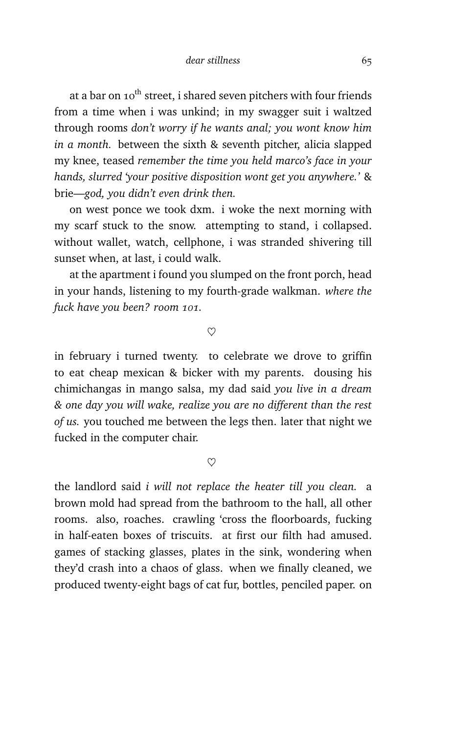at a bar on $10^{th}$ street, i shared seven pitchers with four friends from a time when i was unkind; in my swagger suit i waltzed through rooms *don't worry if he wants anal; you wont know him in a month.* between the sixth & seventh pitcher, alicia slapped my knee, teased *remember the time you held marco's face in your hands, slurred 'your positive disposition wont get you anywhere.'* & brie—*god, you didn't even drink then.*

on west ponce we took dxm. i woke the next morning with my scarf stuck to the snow. attempting to stand, i collapsed. without wallet, watch, cellphone, i was stranded shivering till sunset when, at last, i could walk.

at the apartment i found you slumped on the front porch, head in your hands, listening to my fourth-grade walkman. *where the fuck have you been? room 101.*

♡

in february i turned twenty. to celebrate we drove to griffin to eat cheap mexican & bicker with my parents. dousing his chimichangas in mango salsa, my dad said *you live in a dream & one day you will wake, realize you are no different than the rest of us.* you touched me between the legs then. later that night we fucked in the computer chair.

♡

the landlord said *i will not replace the heater till you clean.* a brown mold had spread from the bathroom to the hall, all other rooms. also, roaches. crawling 'cross the floorboards, fucking in half-eaten boxes of triscuits. at first our filth had amused. games of stacking glasses, plates in the sink, wondering when they'd crash into a chaos of glass. when we finally cleaned, we produced twenty-eight bags of cat fur, bottles, penciled paper. on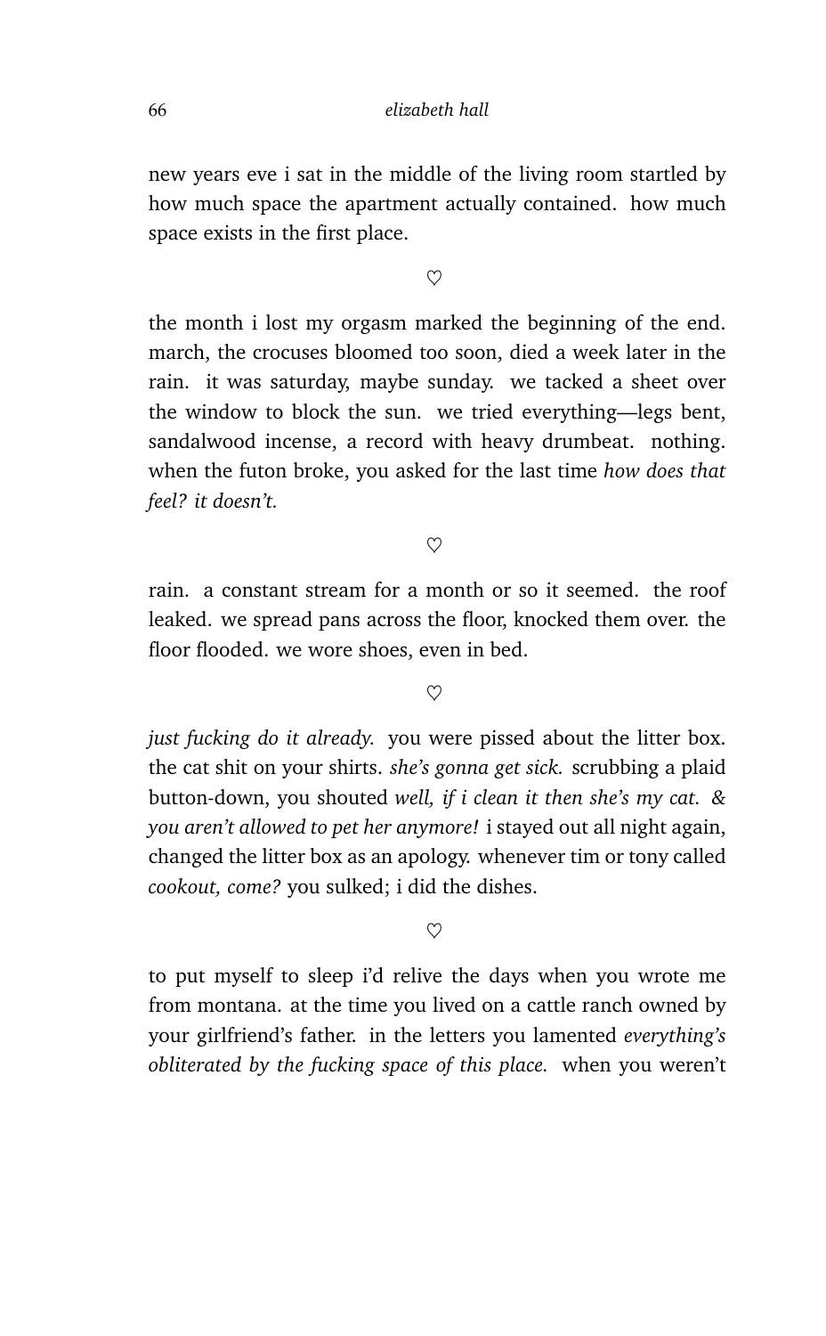new years eve i sat in the middle of the living room startled by how much space the apartment actually contained. how much space exists in the first place.

♡

the month i lost my orgasm marked the beginning of the end. march, the crocuses bloomed too soon, died a week later in the rain. it was saturday, maybe sunday. we tacked a sheet over the window to block the sun. we tried everything—legs bent, sandalwood incense, a record with heavy drumbeat. nothing. when the futon broke, you asked for the last time *how does that feel? it doesn't.*

♡

rain. a constant stream for a month or so it seemed. the roof leaked. we spread pans across the floor, knocked them over. the floor flooded. we wore shoes, even in bed.

♡

*just fucking do it already.* you were pissed about the litter box. the cat shit on your shirts. *she's gonna get sick.* scrubbing a plaid button-down, you shouted *well, if i clean it then she's my cat. & you aren't allowed to pet her anymore!* i stayed out all night again, changed the litter box as an apology. whenever tim or tony called *cookout, come?* you sulked; i did the dishes.

♡

to put myself to sleep i'd relive the days when you wrote me from montana. at the time you lived on a cattle ranch owned by your girlfriend's father. in the letters you lamented *everything's obliterated by the fucking space of this place.* when you weren't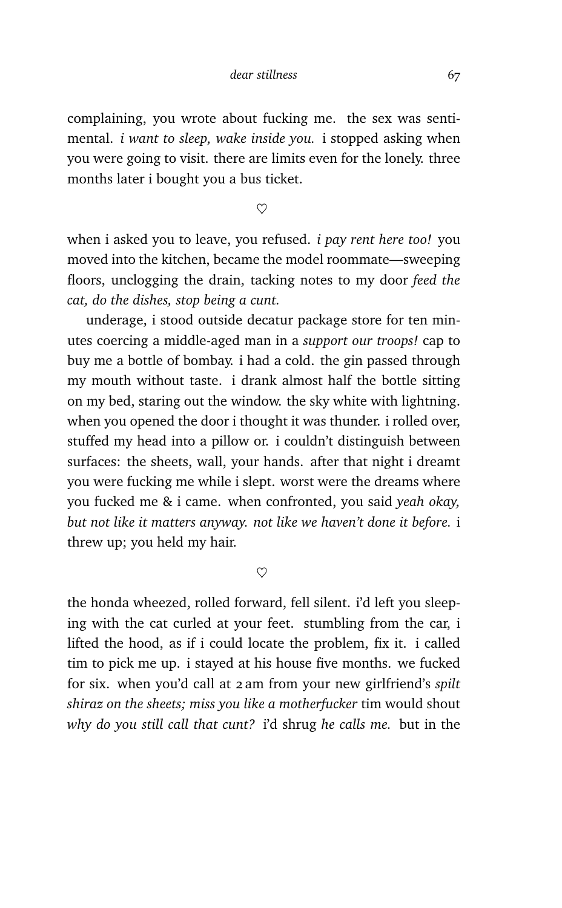complaining, you wrote about fucking me. the sex was sentimental. *i want to sleep, wake inside you.* i stopped asking when you were going to visit. there are limits even for the lonely. three months later i bought you a bus ticket.

♡

when i asked you to leave, you refused. *i pay rent here too!* you moved into the kitchen, became the model roommate—sweeping floors, unclogging the drain, tacking notes to my door *feed the cat, do the dishes, stop being a cunt.*

underage, i stood outside decatur package store for ten minutes coercing a middle-aged man in a *support our troops!* cap to buy me a bottle of bombay. i had a cold. the gin passed through my mouth without taste. i drank almost half the bottle sitting on my bed, staring out the window. the sky white with lightning. when you opened the door i thought it was thunder. i rolled over, stuffed my head into a pillow or. i couldn't distinguish between surfaces: the sheets, wall, your hands. after that night i dreamt you were fucking me while i slept. worst were the dreams where you fucked me & i came. when confronted, you said *yeah okay, but not like it matters anyway. not like we haven't done it before.* i threw up; you held my hair.

♡

the honda wheezed, rolled forward, fell silent. i'd left you sleeping with the cat curled at your feet. stumbling from the car, i lifted the hood, as if i could locate the problem, fix it. i called tim to pick me up. i stayed at his house five months. we fucked for six. when you'd call at 2 am from your new girlfriend's *spilt shiraz on the sheets; miss you like a motherfucker* tim would shout *why do you still call that cunt?* i'd shrug *he calls me.* but in the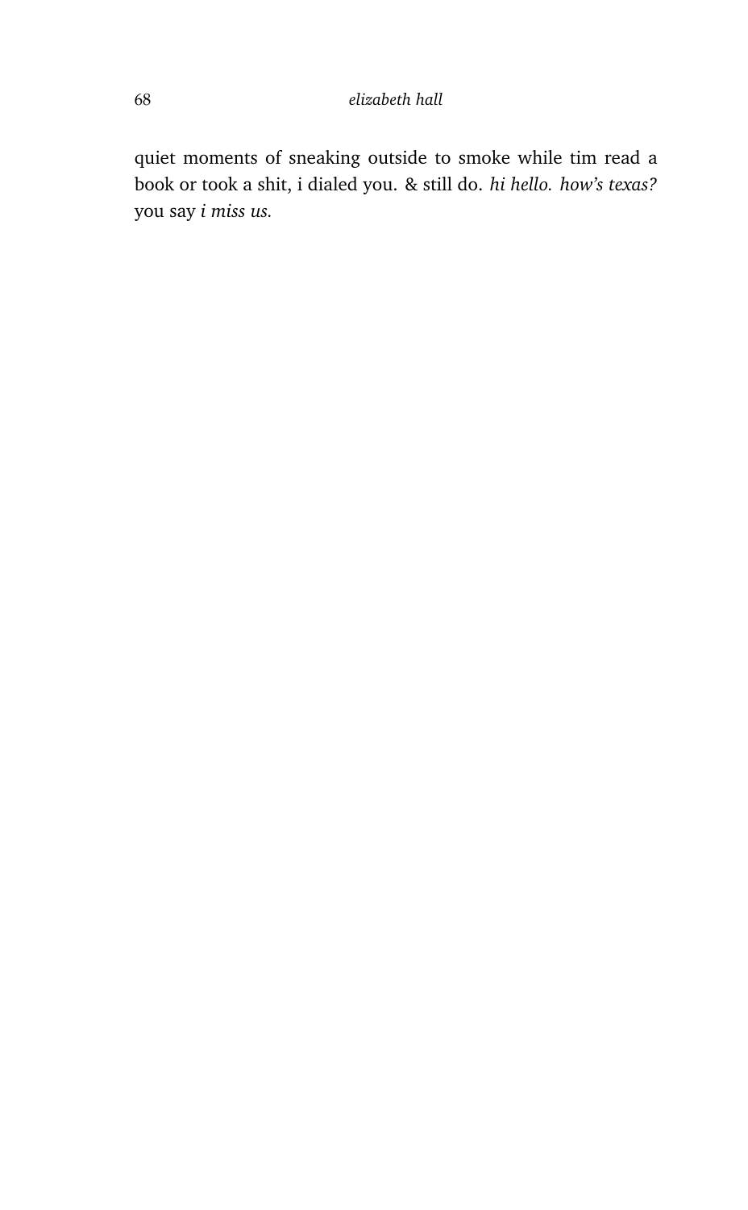quiet moments of sneaking outside to smoke while tim read a book or took a shit, i dialed you. & still do. *hi hello. how's texas?* you say *i miss us.*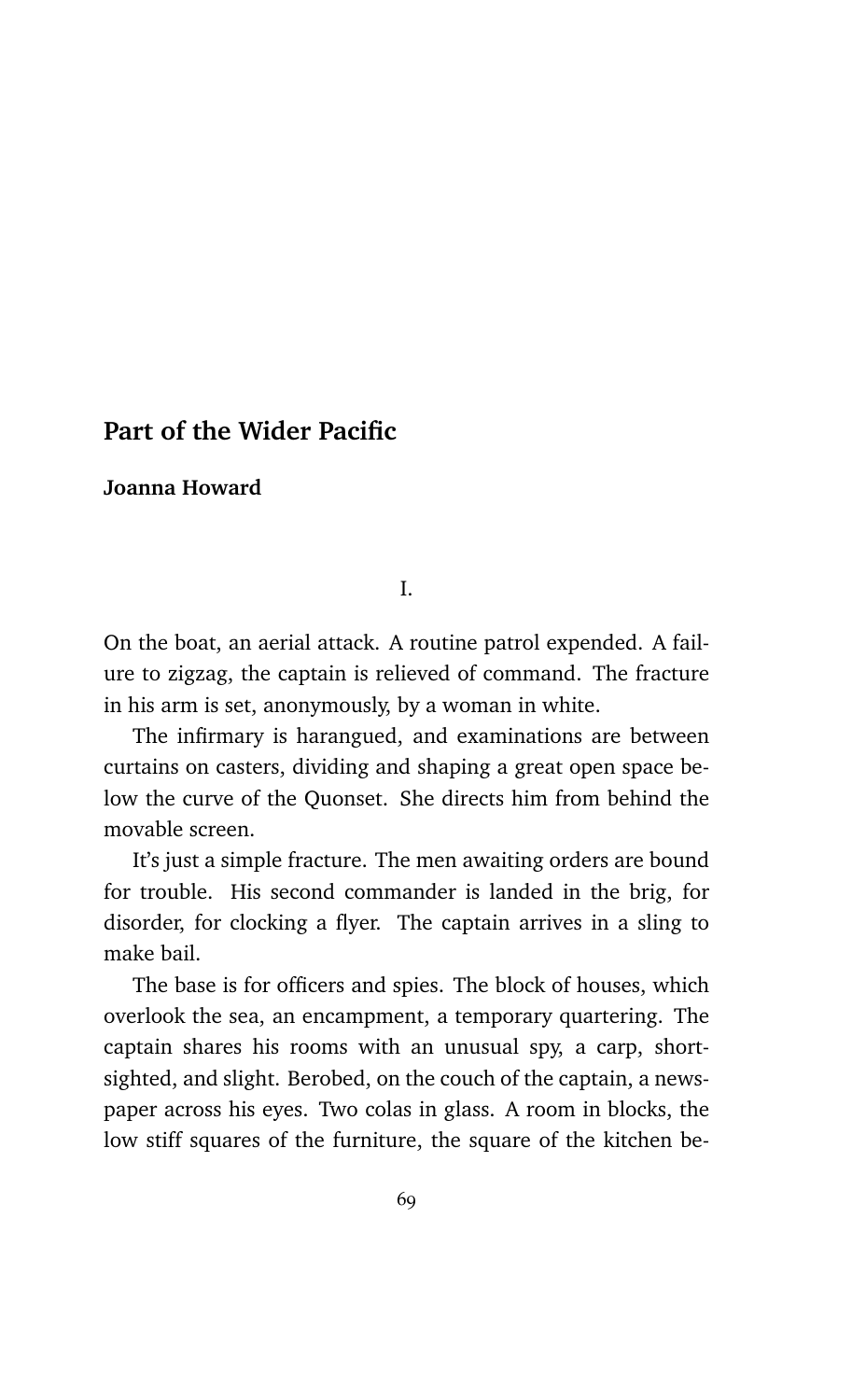## Part of the Wider Pacific

**Joanna Howard**

I.

On the boat, an aerial attack. A routine patrol expended. A failure to zigzag, the captain is relieved of command. The fracture in his arm is set, anonymously, by a woman in white.

The infirmary is harangued, and examinations are between curtains on casters, dividing and shaping a great open space below the curve of the Quonset. She directs him from behind the movable screen.

It's just a simple fracture. The men awaiting orders are bound for trouble. His second commander is landed in the brig, for disorder, for clocking a flyer. The captain arrives in a sling to make bail.

The base is for officers and spies. The block of houses, which overlook the sea, an encampment, a temporary quartering. The captain shares his rooms with an unusual spy, a carp, short-sighted, and slight. Berobed, on the couch of the captain, a newspaper across his eyes. Two colas in glass. A room in blocks, the low stiff squares of the furniture, the square of the kitchen be-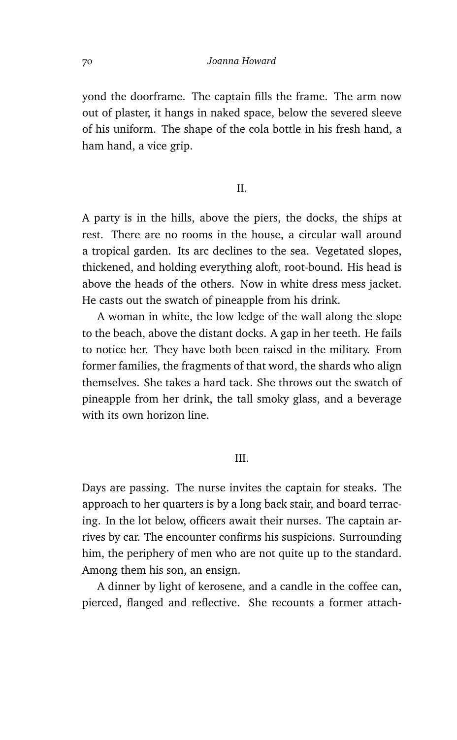yond the doorframe. The captain fills the frame. The arm now out of plaster, it hangs in naked space, below the severed sleeve of his uniform. The shape of the cola bottle in his fresh hand, a ham hand, a vice grip.

## II.

A party is in the hills, above the piers, the docks, the ships at rest. There are no rooms in the house, a circular wall around a tropical garden. Its arc declines to the sea. Vegetated slopes, thickened, and holding everything aloft, root-bound. His head is above the heads of the others. Now in white dress mess jacket. He casts out the swatch of pineapple from his drink.

A woman in white, the low ledge of the wall along the slope to the beach, above the distant docks. A gap in her teeth. He fails to notice her. They have both been raised in the military. From former families, the fragments of that word, the shards who align themselves. She takes a hard tack. She throws out the swatch of pineapple from her drink, the tall smoky glass, and a beverage with its own horizon line.

## III.

Days are passing. The nurse invites the captain for steaks. The approach to her quarters is by a long back stair, and board terracing. In the lot below, officers await their nurses. The captain arrives by car. The encounter confirms his suspicions. Surrounding him, the periphery of men who are not quite up to the standard. Among them his son, an ensign.

A dinner by light of kerosene, and a candle in the coffee can, pierced, flanged and reflective. She recounts a former attach-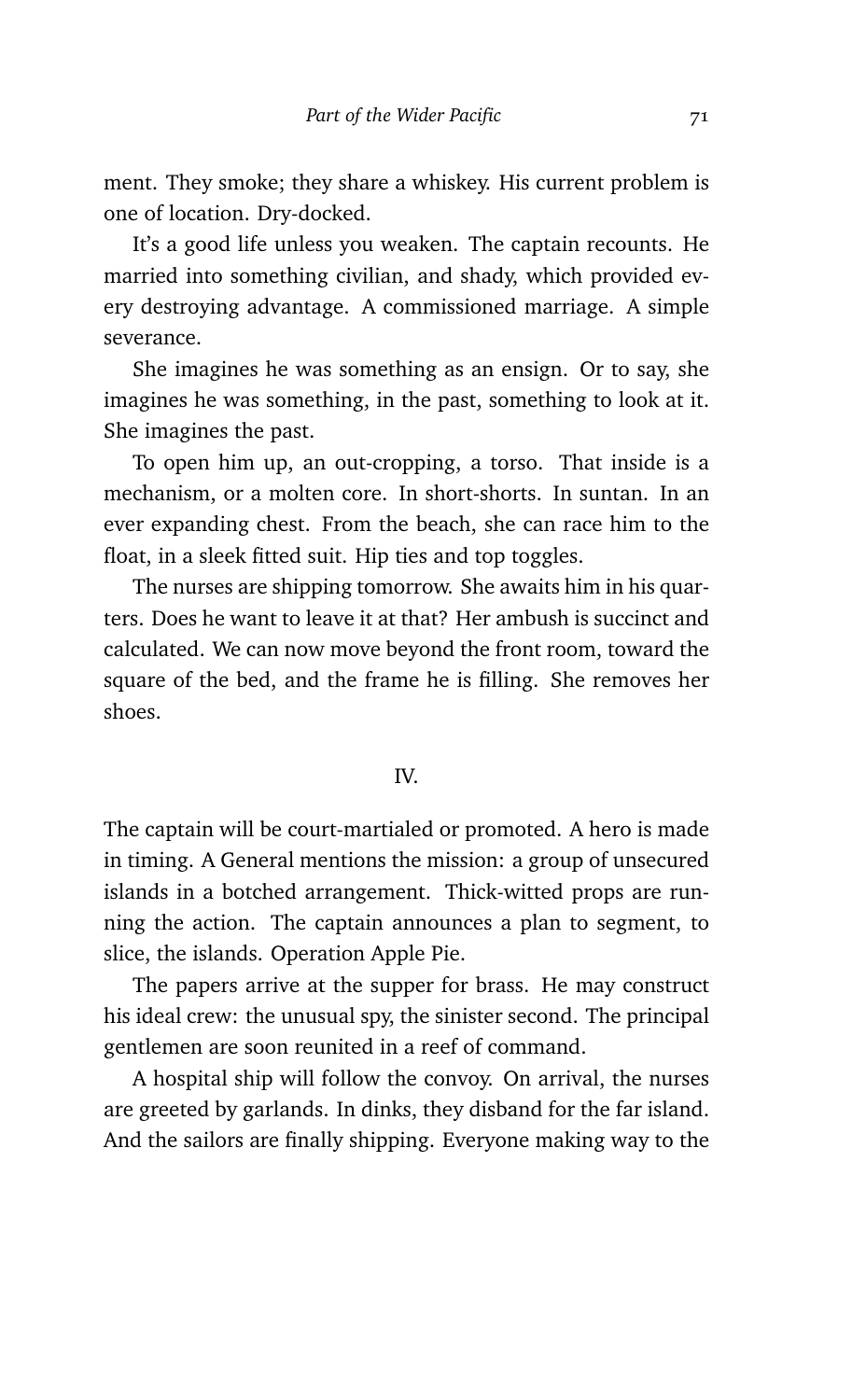ment. They smoke; they share a whiskey. His current problem is one of location. Dry-docked.

It's a good life unless you weaken. The captain recounts. He married into something civilian, and shady, which provided every destroying advantage. A commissioned marriage. A simple severance.

She imagines he was something as an ensign. Or to say, she imagines he was something, in the past, something to look at it. She imagines the past.

To open him up, an out-cropping, a torso. That inside is a mechanism, or a molten core. In short-shorts. In suntan. In an ever expanding chest. From the beach, she can race him to the float, in a sleek fitted suit. Hip ties and top toggles.

The nurses are shipping tomorrow. She awaits him in his quarters. Does he want to leave it at that? Her ambush is succinct and calculated. We can now move beyond the front room, toward the square of the bed, and the frame he is filling. She removes her shoes.

## IV.

The captain will be court-martialed or promoted. A hero is made in timing. A General mentions the mission: a group of unsecured islands in a botched arrangement. Thick-witted props are running the action. The captain announces a plan to segment, to slice, the islands. Operation Apple Pie.

The papers arrive at the supper for brass. He may construct his ideal crew: the unusual spy, the sinister second. The principal gentlemen are soon reunited in a reef of command.

A hospital ship will follow the convoy. On arrival, the nurses are greeted by garlands. In dinks, they disband for the far island. And the sailors are finally shipping. Everyone making way to the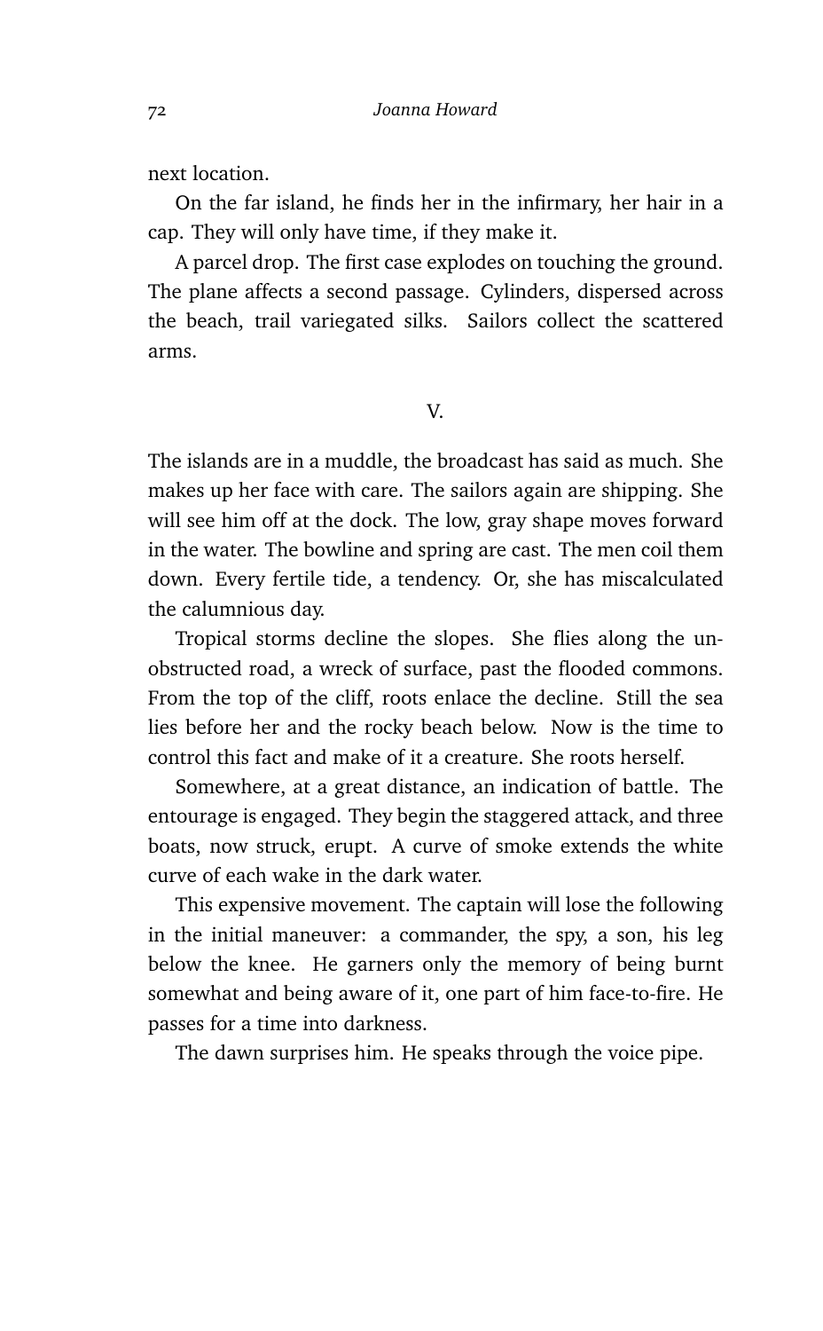next location.

On the far island, he finds her in the infirmary, her hair in a cap. They will only have time, if they make it.

A parcel drop. The first case explodes on touching the ground. The plane affects a second passage. Cylinders, dispersed across the beach, trail variegated silks. Sailors collect the scattered arms.

## V.

The islands are in a muddle, the broadcast has said as much. She makes up her face with care. The sailors again are shipping. She will see him off at the dock. The low, gray shape moves forward in the water. The bowline and spring are cast. The men coil them down. Every fertile tide, a tendency. Or, she has miscalculated the calumnious day.

Tropical storms decline the slopes. She flies along the unobstructed road, a wreck of surface, past the flooded commons. From the top of the cliff, roots enlace the decline. Still the sea lies before her and the rocky beach below. Now is the time to control this fact and make of it a creature. She roots herself.

Somewhere, at a great distance, an indication of battle. The entourage is engaged. They begin the staggered attack, and three boats, now struck, erupt. A curve of smoke extends the white curve of each wake in the dark water.

This expensive movement. The captain will lose the following in the initial maneuver: a commander, the spy, a son, his leg below the knee. He garners only the memory of being burnt somewhat and being aware of it, one part of him face-to-fire. He passes for a time into darkness.

The dawn surprises him. He speaks through the voice pipe.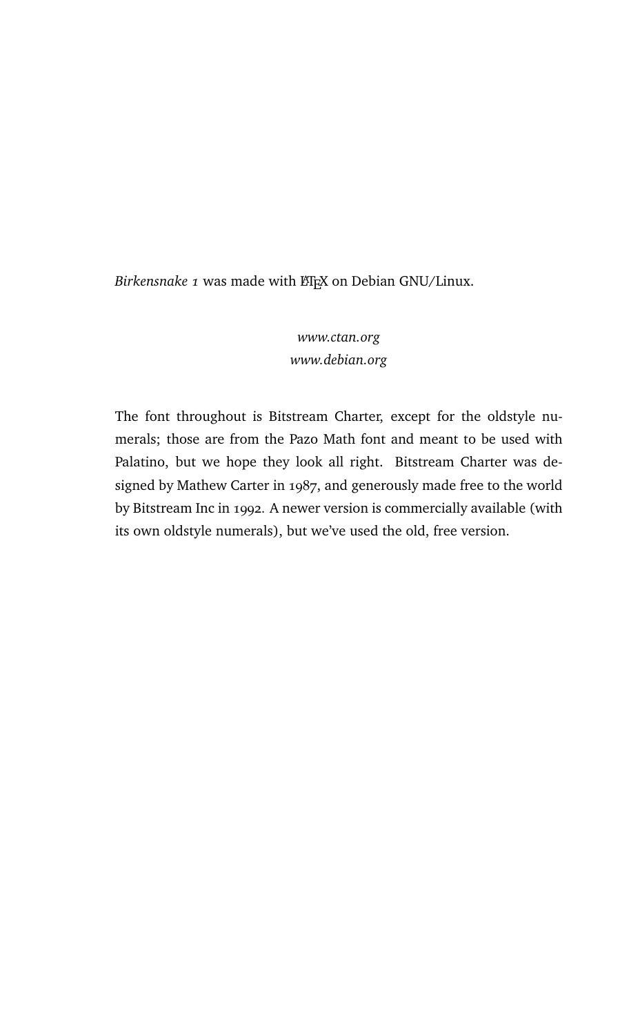*Birkensnake 1* was made with LaTeX on Debian GNU/Linux.

*www.ctan.org*
*www.debian.org*

The font throughout is Bitstream Charter, except for the oldstyle numerals; those are from the Pazo Math font and meant to be used with Palatino, but we hope they look all right. Bitstream Charter was designed by Mathew Carter in 1987, and generously made free to the world by Bitstream Inc in 1992. A newer version is commercially available (with its own oldstyle numerals), but we've used the old, free version.